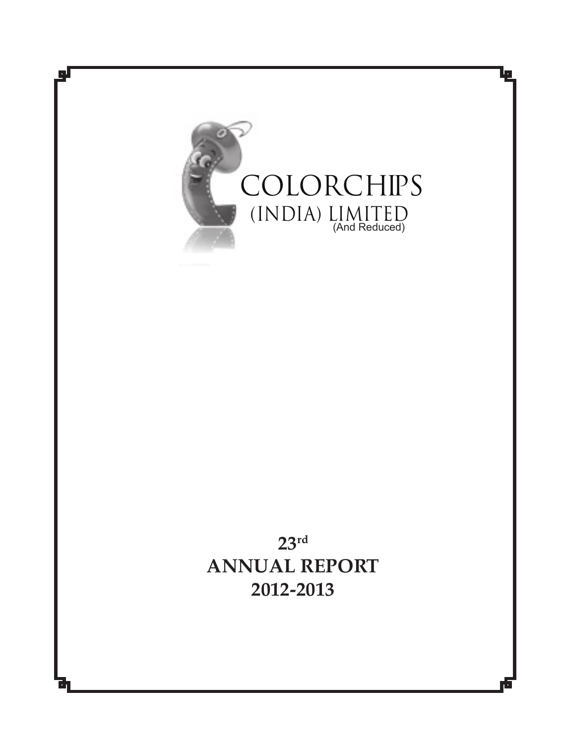# COLORCHIPS
## (INDIA) LIMITED
(And Reduced)

**23rd**
**ANNUAL REPORT**
**2012-2013**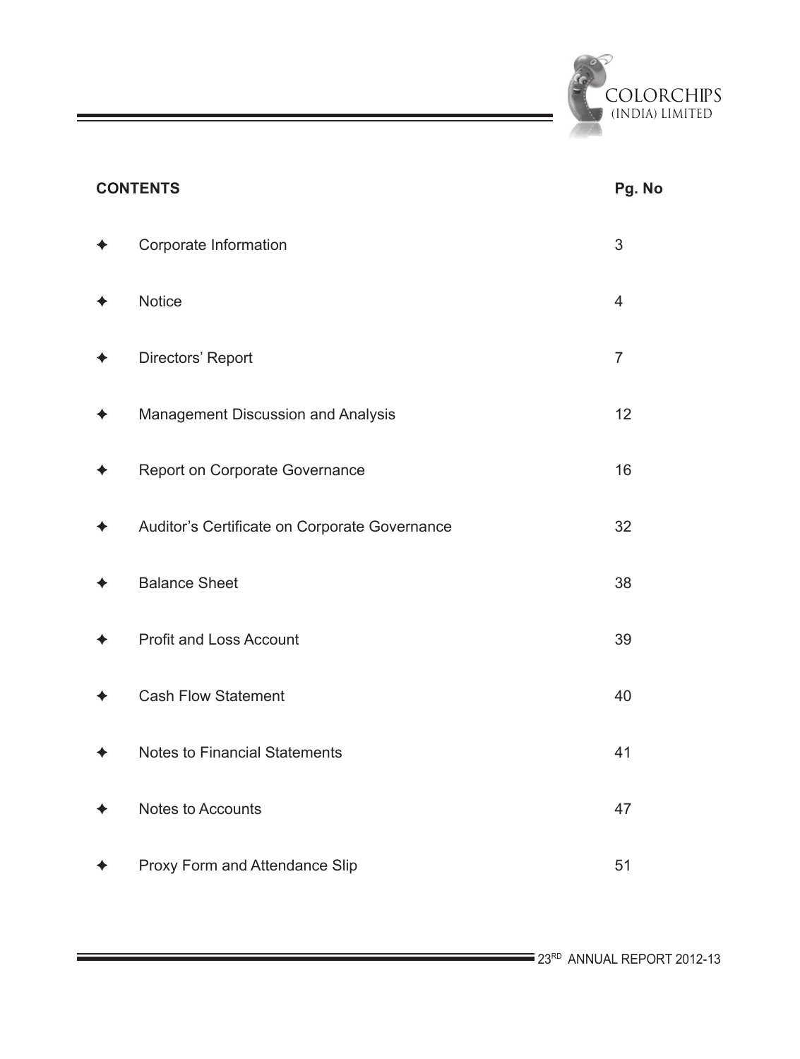## CONTENTS

| | | Pg. No |
|---|---|---|
| ✦ | Corporate Information | 3 |
| ✦ | Notice | 4 |
| ✦ | Directors' Report | 7 |
| ✦ | Management Discussion and Analysis | 12 |
| ✦ | Report on Corporate Governance | 16 |
| ✦ | Auditor's Certificate on Corporate Governance | 32 |
| ✦ | Balance Sheet | 38 |
| ✦ | Profit and Loss Account | 39 |
| ✦ | Cash Flow Statement | 40 |
| ✦ | Notes to Financial Statements | 41 |
| ✦ | Notes to Accounts | 47 |
| ✦ | Proxy Form and Attendance Slip | 51 |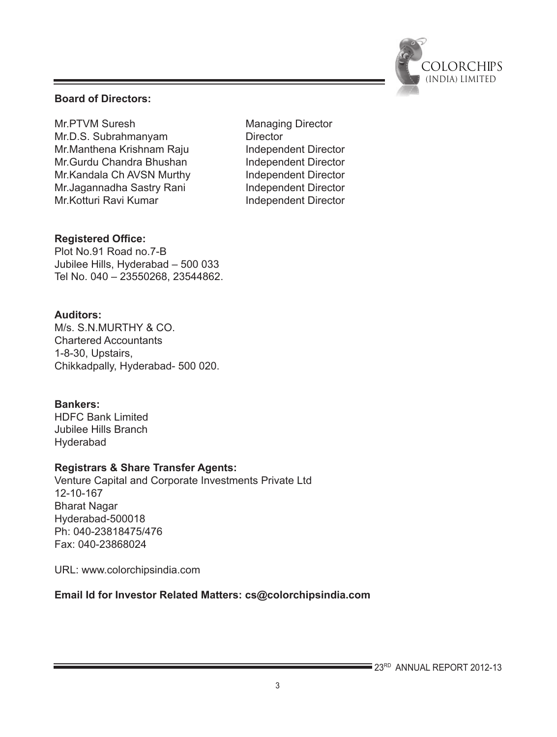**Board of Directors:**

| | |
|---|---|
| Mr.PTVM Suresh | Managing Director |
| Mr.D.S. Subrahmanyam | Director |
| Mr.Manthena Krishnam Raju | Independent Director |
| Mr.Gurdu Chandra Bhushan | Independent Director |
| Mr.Kandala Ch AVSN Murthy | Independent Director |
| Mr.Jagannadha Sastry Rani | Independent Director |
| Mr.Kotturi Ravi Kumar | Independent Director |

**Registered Office:**
Plot No.91 Road no.7-B
Jubilee Hills, Hyderabad – 500 033
Tel No. 040 – 23550268, 23544862.

**Auditors:**
M/s. S.N.MURTHY & CO.
Chartered Accountants
1-8-30, Upstairs,
Chikkadpally, Hyderabad- 500 020.

**Bankers:**
HDFC Bank Limited
Jubilee Hills Branch
Hyderabad

**Registrars & Share Transfer Agents:**
Venture Capital and Corporate Investments Private Ltd
12-10-167
Bharat Nagar
Hyderabad-500018
Ph: 040-23818475/476
Fax: 040-23868024

URL: www.colorchipsindia.com

**Email Id for Investor Related Matters: cs@colorchipsindia.com**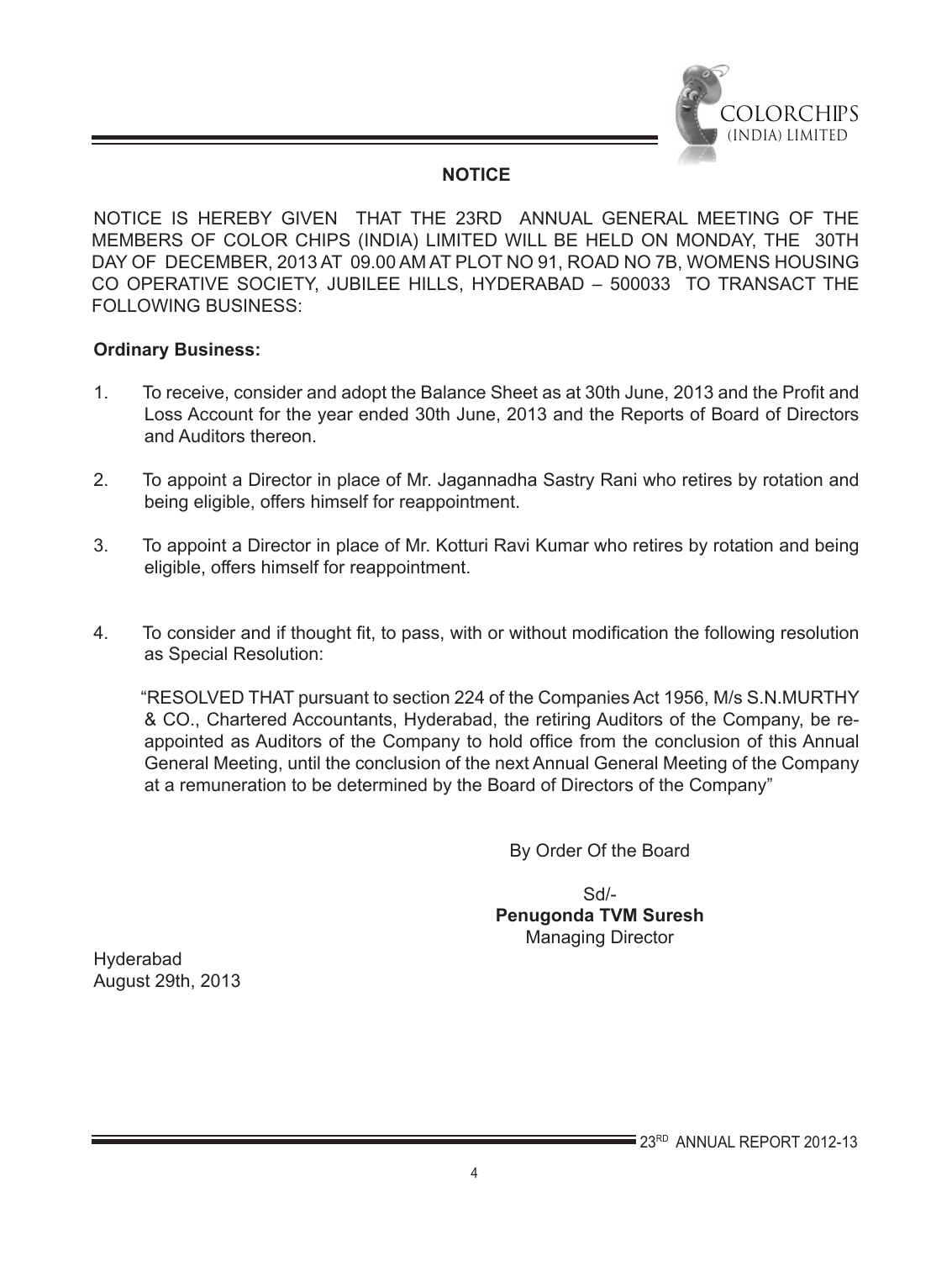# NOTICE

NOTICE IS HEREBY GIVEN THAT THE 23RD ANNUAL GENERAL MEETING OF THE MEMBERS OF COLOR CHIPS (INDIA) LIMITED WILL BE HELD ON MONDAY, THE 30TH DAY OF DECEMBER, 2013 AT 09.00 AM AT PLOT NO 91, ROAD NO 7B, WOMENS HOUSING CO OPERATIVE SOCIETY, JUBILEE HILLS, HYDERABAD – 500033 TO TRANSACT THE FOLLOWING BUSINESS:

**Ordinary Business:**

1. To receive, consider and adopt the Balance Sheet as at 30th June, 2013 and the Profit and Loss Account for the year ended 30th June, 2013 and the Reports of Board of Directors and Auditors thereon.

2. To appoint a Director in place of Mr. Jagannadha Sastry Rani who retires by rotation and being eligible, offers himself for reappointment.

3. To appoint a Director in place of Mr. Kotturi Ravi Kumar who retires by rotation and being eligible, offers himself for reappointment.

4. To consider and if thought fit, to pass, with or without modification the following resolution as Special Resolution:

   "RESOLVED THAT pursuant to section 224 of the Companies Act 1956, M/s S.N.MURTHY & CO., Chartered Accountants, Hyderabad, the retiring Auditors of the Company, be re-appointed as Auditors of the Company to hold office from the conclusion of this Annual General Meeting, until the conclusion of the next Annual General Meeting of the Company at a remuneration to be determined by the Board of Directors of the Company"

By Order Of the Board

Sd/-
**Penugonda TVM Suresh**
Managing Director

Hyderabad
August 29th, 2013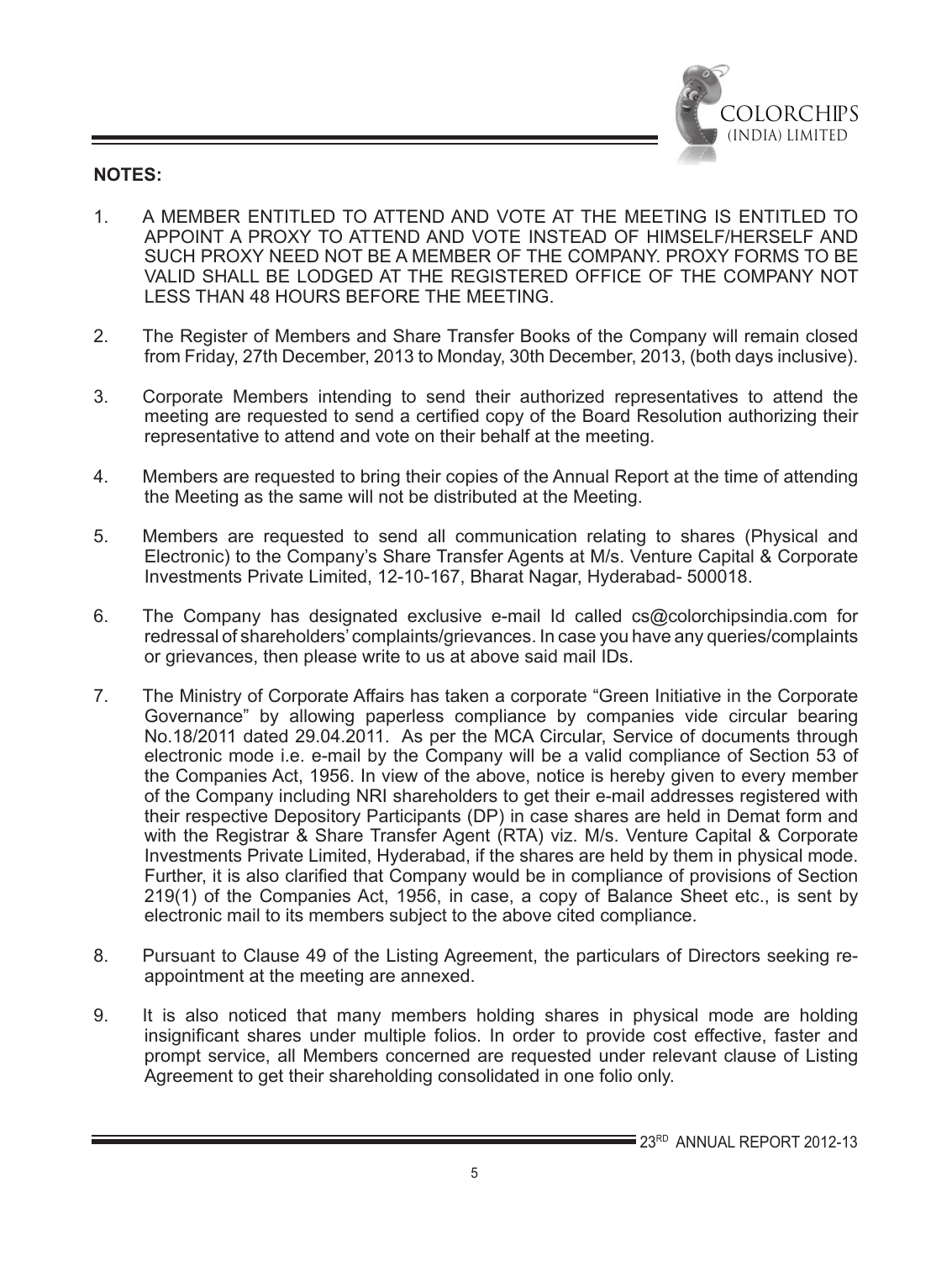**NOTES:**

1. A MEMBER ENTITLED TO ATTEND AND VOTE AT THE MEETING IS ENTITLED TO APPOINT A PROXY TO ATTEND AND VOTE INSTEAD OF HIMSELF/HERSELF AND SUCH PROXY NEED NOT BE A MEMBER OF THE COMPANY. PROXY FORMS TO BE VALID SHALL BE LODGED AT THE REGISTERED OFFICE OF THE COMPANY NOT LESS THAN 48 HOURS BEFORE THE MEETING.

2. The Register of Members and Share Transfer Books of the Company will remain closed from Friday, 27th December, 2013 to Monday, 30th December, 2013, (both days inclusive).

3. Corporate Members intending to send their authorized representatives to attend the meeting are requested to send a certified copy of the Board Resolution authorizing their representative to attend and vote on their behalf at the meeting.

4. Members are requested to bring their copies of the Annual Report at the time of attending the Meeting as the same will not be distributed at the Meeting.

5. Members are requested to send all communication relating to shares (Physical and Electronic) to the Company's Share Transfer Agents at M/s. Venture Capital & Corporate Investments Private Limited, 12-10-167, Bharat Nagar, Hyderabad- 500018.

6. The Company has designated exclusive e-mail Id called cs@colorchipsindia.com for redressal of shareholders' complaints/grievances. In case you have any queries/complaints or grievances, then please write to us at above said mail IDs.

7. The Ministry of Corporate Affairs has taken a corporate "Green Initiative in the Corporate Governance" by allowing paperless compliance by companies vide circular bearing No.18/2011 dated 29.04.2011. As per the MCA Circular, Service of documents through electronic mode i.e. e-mail by the Company will be a valid compliance of Section 53 of the Companies Act, 1956. In view of the above, notice is hereby given to every member of the Company including NRI shareholders to get their e-mail addresses registered with their respective Depository Participants (DP) in case shares are held in Demat form and with the Registrar & Share Transfer Agent (RTA) viz. M/s. Venture Capital & Corporate Investments Private Limited, Hyderabad, if the shares are held by them in physical mode. Further, it is also clarified that Company would be in compliance of provisions of Section 219(1) of the Companies Act, 1956, in case, a copy of Balance Sheet etc., is sent by electronic mail to its members subject to the above cited compliance.

8. Pursuant to Clause 49 of the Listing Agreement, the particulars of Directors seeking re-appointment at the meeting are annexed.

9. It is also noticed that many members holding shares in physical mode are holding insignificant shares under multiple folios. In order to provide cost effective, faster and prompt service, all Members concerned are requested under relevant clause of Listing Agreement to get their shareholding consolidated in one folio only.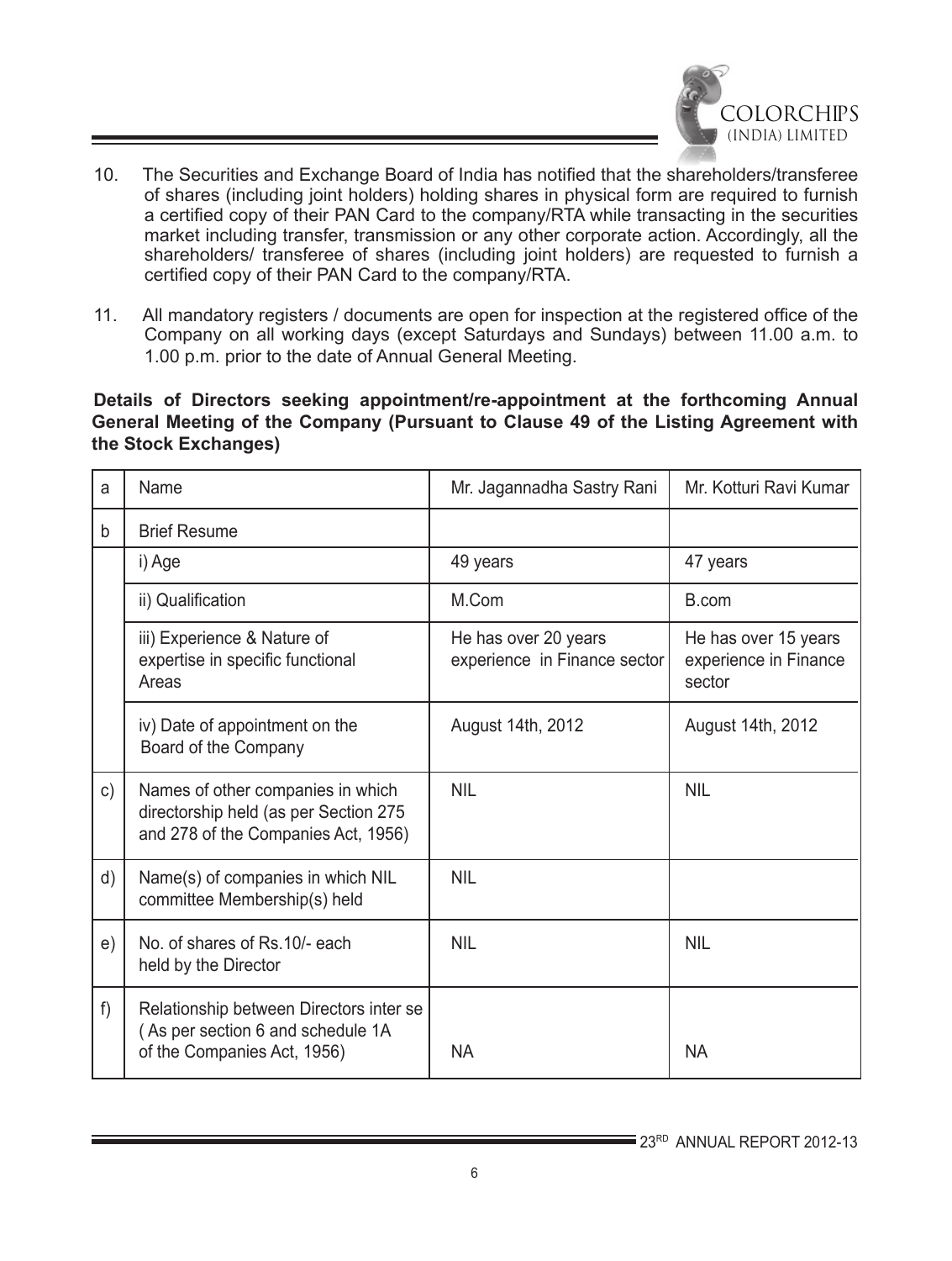10. The Securities and Exchange Board of India has notified that the shareholders/transferee of shares (including joint holders) holding shares in physical form are required to furnish a certified copy of their PAN Card to the company/RTA while transacting in the securities market including transfer, transmission or any other corporate action. Accordingly, all the shareholders/ transferee of shares (including joint holders) are requested to furnish a certified copy of their PAN Card to the company/RTA.

11. All mandatory registers / documents are open for inspection at the registered office of the Company on all working days (except Saturdays and Sundays) between 11.00 a.m. to 1.00 p.m. prior to the date of Annual General Meeting.

**Details of Directors seeking appointment/re-appointment at the forthcoming Annual General Meeting of the Company (Pursuant to Clause 49 of the Listing Agreement with the Stock Exchanges)**

| a | Name | Mr. Jagannadha Sastry Rani | Mr. Kotturi Ravi Kumar |
|---|---|---|---|
| b | Brief Resume | | |
| | i) Age | 49 years | 47 years |
| | ii) Qualification | M.Com | B.com |
| | iii) Experience & Nature of expertise in specific functional Areas | He has over 20 years experience in Finance sector | He has over 15 years experience in Finance sector |
| | iv) Date of appointment on the Board of the Company | August 14th, 2012 | August 14th, 2012 |
| c) | Names of other companies in which directorship held (as per Section 275 and 278 of the Companies Act, 1956) | NIL | NIL |
| d) | Name(s) of companies in which NIL committee Membership(s) held | NIL | |
| e) | No. of shares of Rs.10/- each held by the Director | NIL | NIL |
| f) | Relationship between Directors inter se ( As per section 6 and schedule 1A of the Companies Act, 1956) | NA | NA |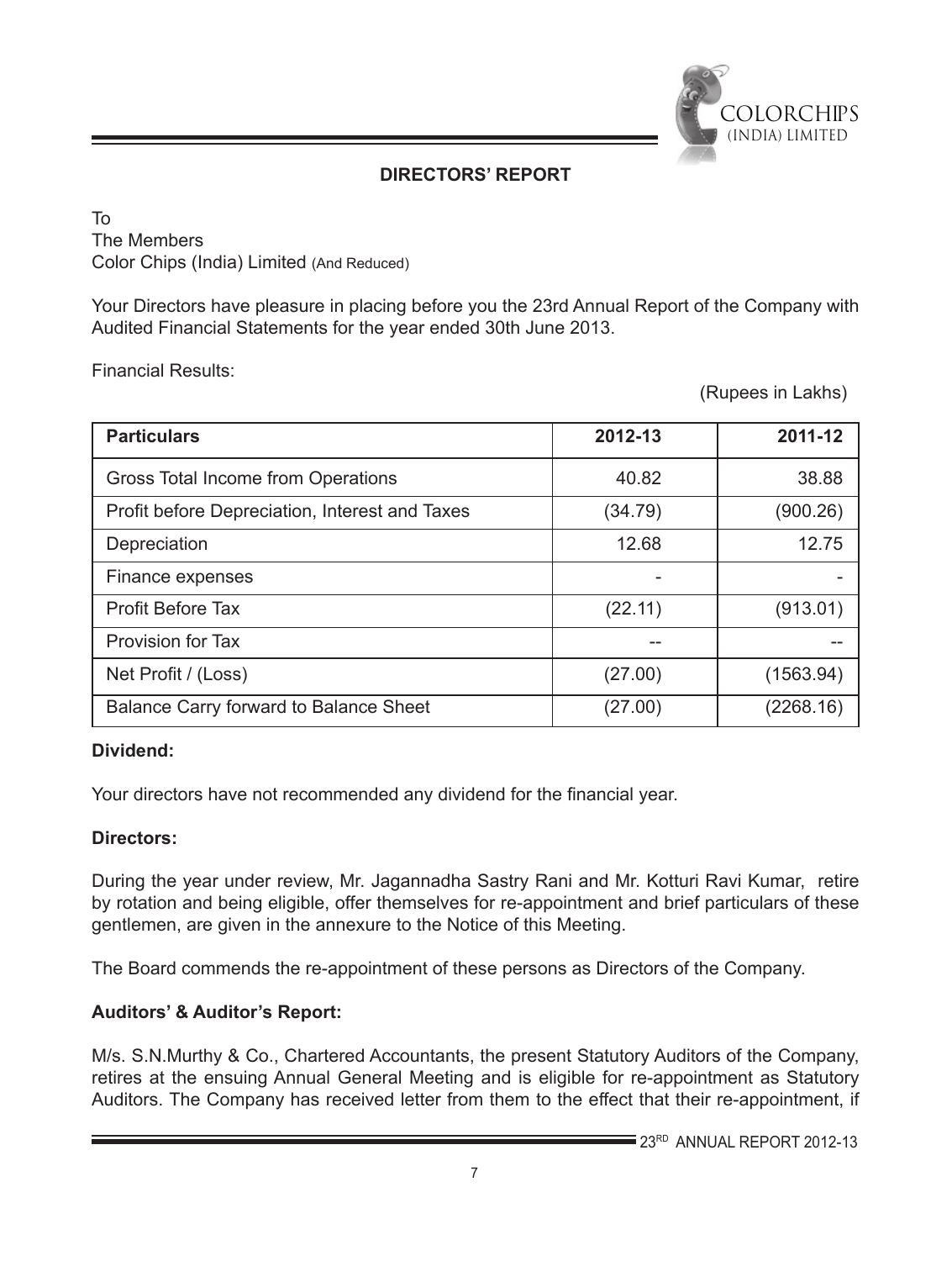## DIRECTORS' REPORT

To
The Members
Color Chips (India) Limited (And Reduced)

Your Directors have pleasure in placing before you the 23rd Annual Report of the Company with Audited Financial Statements for the year ended 30th June 2013.

Financial Results:

(Rupees in Lakhs)

| Particulars | 2012-13 | 2011-12 |
|---|---|---|
| Gross Total Income from Operations | 40.82 | 38.88 |
| Profit before Depreciation, Interest and Taxes | (34.79) | (900.26) |
| Depreciation | 12.68 | 12.75 |
| Finance expenses | - | - |
| Profit Before Tax | (22.11) | (913.01) |
| Provision for Tax | -- | -- |
| Net Profit / (Loss) | (27.00) | (1563.94) |
| Balance Carry forward to Balance Sheet | (27.00) | (2268.16) |

**Dividend:**

Your directors have not recommended any dividend for the financial year.

**Directors:**

During the year under review, Mr. Jagannadha Sastry Rani and Mr. Kotturi Ravi Kumar, retire by rotation and being eligible, offer themselves for re-appointment and brief particulars of these gentlemen, are given in the annexure to the Notice of this Meeting.

The Board commends the re-appointment of these persons as Directors of the Company.

**Auditors' & Auditor's Report:**

M/s. S.N.Murthy & Co., Chartered Accountants, the present Statutory Auditors of the Company, retires at the ensuing Annual General Meeting and is eligible for re-appointment as Statutory Auditors. The Company has received letter from them to the effect that their re-appointment, if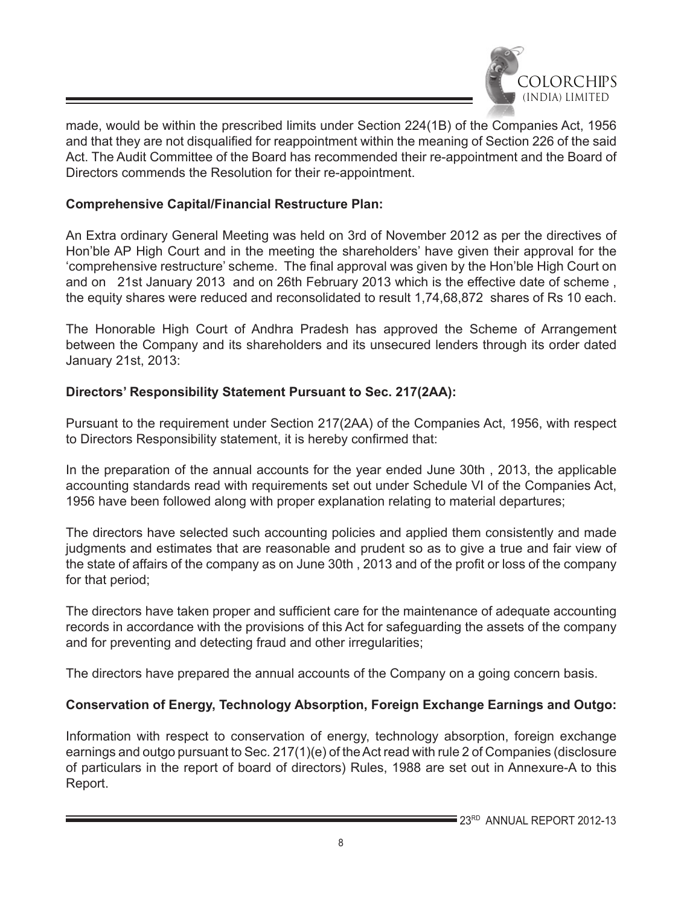made, would be within the prescribed limits under Section 224(1B) of the Companies Act, 1956 and that they are not disqualified for reappointment within the meaning of Section 226 of the said Act. The Audit Committee of the Board has recommended their re-appointment and the Board of Directors commends the Resolution for their re-appointment.

**Comprehensive Capital/Financial Restructure Plan:**

An Extra ordinary General Meeting was held on 3rd of November 2012 as per the directives of Hon'ble AP High Court and in the meeting the shareholders' have given their approval for the 'comprehensive restructure' scheme. The final approval was given by the Hon'ble High Court on and on 21st January 2013 and on 26th February 2013 which is the effective date of scheme , the equity shares were reduced and reconsolidated to result 1,74,68,872 shares of Rs 10 each.

The Honorable High Court of Andhra Pradesh has approved the Scheme of Arrangement between the Company and its shareholders and its unsecured lenders through its order dated January 21st, 2013:

**Directors' Responsibility Statement Pursuant to Sec. 217(2AA):**

Pursuant to the requirement under Section 217(2AA) of the Companies Act, 1956, with respect to Directors Responsibility statement, it is hereby confirmed that:

In the preparation of the annual accounts for the year ended June 30th , 2013, the applicable accounting standards read with requirements set out under Schedule VI of the Companies Act, 1956 have been followed along with proper explanation relating to material departures;

The directors have selected such accounting policies and applied them consistently and made judgments and estimates that are reasonable and prudent so as to give a true and fair view of the state of affairs of the company as on June 30th , 2013 and of the profit or loss of the company for that period;

The directors have taken proper and sufficient care for the maintenance of adequate accounting records in accordance with the provisions of this Act for safeguarding the assets of the company and for preventing and detecting fraud and other irregularities;

The directors have prepared the annual accounts of the Company on a going concern basis.

**Conservation of Energy, Technology Absorption, Foreign Exchange Earnings and Outgo:**

Information with respect to conservation of energy, technology absorption, foreign exchange earnings and outgo pursuant to Sec. 217(1)(e) of the Act read with rule 2 of Companies (disclosure of particulars in the report of board of directors) Rules, 1988 are set out in Annexure-A to this Report.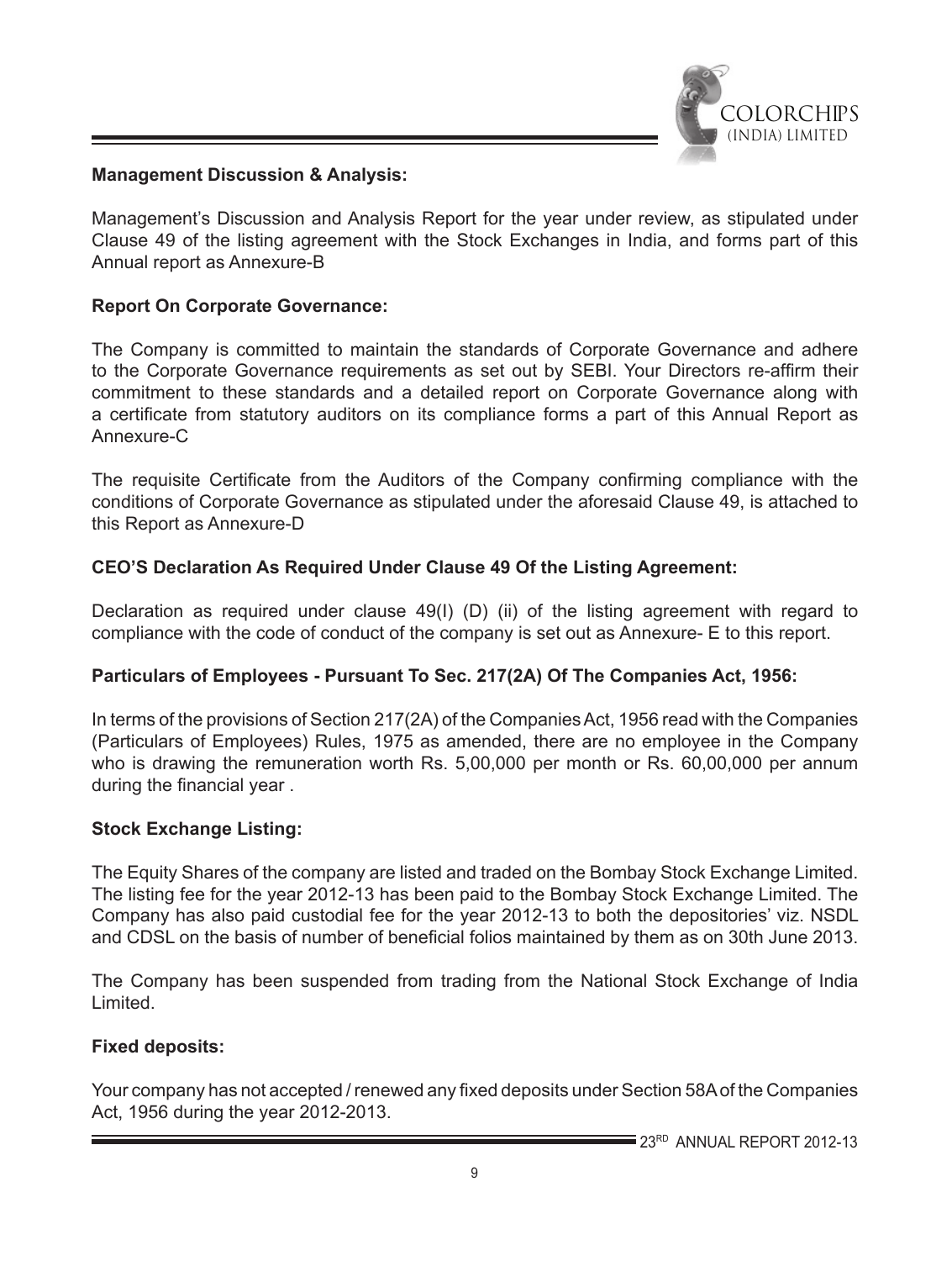**Management Discussion & Analysis:**

Management's Discussion and Analysis Report for the year under review, as stipulated under Clause 49 of the listing agreement with the Stock Exchanges in India, and forms part of this Annual report as Annexure-B

**Report On Corporate Governance:**

The Company is committed to maintain the standards of Corporate Governance and adhere to the Corporate Governance requirements as set out by SEBI. Your Directors re-affirm their commitment to these standards and a detailed report on Corporate Governance along with a certificate from statutory auditors on its compliance forms a part of this Annual Report as Annexure-C

The requisite Certificate from the Auditors of the Company confirming compliance with the conditions of Corporate Governance as stipulated under the aforesaid Clause 49, is attached to this Report as Annexure-D

**CEO'S Declaration As Required Under Clause 49 Of the Listing Agreement:**

Declaration as required under clause 49(I) (D) (ii) of the listing agreement with regard to compliance with the code of conduct of the company is set out as Annexure- E to this report.

**Particulars of Employees - Pursuant To Sec. 217(2A) Of The Companies Act, 1956:**

In terms of the provisions of Section 217(2A) of the Companies Act, 1956 read with the Companies (Particulars of Employees) Rules, 1975 as amended, there are no employee in the Company who is drawing the remuneration worth Rs. 5,00,000 per month or Rs. 60,00,000 per annum during the financial year .

**Stock Exchange Listing:**

The Equity Shares of the company are listed and traded on the Bombay Stock Exchange Limited. The listing fee for the year 2012-13 has been paid to the Bombay Stock Exchange Limited. The Company has also paid custodial fee for the year 2012-13 to both the depositories' viz. NSDL and CDSL on the basis of number of beneficial folios maintained by them as on 30th June 2013.

The Company has been suspended from trading from the National Stock Exchange of India Limited.

**Fixed deposits:**

Your company has not accepted / renewed any fixed deposits under Section 58A of the Companies Act, 1956 during the year 2012-2013.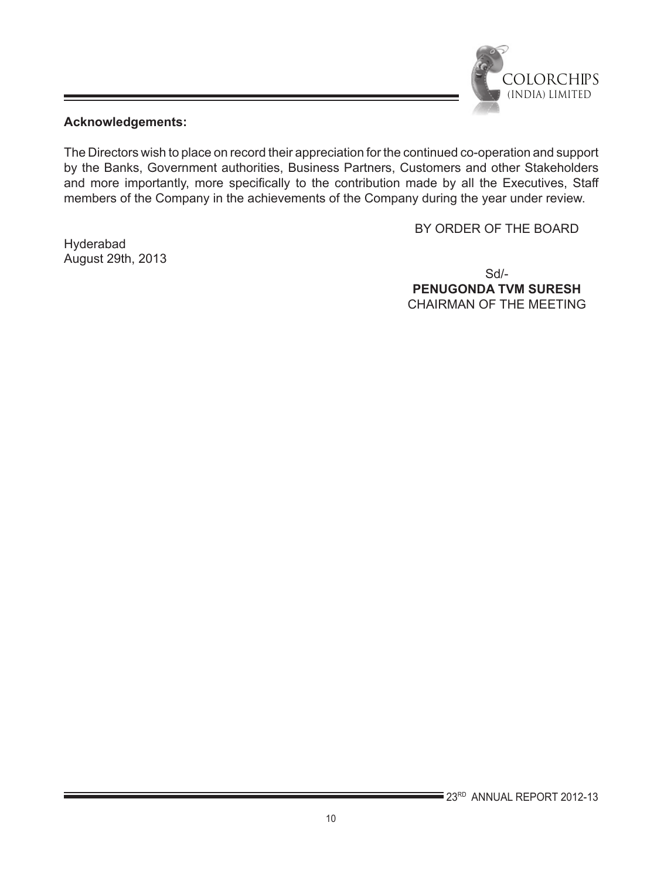**Acknowledgements:**

The Directors wish to place on record their appreciation for the continued co-operation and support by the Banks, Government authorities, Business Partners, Customers and other Stakeholders and more importantly, more specifically to the contribution made by all the Executives, Staff members of the Company in the achievements of the Company during the year under review.

BY ORDER OF THE BOARD

Hyderabad
August 29th, 2013

Sd/-
**PENUGONDA TVM SURESH**
CHAIRMAN OF THE MEETING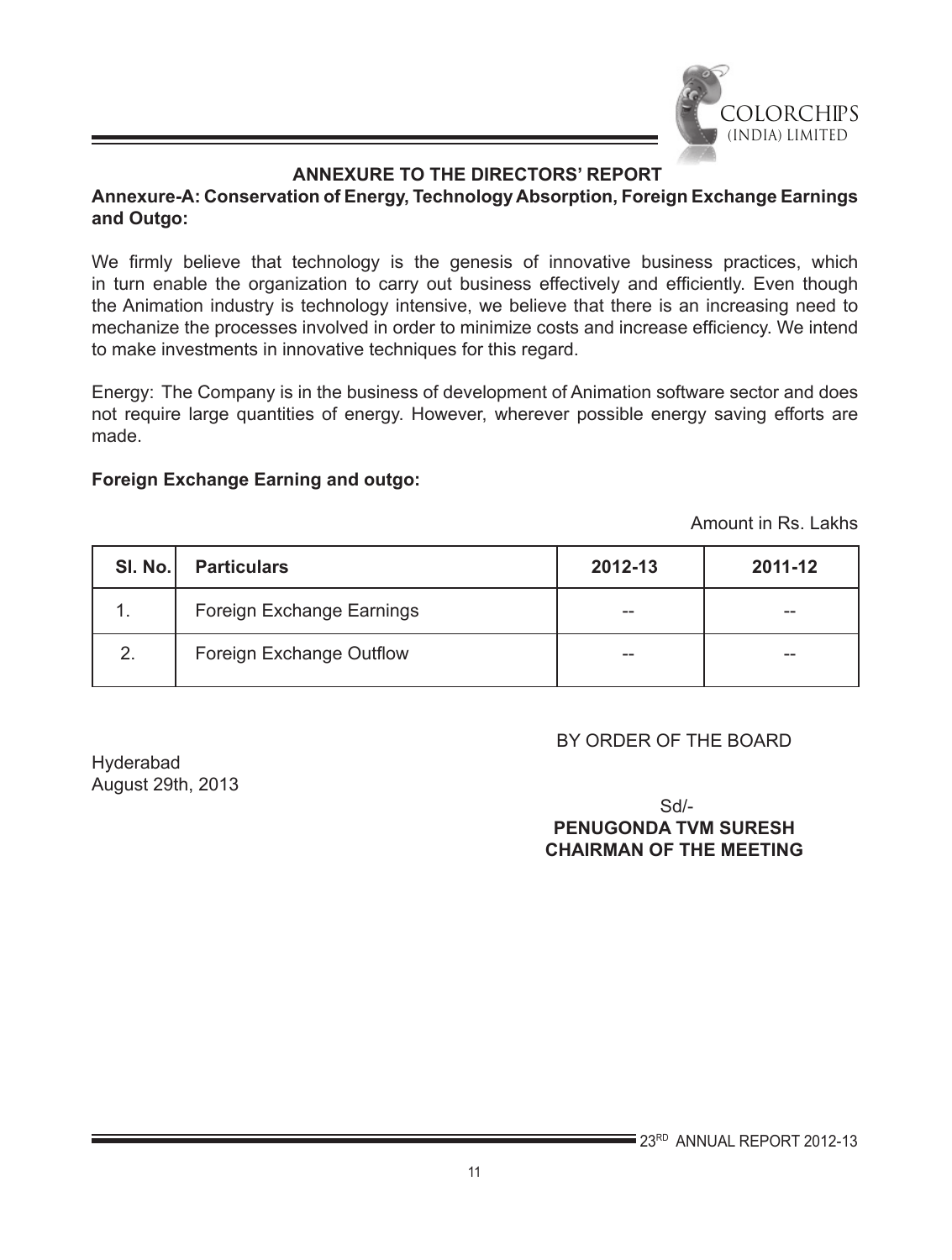## ANNEXURE TO THE DIRECTORS' REPORT

**Annexure-A: Conservation of Energy, Technology Absorption, Foreign Exchange Earnings and Outgo:**

We firmly believe that technology is the genesis of innovative business practices, which in turn enable the organization to carry out business effectively and efficiently. Even though the Animation industry is technology intensive, we believe that there is an increasing need to mechanize the processes involved in order to minimize costs and increase efficiency. We intend to make investments in innovative techniques for this regard.

Energy: The Company is in the business of development of Animation software sector and does not require large quantities of energy. However, wherever possible energy saving efforts are made.

**Foreign Exchange Earning and outgo:**

Amount in Rs. Lakhs

| Sl. No. | Particulars | 2012-13 | 2011-12 |
|---|---|---|---|
| 1. | Foreign Exchange Earnings | -- | -- |
| 2. | Foreign Exchange Outflow | -- | -- |

BY ORDER OF THE BOARD

Hyderabad
August 29th, 2013

Sd/-
**PENUGONDA TVM SURESH**
**CHAIRMAN OF THE MEETING**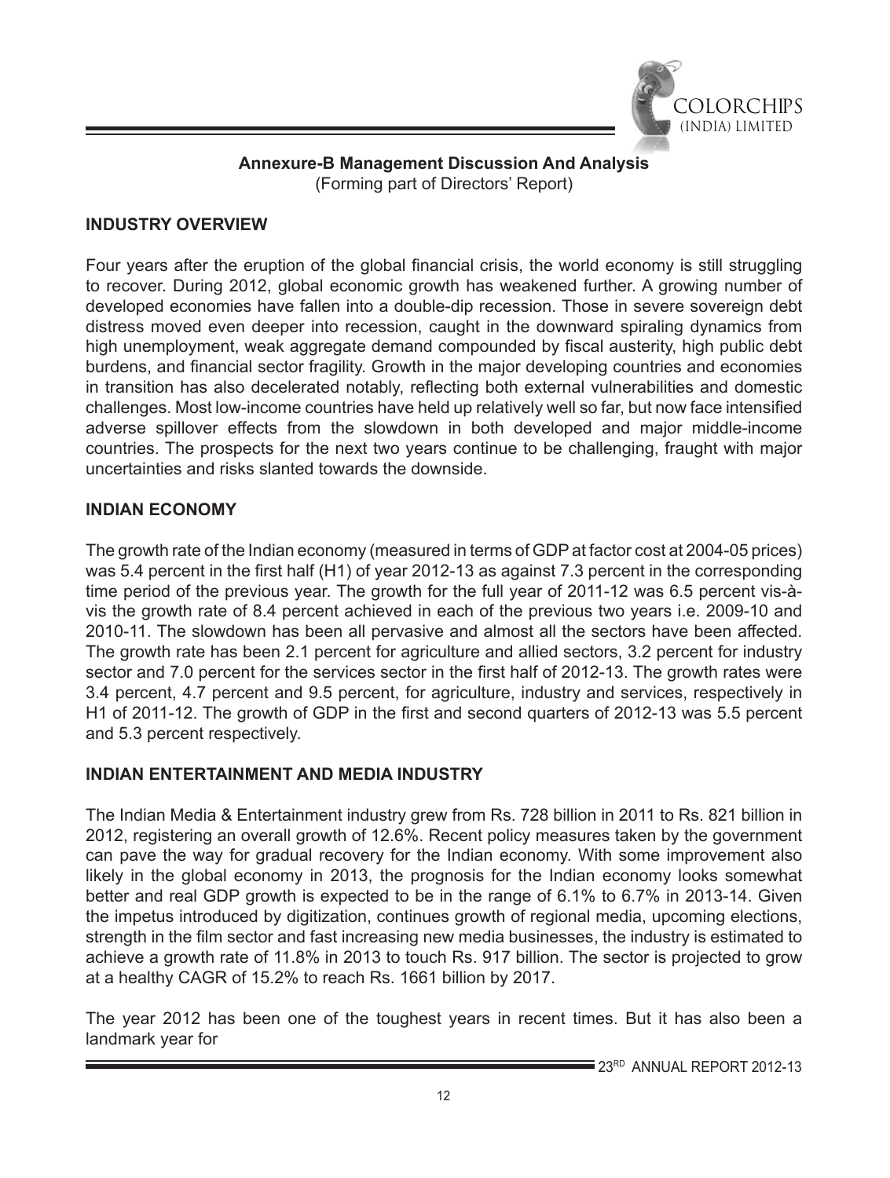## Annexure-B Management Discussion And Analysis

(Forming part of Directors' Report)

### INDUSTRY OVERVIEW

Four years after the eruption of the global financial crisis, the world economy is still struggling to recover. During 2012, global economic growth has weakened further. A growing number of developed economies have fallen into a double-dip recession. Those in severe sovereign debt distress moved even deeper into recession, caught in the downward spiraling dynamics from high unemployment, weak aggregate demand compounded by fiscal austerity, high public debt burdens, and financial sector fragility. Growth in the major developing countries and economies in transition has also decelerated notably, reflecting both external vulnerabilities and domestic challenges. Most low-income countries have held up relatively well so far, but now face intensified adverse spillover effects from the slowdown in both developed and major middle-income countries. The prospects for the next two years continue to be challenging, fraught with major uncertainties and risks slanted towards the downside.

### INDIAN ECONOMY

The growth rate of the Indian economy (measured in terms of GDP at factor cost at 2004-05 prices) was 5.4 percent in the first half (H1) of year 2012-13 as against 7.3 percent in the corresponding time period of the previous year. The growth for the full year of 2011-12 was 6.5 percent vis-à-vis the growth rate of 8.4 percent achieved in each of the previous two years i.e. 2009-10 and 2010-11. The slowdown has been all pervasive and almost all the sectors have been affected. The growth rate has been 2.1 percent for agriculture and allied sectors, 3.2 percent for industry sector and 7.0 percent for the services sector in the first half of 2012-13. The growth rates were 3.4 percent, 4.7 percent and 9.5 percent, for agriculture, industry and services, respectively in H1 of 2011-12. The growth of GDP in the first and second quarters of 2012-13 was 5.5 percent and 5.3 percent respectively.

### INDIAN ENTERTAINMENT AND MEDIA INDUSTRY

The Indian Media & Entertainment industry grew from Rs. 728 billion in 2011 to Rs. 821 billion in 2012, registering an overall growth of 12.6%. Recent policy measures taken by the government can pave the way for gradual recovery for the Indian economy. With some improvement also likely in the global economy in 2013, the prognosis for the Indian economy looks somewhat better and real GDP growth is expected to be in the range of 6.1% to 6.7% in 2013-14. Given the impetus introduced by digitization, continues growth of regional media, upcoming elections, strength in the film sector and fast increasing new media businesses, the industry is estimated to achieve a growth rate of 11.8% in 2013 to touch Rs. 917 billion. The sector is projected to grow at a healthy CAGR of 15.2% to reach Rs. 1661 billion by 2017.

The year 2012 has been one of the toughest years in recent times. But it has also been a landmark year for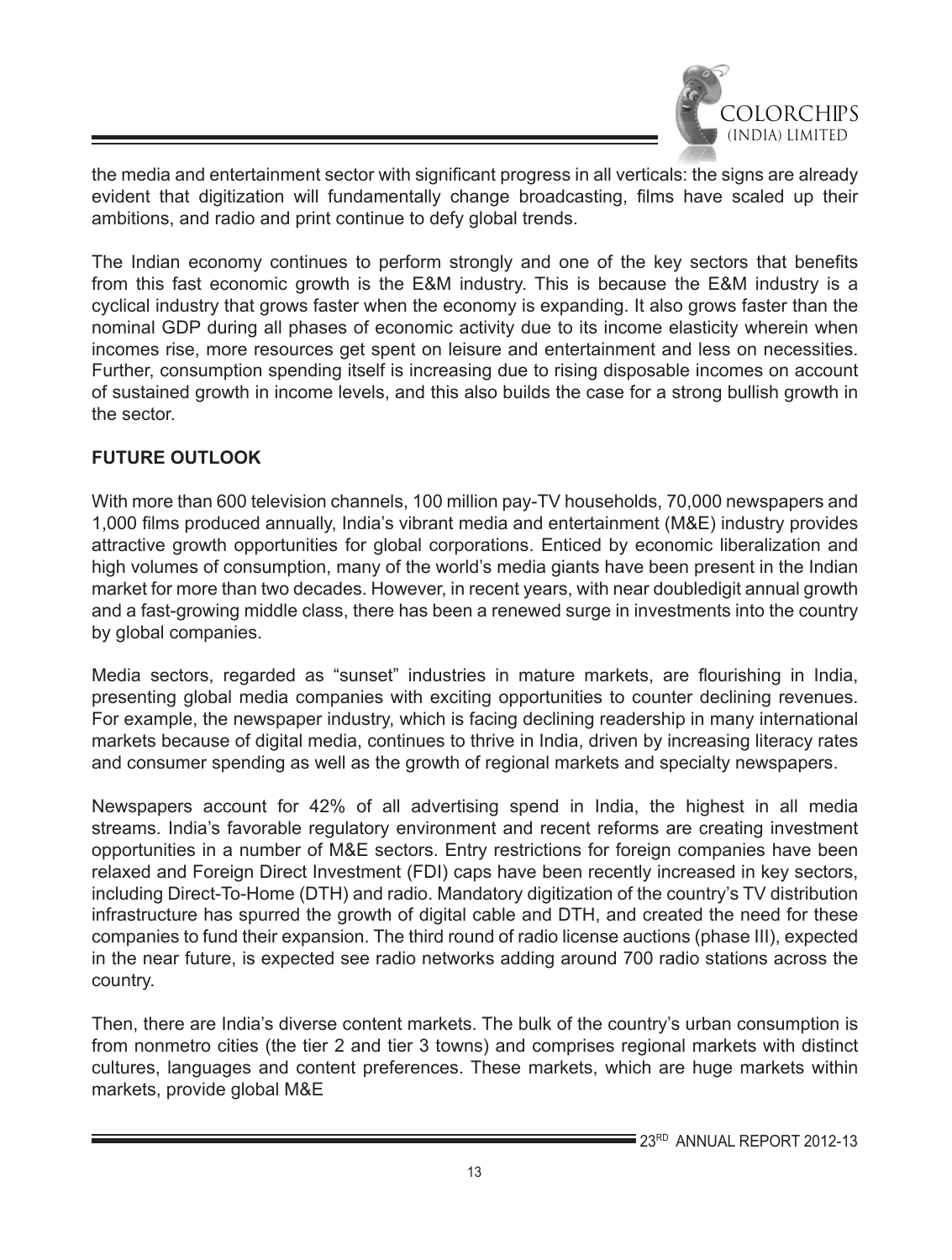the media and entertainment sector with significant progress in all verticals: the signs are already evident that digitization will fundamentally change broadcasting, films have scaled up their ambitions, and radio and print continue to defy global trends.

The Indian economy continues to perform strongly and one of the key sectors that benefits from this fast economic growth is the E&M industry. This is because the E&M industry is a cyclical industry that grows faster when the economy is expanding. It also grows faster than the nominal GDP during all phases of economic activity due to its income elasticity wherein when incomes rise, more resources get spent on leisure and entertainment and less on necessities. Further, consumption spending itself is increasing due to rising disposable incomes on account of sustained growth in income levels, and this also builds the case for a strong bullish growth in the sector.

**FUTURE OUTLOOK**

With more than 600 television channels, 100 million pay-TV households, 70,000 newspapers and 1,000 films produced annually, India's vibrant media and entertainment (M&E) industry provides attractive growth opportunities for global corporations. Enticed by economic liberalization and high volumes of consumption, many of the world's media giants have been present in the Indian market for more than two decades. However, in recent years, with near doubledigit annual growth and a fast-growing middle class, there has been a renewed surge in investments into the country by global companies.

Media sectors, regarded as "sunset" industries in mature markets, are flourishing in India, presenting global media companies with exciting opportunities to counter declining revenues. For example, the newspaper industry, which is facing declining readership in many international markets because of digital media, continues to thrive in India, driven by increasing literacy rates and consumer spending as well as the growth of regional markets and specialty newspapers.

Newspapers account for 42% of all advertising spend in India, the highest in all media streams. India's favorable regulatory environment and recent reforms are creating investment opportunities in a number of M&E sectors. Entry restrictions for foreign companies have been relaxed and Foreign Direct Investment (FDI) caps have been recently increased in key sectors, including Direct-To-Home (DTH) and radio. Mandatory digitization of the country's TV distribution infrastructure has spurred the growth of digital cable and DTH, and created the need for these companies to fund their expansion. The third round of radio license auctions (phase III), expected in the near future, is expected see radio networks adding around 700 radio stations across the country.

Then, there are India's diverse content markets. The bulk of the country's urban consumption is from nonmetro cities (the tier 2 and tier 3 towns) and comprises regional markets with distinct cultures, languages and content preferences. These markets, which are huge markets within markets, provide global M&E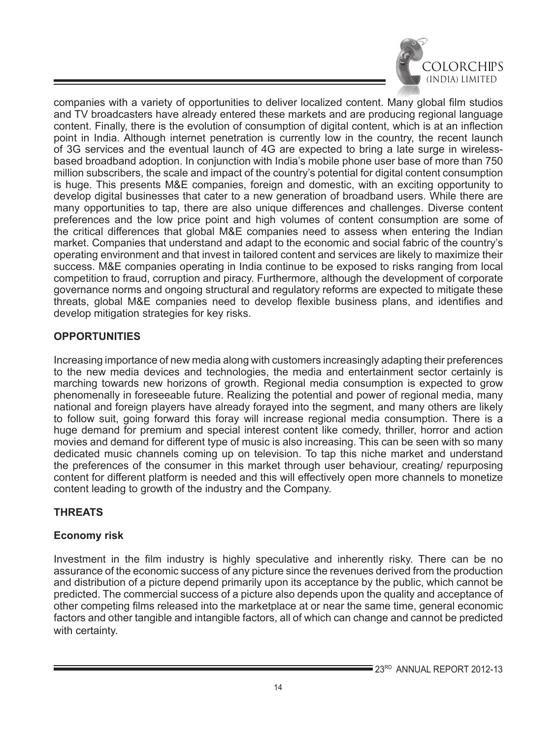companies with a variety of opportunities to deliver localized content. Many global film studios and TV broadcasters have already entered these markets and are producing regional language content. Finally, there is the evolution of consumption of digital content, which is at an inflection point in India. Although internet penetration is currently low in the country, the recent launch of 3G services and the eventual launch of 4G are expected to bring a late surge in wireless-based broadband adoption. In conjunction with India's mobile phone user base of more than 750 million subscribers, the scale and impact of the country's potential for digital content consumption is huge. This presents M&E companies, foreign and domestic, with an exciting opportunity to develop digital businesses that cater to a new generation of broadband users. While there are many opportunities to tap, there are also unique differences and challenges. Diverse content preferences and the low price point and high volumes of content consumption are some of the critical differences that global M&E companies need to assess when entering the Indian market. Companies that understand and adapt to the economic and social fabric of the country's operating environment and that invest in tailored content and services are likely to maximize their success. M&E companies operating in India continue to be exposed to risks ranging from local competition to fraud, corruption and piracy. Furthermore, although the development of corporate governance norms and ongoing structural and regulatory reforms are expected to mitigate these threats, global M&E companies need to develop flexible business plans, and identifies and develop mitigation strategies for key risks.

**OPPORTUNITIES**

Increasing importance of new media along with customers increasingly adapting their preferences to the new media devices and technologies, the media and entertainment sector certainly is marching towards new horizons of growth. Regional media consumption is expected to grow phenomenally in foreseeable future. Realizing the potential and power of regional media, many national and foreign players have already forayed into the segment, and many others are likely to follow suit, going forward this foray will increase regional media consumption. There is a huge demand for premium and special interest content like comedy, thriller, horror and action movies and demand for different type of music is also increasing. This can be seen with so many dedicated music channels coming up on television. To tap this niche market and understand the preferences of the consumer in this market through user behaviour, creating/ repurposing content for different platform is needed and this will effectively open more channels to monetize content leading to growth of the industry and the Company.

**THREATS**

**Economy risk**

Investment in the film industry is highly speculative and inherently risky. There can be no assurance of the economic success of any picture since the revenues derived from the production and distribution of a picture depend primarily upon its acceptance by the public, which cannot be predicted. The commercial success of a picture also depends upon the quality and acceptance of other competing films released into the marketplace at or near the same time, general economic factors and other tangible and intangible factors, all of which can change and cannot be predicted with certainty.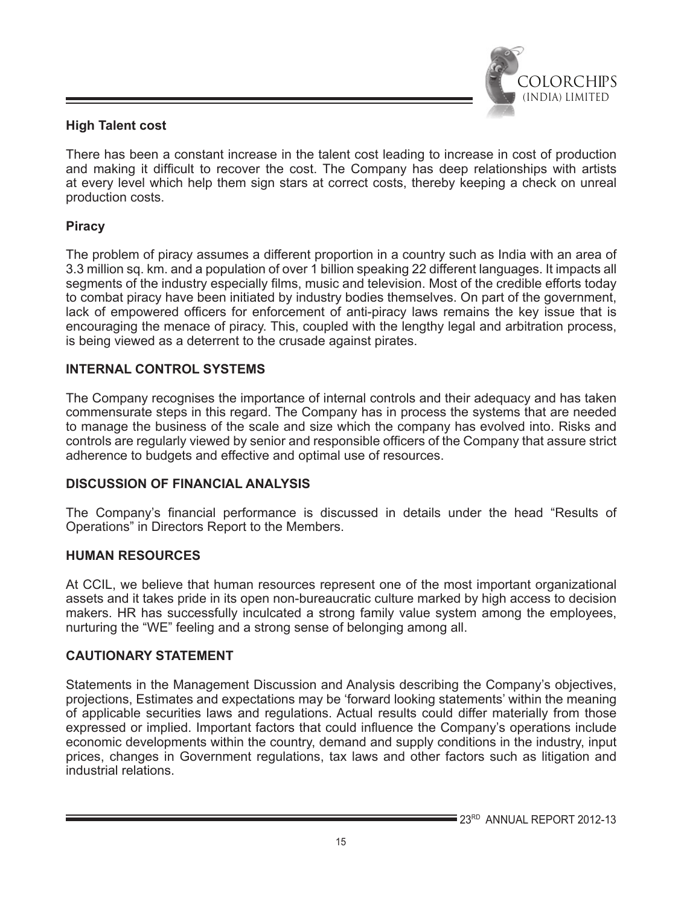### High Talent cost

There has been a constant increase in the talent cost leading to increase in cost of production and making it difficult to recover the cost. The Company has deep relationships with artists at every level which help them sign stars at correct costs, thereby keeping a check on unreal production costs.

### Piracy

The problem of piracy assumes a different proportion in a country such as India with an area of 3.3 million sq. km. and a population of over 1 billion speaking 22 different languages. It impacts all segments of the industry especially films, music and television. Most of the credible efforts today to combat piracy have been initiated by industry bodies themselves. On part of the government, lack of empowered officers for enforcement of anti-piracy laws remains the key issue that is encouraging the menace of piracy. This, coupled with the lengthy legal and arbitration process, is being viewed as a deterrent to the crusade against pirates.

## INTERNAL CONTROL SYSTEMS

The Company recognises the importance of internal controls and their adequacy and has taken commensurate steps in this regard. The Company has in process the systems that are needed to manage the business of the scale and size which the company has evolved into. Risks and controls are regularly viewed by senior and responsible officers of the Company that assure strict adherence to budgets and effective and optimal use of resources.

## DISCUSSION OF FINANCIAL ANALYSIS

The Company's financial performance is discussed in details under the head "Results of Operations" in Directors Report to the Members.

## HUMAN RESOURCES

At CCIL, we believe that human resources represent one of the most important organizational assets and it takes pride in its open non-bureaucratic culture marked by high access to decision makers. HR has successfully inculcated a strong family value system among the employees, nurturing the "WE" feeling and a strong sense of belonging among all.

## CAUTIONARY STATEMENT

Statements in the Management Discussion and Analysis describing the Company's objectives, projections, Estimates and expectations may be 'forward looking statements' within the meaning of applicable securities laws and regulations. Actual results could differ materially from those expressed or implied. Important factors that could influence the Company's operations include economic developments within the country, demand and supply conditions in the industry, input prices, changes in Government regulations, tax laws and other factors such as litigation and industrial relations.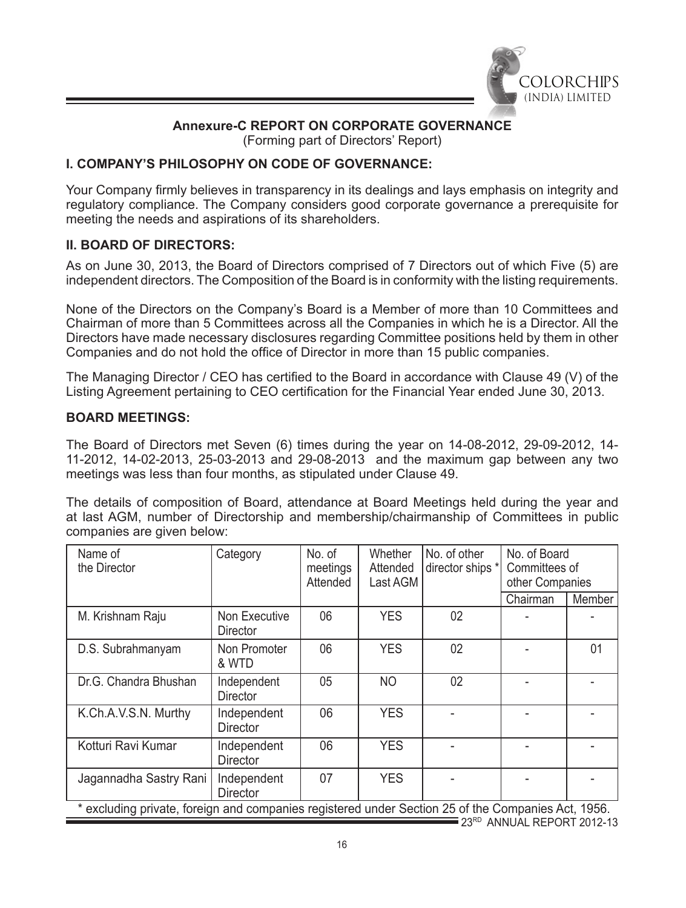## Annexure-C REPORT ON CORPORATE GOVERNANCE

(Forming part of Directors' Report)

### I. COMPANY'S PHILOSOPHY ON CODE OF GOVERNANCE:

Your Company firmly believes in transparency in its dealings and lays emphasis on integrity and regulatory compliance. The Company considers good corporate governance a prerequisite for meeting the needs and aspirations of its shareholders.

### II. BOARD OF DIRECTORS:

As on June 30, 2013, the Board of Directors comprised of 7 Directors out of which Five (5) are independent directors. The Composition of the Board is in conformity with the listing requirements.

None of the Directors on the Company's Board is a Member of more than 10 Committees and Chairman of more than 5 Committees across all the Companies in which he is a Director. All the Directors have made necessary disclosures regarding Committee positions held by them in other Companies and do not hold the office of Director in more than 15 public companies.

The Managing Director / CEO has certified to the Board in accordance with Clause 49 (V) of the Listing Agreement pertaining to CEO certification for the Financial Year ended June 30, 2013.

### BOARD MEETINGS:

The Board of Directors met Seven (6) times during the year on 14-08-2012, 29-09-2012, 14-11-2012, 14-02-2013, 25-03-2013 and 29-08-2013 and the maximum gap between any two meetings was less than four months, as stipulated under Clause 49.

The details of composition of Board, attendance at Board Meetings held during the year and at last AGM, number of Directorship and membership/chairmanship of Committees in public companies are given below:

| Name of the Director | Category | No. of meetings Attended | Whether Attended Last AGM | No. of other director ships * | No. of Board Committees of other Companies | |
|---|---|---|---|---|---|---|
| | | | | | Chairman | Member |
| M. Krishnam Raju | Non Executive Director | 06 | YES | 02 | - | - |
| D.S. Subrahmanyam | Non Promoter & WTD | 06 | YES | 02 | - | 01 |
| Dr.G. Chandra Bhushan | Independent Director | 05 | NO | 02 | - | - |
| K.Ch.A.V.S.N. Murthy | Independent Director | 06 | YES | - | - | - |
| Kotturi Ravi Kumar | Independent Director | 06 | YES | - | - | - |
| Jagannadha Sastry Rani | Independent Director | 07 | YES | - | - | - |

* excluding private, foreign and companies registered under Section 25 of the Companies Act, 1956.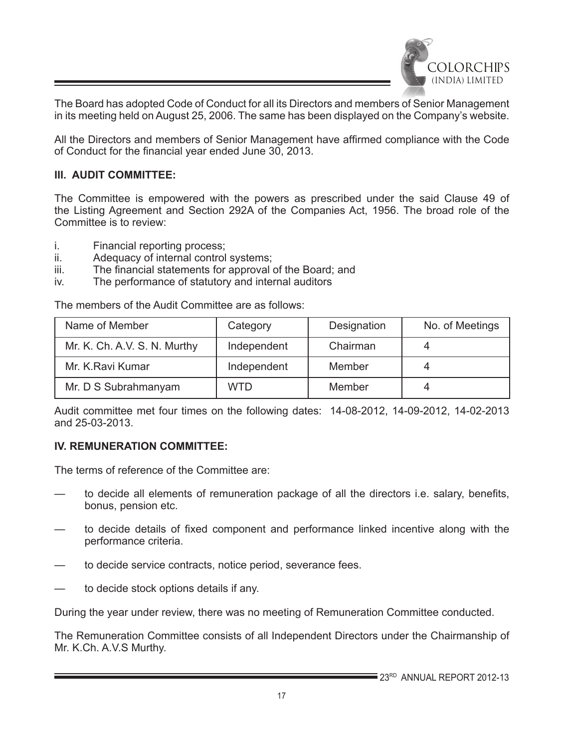The Board has adopted Code of Conduct for all its Directors and members of Senior Management in its meeting held on August 25, 2006. The same has been displayed on the Company's website.

All the Directors and members of Senior Management have affirmed compliance with the Code of Conduct for the financial year ended June 30, 2013.

### III. AUDIT COMMITTEE:

The Committee is empowered with the powers as prescribed under the said Clause 49 of the Listing Agreement and Section 292A of the Companies Act, 1956. The broad role of the Committee is to review:

i. Financial reporting process;
ii. Adequacy of internal control systems;
iii. The financial statements for approval of the Board; and
iv. The performance of statutory and internal auditors

The members of the Audit Committee are as follows:

| Name of Member | Category | Designation | No. of Meetings |
|---|---|---|---|
| Mr. K. Ch. A.V. S. N. Murthy | Independent | Chairman | 4 |
| Mr. K.Ravi Kumar | Independent | Member | 4 |
| Mr. D S Subrahmanyam | WTD | Member | 4 |

Audit committee met four times on the following dates: 14-08-2012, 14-09-2012, 14-02-2013 and 25-03-2013.

### IV. REMUNERATION COMMITTEE:

The terms of reference of the Committee are:

— to decide all elements of remuneration package of all the directors i.e. salary, benefits, bonus, pension etc.

— to decide details of fixed component and performance linked incentive along with the performance criteria.

— to decide service contracts, notice period, severance fees.

— to decide stock options details if any.

During the year under review, there was no meeting of Remuneration Committee conducted.

The Remuneration Committee consists of all Independent Directors under the Chairmanship of Mr. K.Ch. A.V.S Murthy.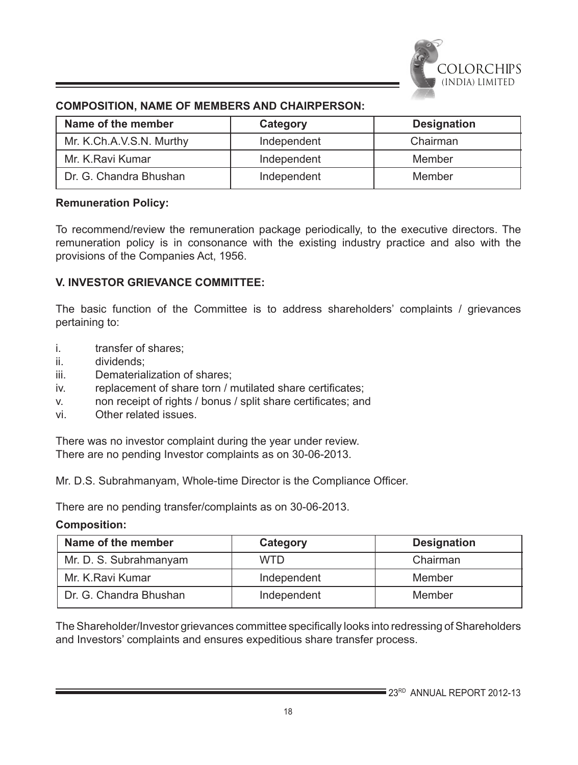**COMPOSITION, NAME OF MEMBERS AND CHAIRPERSON:**

| Name of the member | Category | Designation |
|---|---|---|
| Mr. K.Ch.A.V.S.N. Murthy | Independent | Chairman |
| Mr. K.Ravi Kumar | Independent | Member |
| Dr. G. Chandra Bhushan | Independent | Member |

**Remuneration Policy:**

To recommend/review the remuneration package periodically, to the executive directors. The remuneration policy is in consonance with the existing industry practice and also with the provisions of the Companies Act, 1956.

**V. INVESTOR GRIEVANCE COMMITTEE:**

The basic function of the Committee is to address shareholders' complaints / grievances pertaining to:

- i. transfer of shares;
- ii. dividends;
- iii. Dematerialization of shares;
- iv. replacement of share torn / mutilated share certificates;
- v. non receipt of rights / bonus / split share certificates; and
- vi. Other related issues.

There was no investor complaint during the year under review.
There are no pending Investor complaints as on 30-06-2013.

Mr. D.S. Subrahmanyam, Whole-time Director is the Compliance Officer.

There are no pending transfer/complaints as on 30-06-2013.

**Composition:**

| Name of the member | Category | Designation |
|---|---|---|
| Mr. D. S. Subrahmanyam | WTD | Chairman |
| Mr. K.Ravi Kumar | Independent | Member |
| Dr. G. Chandra Bhushan | Independent | Member |

The Shareholder/Investor grievances committee specifically looks into redressing of Shareholders and Investors' complaints and ensures expeditious share transfer process.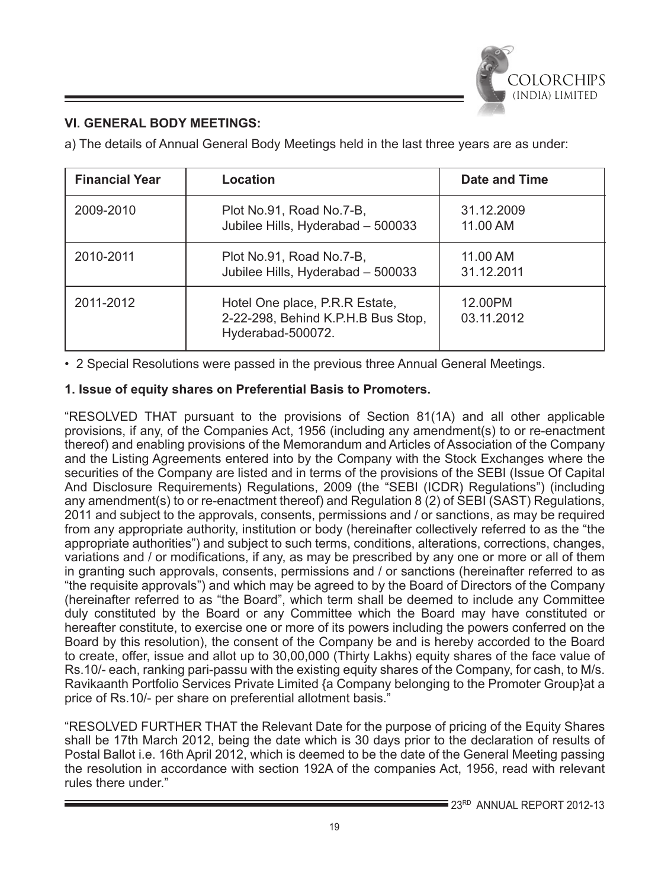### VI. GENERAL BODY MEETINGS:

a) The details of Annual General Body Meetings held in the last three years are as under:

| Financial Year | Location | Date and Time |
|---|---|---|
| 2009-2010 | Plot No.91, Road No.7-B, Jubilee Hills, Hyderabad – 500033 | 31.12.2009 11.00 AM |
| 2010-2011 | Plot No.91, Road No.7-B, Jubilee Hills, Hyderabad – 500033 | 11.00 AM 31.12.2011 |
| 2011-2012 | Hotel One place, P.R.R Estate, 2-22-298, Behind K.P.H.B Bus Stop, Hyderabad-500072. | 12.00PM 03.11.2012 |

- 2 Special Resolutions were passed in the previous three Annual General Meetings.

**1. Issue of equity shares on Preferential Basis to Promoters.**

"RESOLVED THAT pursuant to the provisions of Section 81(1A) and all other applicable provisions, if any, of the Companies Act, 1956 (including any amendment(s) to or re-enactment thereof) and enabling provisions of the Memorandum and Articles of Association of the Company and the Listing Agreements entered into by the Company with the Stock Exchanges where the securities of the Company are listed and in terms of the provisions of the SEBI (Issue Of Capital And Disclosure Requirements) Regulations, 2009 (the "SEBI (ICDR) Regulations") (including any amendment(s) to or re-enactment thereof) and Regulation 8 (2) of SEBI (SAST) Regulations, 2011 and subject to the approvals, consents, permissions and / or sanctions, as may be required from any appropriate authority, institution or body (hereinafter collectively referred to as the "the appropriate authorities") and subject to such terms, conditions, alterations, corrections, changes, variations and / or modifications, if any, as may be prescribed by any one or more or all of them in granting such approvals, consents, permissions and / or sanctions (hereinafter referred to as "the requisite approvals") and which may be agreed to by the Board of Directors of the Company (hereinafter referred to as "the Board", which term shall be deemed to include any Committee duly constituted by the Board or any Committee which the Board may have constituted or hereafter constitute, to exercise one or more of its powers including the powers conferred on the Board by this resolution), the consent of the Company be and is hereby accorded to the Board to create, offer, issue and allot up to 30,00,000 (Thirty Lakhs) equity shares of the face value of Rs.10/- each, ranking pari-passu with the existing equity shares of the Company, for cash, to M/s. Ravikaanth Portfolio Services Private Limited {a Company belonging to the Promoter Group}at a price of Rs.10/- per share on preferential allotment basis."

"RESOLVED FURTHER THAT the Relevant Date for the purpose of pricing of the Equity Shares shall be 17th March 2012, being the date which is 30 days prior to the declaration of results of Postal Ballot i.e. 16th April 2012, which is deemed to be the date of the General Meeting passing the resolution in accordance with section 192A of the companies Act, 1956, read with relevant rules there under."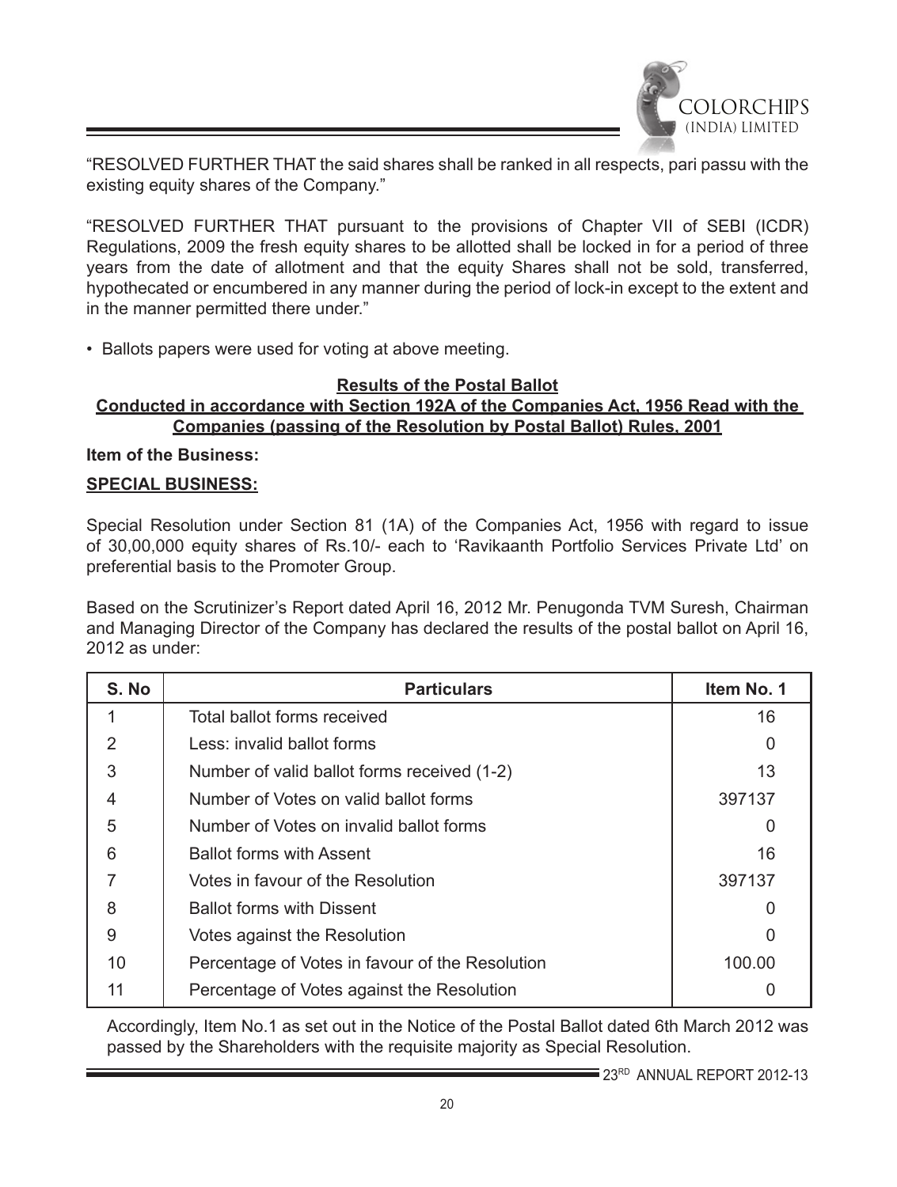"RESOLVED FURTHER THAT the said shares shall be ranked in all respects, pari passu with the existing equity shares of the Company."

"RESOLVED FURTHER THAT pursuant to the provisions of Chapter VII of SEBI (ICDR) Regulations, 2009 the fresh equity shares to be allotted shall be locked in for a period of three years from the date of allotment and that the equity Shares shall not be sold, transferred, hypothecated or encumbered in any manner during the period of lock-in except to the extent and in the manner permitted there under."

- Ballots papers were used for voting at above meeting.

**Results of the Postal Ballot**

**Conducted in accordance with Section 192A of the Companies Act, 1956 Read with the Companies (passing of the Resolution by Postal Ballot) Rules, 2001**

**Item of the Business:**

**SPECIAL BUSINESS:**

Special Resolution under Section 81 (1A) of the Companies Act, 1956 with regard to issue of 30,00,000 equity shares of Rs.10/- each to 'Ravikaanth Portfolio Services Private Ltd' on preferential basis to the Promoter Group.

Based on the Scrutinizer's Report dated April 16, 2012 Mr. Penugonda TVM Suresh, Chairman and Managing Director of the Company has declared the results of the postal ballot on April 16, 2012 as under:

| S. No | Particulars | Item No. 1 |
|---|---|---|
| 1 | Total ballot forms received | 16 |
| 2 | Less: invalid ballot forms | 0 |
| 3 | Number of valid ballot forms received (1-2) | 13 |
| 4 | Number of Votes on valid ballot forms | 397137 |
| 5 | Number of Votes on invalid ballot forms | 0 |
| 6 | Ballot forms with Assent | 16 |
| 7 | Votes in favour of the Resolution | 397137 |
| 8 | Ballot forms with Dissent | 0 |
| 9 | Votes against the Resolution | 0 |
| 10 | Percentage of Votes in favour of the Resolution | 100.00 |
| 11 | Percentage of Votes against the Resolution | 0 |

Accordingly, Item No.1 as set out in the Notice of the Postal Ballot dated 6th March 2012 was passed by the Shareholders with the requisite majority as Special Resolution.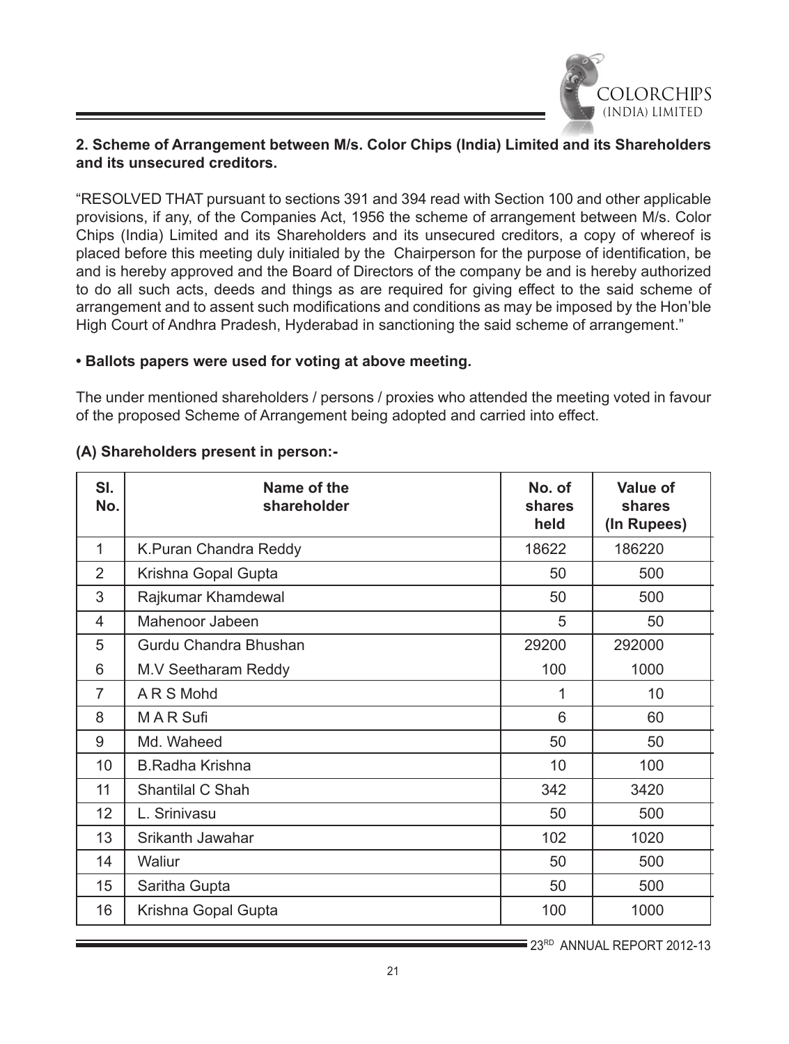**2. Scheme of Arrangement between M/s. Color Chips (India) Limited and its Shareholders and its unsecured creditors.**

"RESOLVED THAT pursuant to sections 391 and 394 read with Section 100 and other applicable provisions, if any, of the Companies Act, 1956 the scheme of arrangement between M/s. Color Chips (India) Limited and its Shareholders and its unsecured creditors, a copy of whereof is placed before this meeting duly initialed by the Chairperson for the purpose of identification, be and is hereby approved and the Board of Directors of the company be and is hereby authorized to do all such acts, deeds and things as are required for giving effect to the said scheme of arrangement and to assent such modifications and conditions as may be imposed by the Hon'ble High Court of Andhra Pradesh, Hyderabad in sanctioning the said scheme of arrangement."

**• Ballots papers were used for voting at above meeting.**

The under mentioned shareholders / persons / proxies who attended the meeting voted in favour of the proposed Scheme of Arrangement being adopted and carried into effect.

**(A) Shareholders present in person:-**

| Sl. No. | Name of the shareholder | No. of shares held | Value of shares (In Rupees) |
|---|---|---|---|
| 1 | K.Puran Chandra Reddy | 18622 | 186220 |
| 2 | Krishna Gopal Gupta | 50 | 500 |
| 3 | Rajkumar Khamdewal | 50 | 500 |
| 4 | Mahenoor Jabeen | 5 | 50 |
| 5 | Gurdu Chandra Bhushan | 29200 | 292000 |
| 6 | M.V Seetharam Reddy | 100 | 1000 |
| 7 | A R S Mohd | 1 | 10 |
| 8 | M A R Sufi | 6 | 60 |
| 9 | Md. Waheed | 50 | 50 |
| 10 | B.Radha Krishna | 10 | 100 |
| 11 | Shantilal C Shah | 342 | 3420 |
| 12 | L. Srinivasu | 50 | 500 |
| 13 | Srikanth Jawahar | 102 | 1020 |
| 14 | Waliur | 50 | 500 |
| 15 | Saritha Gupta | 50 | 500 |
| 16 | Krishna Gopal Gupta | 100 | 1000 |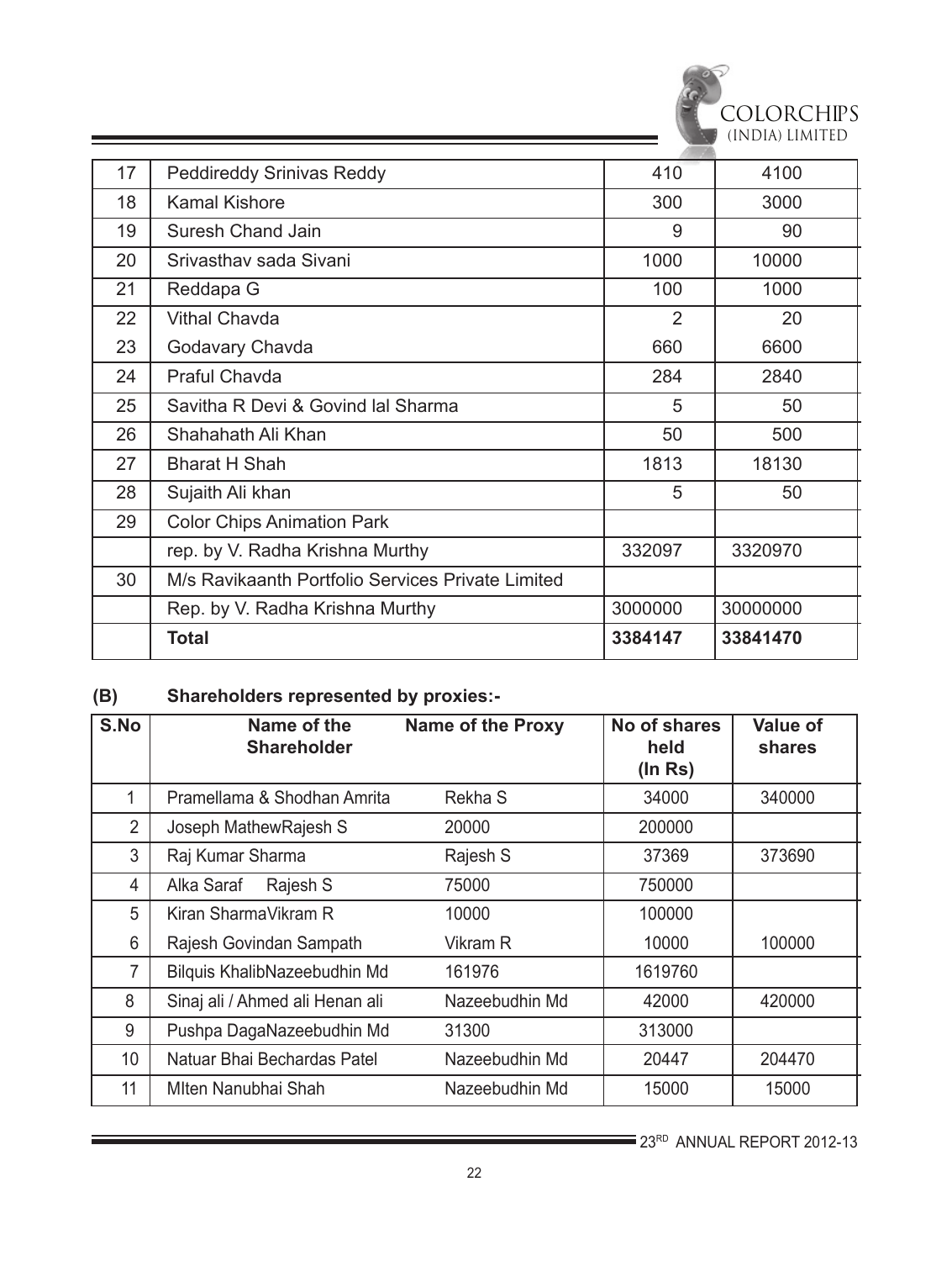| 17 | Peddireddy Srinivas Reddy | 410 | 4100 |
|---|---|---|---|
| 18 | Kamal Kishore | 300 | 3000 |
| 19 | Suresh Chand Jain | 9 | 90 |
| 20 | Srivasthav sada Sivani | 1000 | 10000 |
| 21 | Reddapa G | 100 | 1000 |
| 22 | Vithal Chavda | 2 | 20 |
| 23 | Godavary Chavda | 660 | 6600 |
| 24 | Praful Chavda | 284 | 2840 |
| 25 | Savitha R Devi & Govind lal Sharma | 5 | 50 |
| 26 | Shahahath Ali Khan | 50 | 500 |
| 27 | Bharat H Shah | 1813 | 18130 |
| 28 | Sujaith Ali khan | 5 | 50 |
| 29 | Color Chips Animation Park | | |
| | rep. by V. Radha Krishna Murthy | 332097 | 3320970 |
| 30 | M/s Ravikaanth Portfolio Services Private Limited | | |
| | Rep. by V. Radha Krishna Murthy | 3000000 | 30000000 |
| | **Total** | **3384147** | **33841470** |

**(B) Shareholders represented by proxies:-**

| S.No | Name of the Shareholder | Name of the Proxy | No of shares held (In Rs) | Value of shares |
|---|---|---|---|---|
| 1 | Pramellama & Shodhan Amrita | Rekha S | 34000 | 340000 |
| 2 | Joseph MathewRajesh S | 20000 | 200000 | |
| 3 | Raj Kumar Sharma | Rajesh S | 37369 | 373690 |
| 4 | Alka Saraf Rajesh S | 75000 | 750000 | |
| 5 | Kiran SharmaVikram R | 10000 | 100000 | |
| 6 | Rajesh Govindan Sampath | Vikram R | 10000 | 100000 |
| 7 | Bilquis KhalibNazeebudhin Md | 161976 | 1619760 | |
| 8 | Sinaj ali / Ahmed ali Henan ali | Nazeebudhin Md | 42000 | 420000 |
| 9 | Pushpa DagaNazeebudhin Md | 31300 | 313000 | |
| 10 | Natuar Bhai Bechardas Patel | Nazeebudhin Md | 20447 | 204470 |
| 11 | MIten Nanubhai Shah | Nazeebudhin Md | 15000 | 15000 |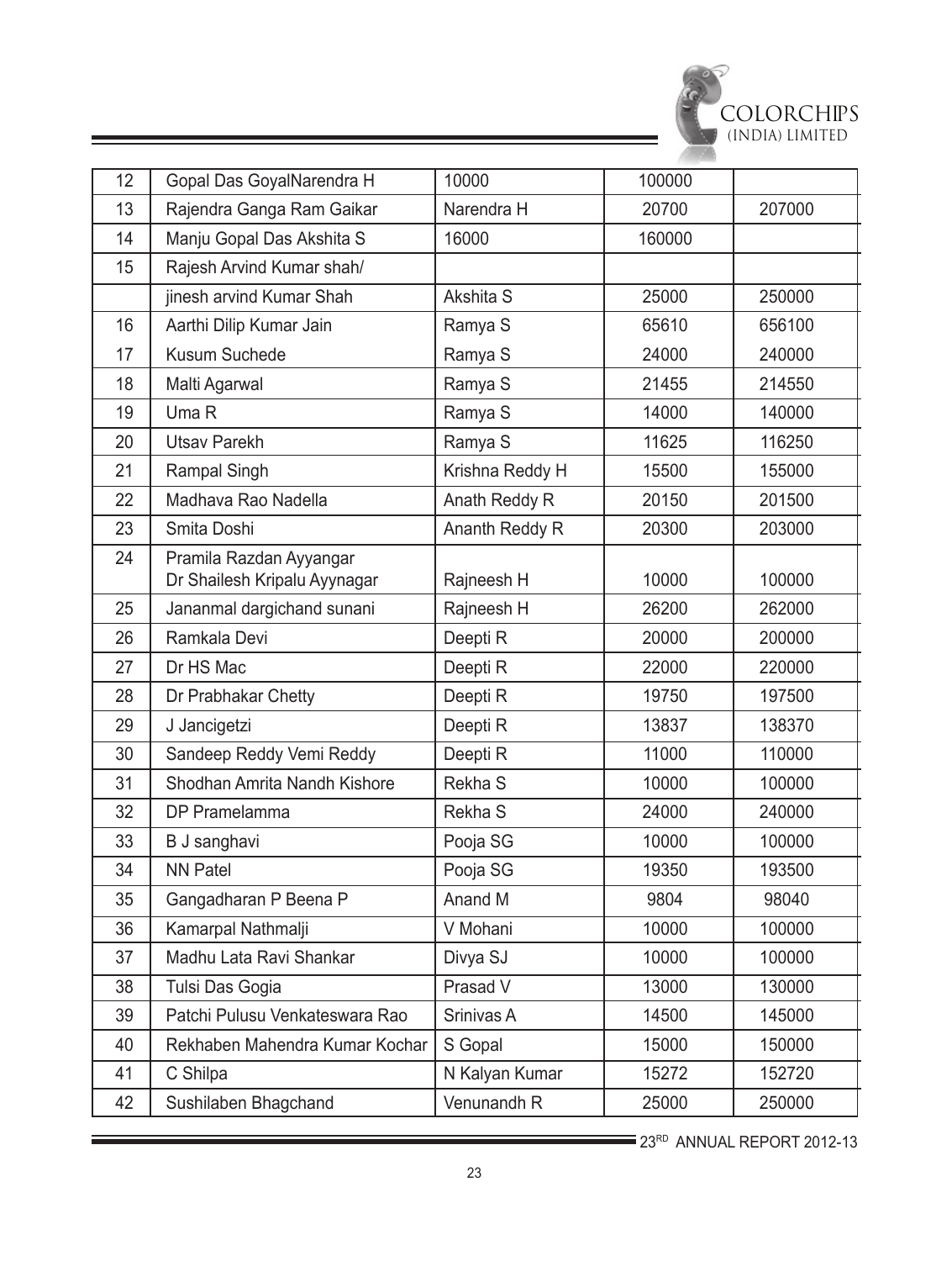| 12 | Gopal Das GoyalNarendra H | 10000 | 100000 | |
|---|---|---|---|---|
| 13 | Rajendra Ganga Ram Gaikar | Narendra H | 20700 | 207000 |
| 14 | Manju Gopal Das Akshita S | 16000 | 160000 | |
| 15 | Rajesh Arvind Kumar shah/ | | | |
| | jinesh arvind Kumar Shah | Akshita S | 25000 | 250000 |
| 16 | Aarthi Dilip Kumar Jain | Ramya S | 65610 | 656100 |
| 17 | Kusum Suchede | Ramya S | 24000 | 240000 |
| 18 | Malti Agarwal | Ramya S | 21455 | 214550 |
| 19 | Uma R | Ramya S | 14000 | 140000 |
| 20 | Utsav Parekh | Ramya S | 11625 | 116250 |
| 21 | Rampal Singh | Krishna Reddy H | 15500 | 155000 |
| 22 | Madhava Rao Nadella | Anath Reddy R | 20150 | 201500 |
| 23 | Smita Doshi | Ananth Reddy R | 20300 | 203000 |
| 24 | Pramila Razdan Ayyangar Dr Shailesh Kripalu Ayynagar | Rajneesh H | 10000 | 100000 |
| 25 | Jananmal dargichand sunani | Rajneesh H | 26200 | 262000 |
| 26 | Ramkala Devi | Deepti R | 20000 | 200000 |
| 27 | Dr HS Mac | Deepti R | 22000 | 220000 |
| 28 | Dr Prabhakar Chetty | Deepti R | 19750 | 197500 |
| 29 | J Jancigetzi | Deepti R | 13837 | 138370 |
| 30 | Sandeep Reddy Vemi Reddy | Deepti R | 11000 | 110000 |
| 31 | Shodhan Amrita Nandh Kishore | Rekha S | 10000 | 100000 |
| 32 | DP Pramelamma | Rekha S | 24000 | 240000 |
| 33 | B J sanghavi | Pooja SG | 10000 | 100000 |
| 34 | NN Patel | Pooja SG | 19350 | 193500 |
| 35 | Gangadharan P Beena P | Anand M | 9804 | 98040 |
| 36 | Kamarpal Nathmalji | V Mohani | 10000 | 100000 |
| 37 | Madhu Lata Ravi Shankar | Divya SJ | 10000 | 100000 |
| 38 | Tulsi Das Gogia | Prasad V | 13000 | 130000 |
| 39 | Patchi Pulusu Venkateswara Rao | Srinivas A | 14500 | 145000 |
| 40 | Rekhaben Mahendra Kumar Kochar | S Gopal | 15000 | 150000 |
| 41 | C Shilpa | N Kalyan Kumar | 15272 | 152720 |
| 42 | Sushilaben Bhagchand | Venunandh R | 25000 | 250000 |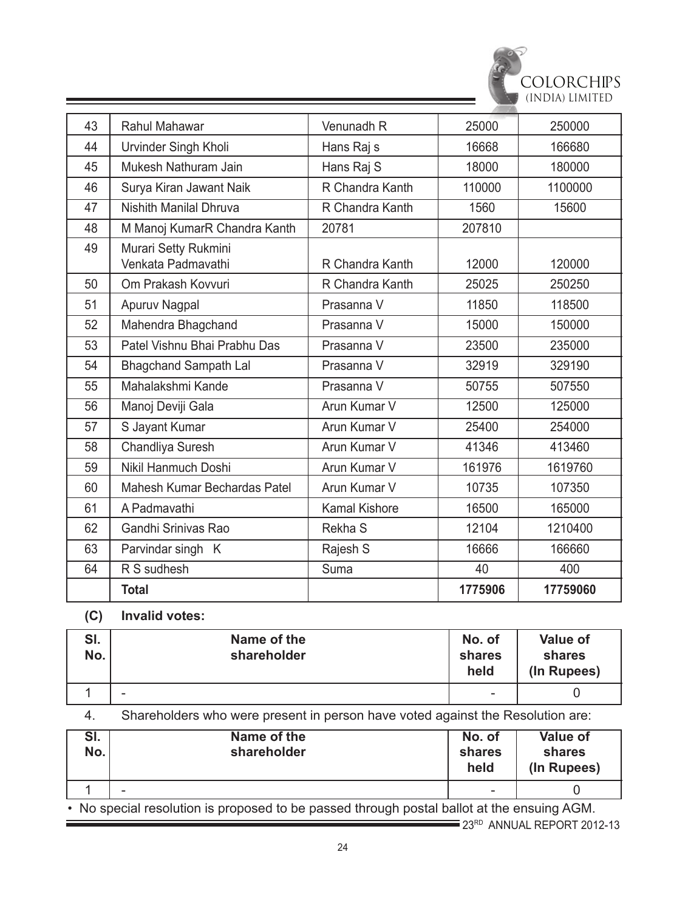| 43 | Rahul Mahawar | Venunadh R | 25000 | 250000 |
|---|---|---|---|---|
| 44 | Urvinder Singh Kholi | Hans Raj s | 16668 | 166680 |
| 45 | Mukesh Nathuram Jain | Hans Raj S | 18000 | 180000 |
| 46 | Surya Kiran Jawant Naik | R Chandra Kanth | 110000 | 1100000 |
| 47 | Nishith Manilal Dhruva | R Chandra Kanth | 1560 | 15600 |
| 48 | M Manoj KumarR Chandra Kanth | 20781 | 207810 | |
| 49 | Murari Setty Rukmini Venkata Padmavathi | R Chandra Kanth | 12000 | 120000 |
| 50 | Om Prakash Kovvuri | R Chandra Kanth | 25025 | 250250 |
| 51 | Apuruv Nagpal | Prasanna V | 11850 | 118500 |
| 52 | Mahendra Bhagchand | Prasanna V | 15000 | 150000 |
| 53 | Patel Vishnu Bhai Prabhu Das | Prasanna V | 23500 | 235000 |
| 54 | Bhagchand Sampath Lal | Prasanna V | 32919 | 329190 |
| 55 | Mahalakshmi Kande | Prasanna V | 50755 | 507550 |
| 56 | Manoj Deviji Gala | Arun Kumar V | 12500 | 125000 |
| 57 | S Jayant Kumar | Arun Kumar V | 25400 | 254000 |
| 58 | Chandliya Suresh | Arun Kumar V | 41346 | 413460 |
| 59 | Nikil Hanmuch Doshi | Arun Kumar V | 161976 | 1619760 |
| 60 | Mahesh Kumar Bechardas Patel | Arun Kumar V | 10735 | 107350 |
| 61 | A Padmavathi | Kamal Kishore | 16500 | 165000 |
| 62 | Gandhi Srinivas Rao | Rekha S | 12104 | 1210400 |
| 63 | Parvindar singh K | Rajesh S | 16666 | 166660 |
| 64 | R S sudhesh | Suma | 40 | 400 |
| | **Total** | | **1775906** | **17759060** |

**(C) Invalid votes:**

| Sl. No. | Name of the shareholder | No. of shares held | Value of shares (In Rupees) |
|---|---|---|---|
| 1 | - | - | 0 |

4. Shareholders who were present in person have voted against the Resolution are:

| Sl. No. | Name of the shareholder | No. of shares held | Value of shares (In Rupees) |
|---|---|---|---|
| 1 | - | - | 0 |

- No special resolution is proposed to be passed through postal ballot at the ensuing AGM.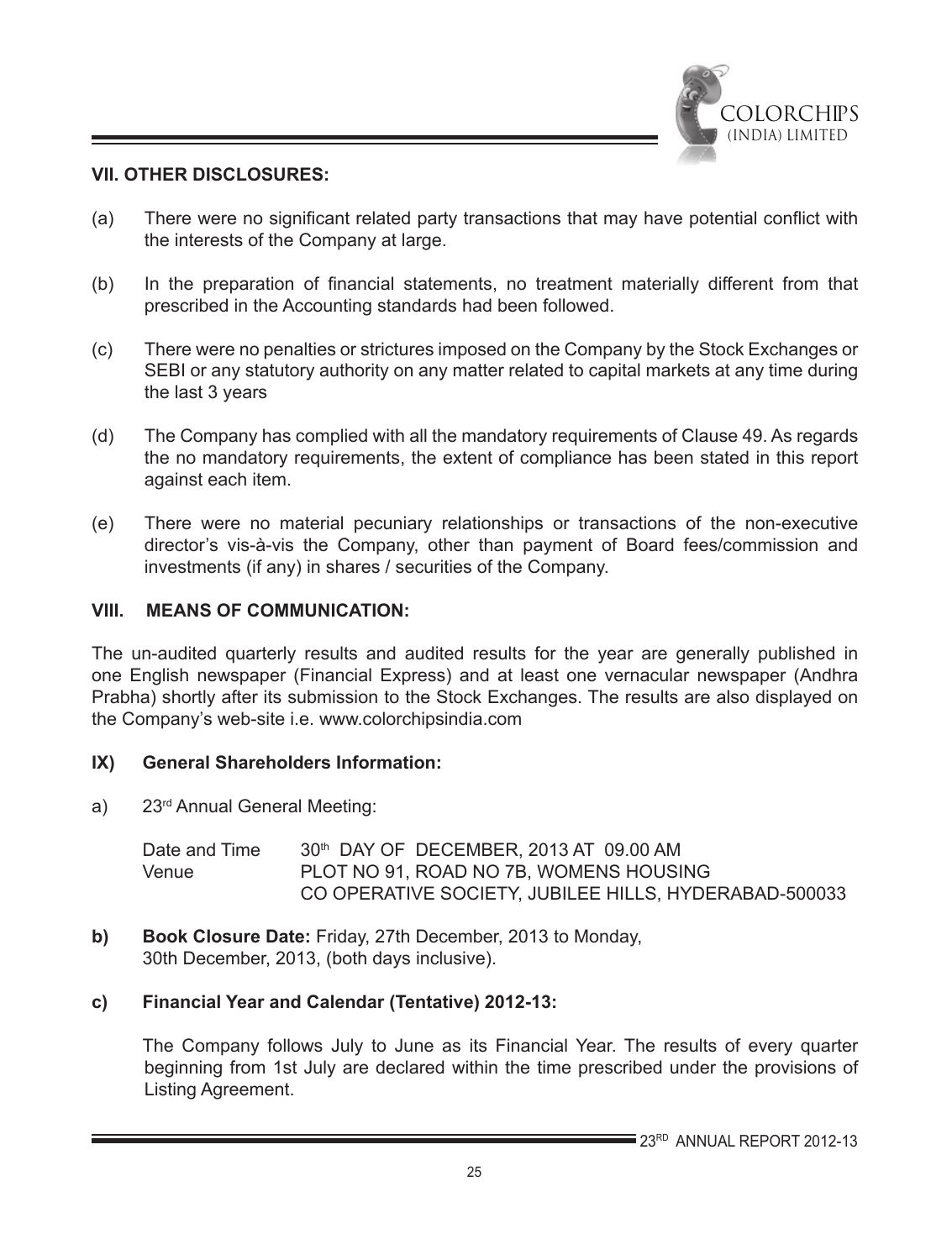### VII. OTHER DISCLOSURES:

(a) There were no significant related party transactions that may have potential conflict with the interests of the Company at large.

(b) In the preparation of financial statements, no treatment materially different from that prescribed in the Accounting standards had been followed.

(c) There were no penalties or strictures imposed on the Company by the Stock Exchanges or SEBI or any statutory authority on any matter related to capital markets at any time during the last 3 years

(d) The Company has complied with all the mandatory requirements of Clause 49. As regards the no mandatory requirements, the extent of compliance has been stated in this report against each item.

(e) There were no material pecuniary relationships or transactions of the non-executive director's vis-à-vis the Company, other than payment of Board fees/commission and investments (if any) in shares / securities of the Company.

### VIII. MEANS OF COMMUNICATION:

The un-audited quarterly results and audited results for the year are generally published in one English newspaper (Financial Express) and at least one vernacular newspaper (Andhra Prabha) shortly after its submission to the Stock Exchanges. The results are also displayed on the Company's web-site i.e. www.colorchipsindia.com

### IX) General Shareholders Information:

a) 23rd Annual General Meeting:

| | |
|---|---|
| Date and Time | 30th DAY OF DECEMBER, 2013 AT 09.00 AM |
| Venue | PLOT NO 91, ROAD NO 7B, WOMENS HOUSING CO OPERATIVE SOCIETY, JUBILEE HILLS, HYDERABAD-500033 |

**b) Book Closure Date:** Friday, 27th December, 2013 to Monday, 30th December, 2013, (both days inclusive).

**c) Financial Year and Calendar (Tentative) 2012-13:**

The Company follows July to June as its Financial Year. The results of every quarter beginning from 1st July are declared within the time prescribed under the provisions of Listing Agreement.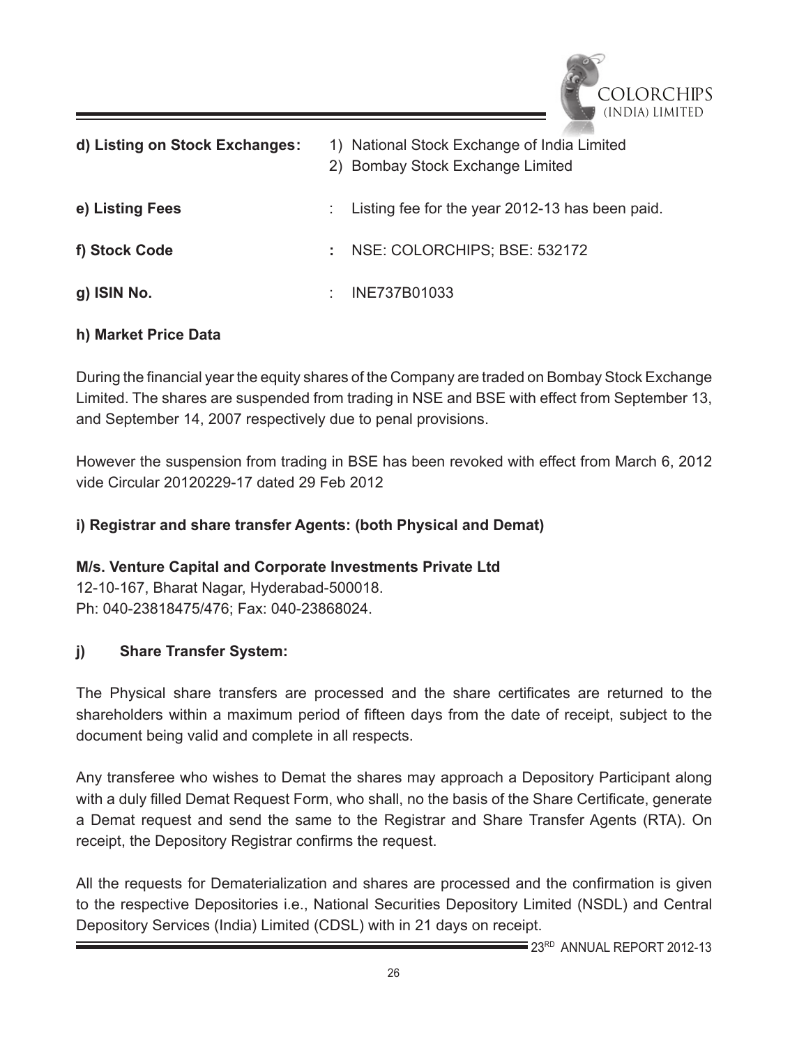**d) Listing on Stock Exchanges:** 1) National Stock Exchange of India Limited
2) Bombay Stock Exchange Limited

**e) Listing Fees** : Listing fee for the year 2012-13 has been paid.

**f) Stock Code** **:** NSE: COLORCHIPS; BSE: 532172

**g) ISIN No.** : INE737B01033

**h) Market Price Data**

During the financial year the equity shares of the Company are traded on Bombay Stock Exchange Limited. The shares are suspended from trading in NSE and BSE with effect from September 13, and September 14, 2007 respectively due to penal provisions.

However the suspension from trading in BSE has been revoked with effect from March 6, 2012 vide Circular 20120229-17 dated 29 Feb 2012

**i) Registrar and share transfer Agents: (both Physical and Demat)**

**M/s. Venture Capital and Corporate Investments Private Ltd**
12-10-167, Bharat Nagar, Hyderabad-500018.
Ph: 040-23818475/476; Fax: 040-23868024.

**j) Share Transfer System:**

The Physical share transfers are processed and the share certificates are returned to the shareholders within a maximum period of fifteen days from the date of receipt, subject to the document being valid and complete in all respects.

Any transferee who wishes to Demat the shares may approach a Depository Participant along with a duly filled Demat Request Form, who shall, no the basis of the Share Certificate, generate a Demat request and send the same to the Registrar and Share Transfer Agents (RTA). On receipt, the Depository Registrar confirms the request.

All the requests for Dematerialization and shares are processed and the confirmation is given to the respective Depositories i.e., National Securities Depository Limited (NSDL) and Central Depository Services (India) Limited (CDSL) with in 21 days on receipt.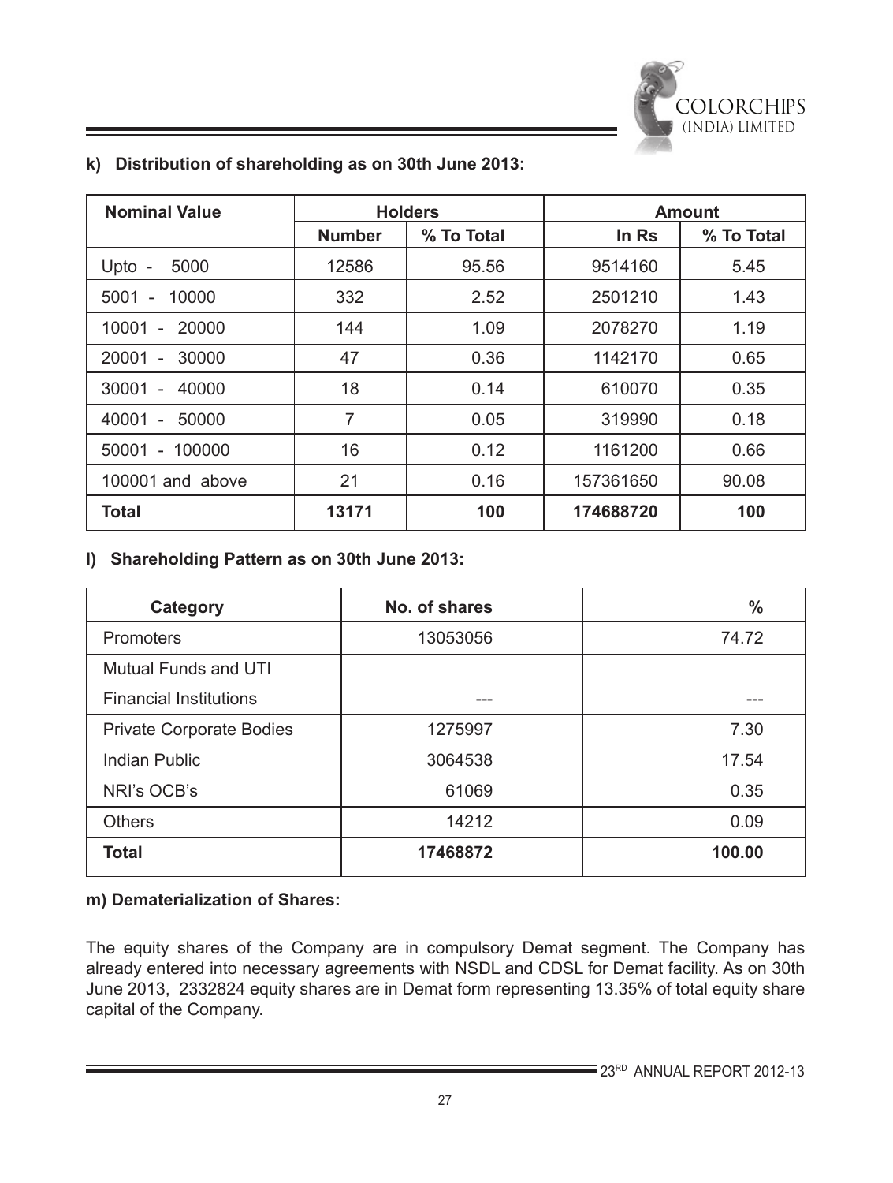**k) Distribution of shareholding as on 30th June 2013:**

| Nominal Value | Holders | | Amount | |
|---|---|---|---|---|
| | Number | % To Total | In Rs | % To Total |
| Upto - 5000 | 12586 | 95.56 | 9514160 | 5.45 |
| 5001 - 10000 | 332 | 2.52 | 2501210 | 1.43 |
| 10001 - 20000 | 144 | 1.09 | 2078270 | 1.19 |
| 20001 - 30000 | 47 | 0.36 | 1142170 | 0.65 |
| 30001 - 40000 | 18 | 0.14 | 610070 | 0.35 |
| 40001 - 50000 | 7 | 0.05 | 319990 | 0.18 |
| 50001 - 100000 | 16 | 0.12 | 1161200 | 0.66 |
| 100001 and above | 21 | 0.16 | 157361650 | 90.08 |
| **Total** | **13171** | **100** | **174688720** | **100** |

**l) Shareholding Pattern as on 30th June 2013:**

| Category | No. of shares | % |
|---|---|---|
| Promoters | 13053056 | 74.72 |
| Mutual Funds and UTI | | |
| Financial Institutions | --- | --- |
| Private Corporate Bodies | 1275997 | 7.30 |
| Indian Public | 3064538 | 17.54 |
| NRI's OCB's | 61069 | 0.35 |
| Others | 14212 | 0.09 |
| **Total** | **17468872** | **100.00** |

**m) Dematerialization of Shares:**

The equity shares of the Company are in compulsory Demat segment. The Company has already entered into necessary agreements with NSDL and CDSL for Demat facility. As on 30th June 2013, 2332824 equity shares are in Demat form representing 13.35% of total equity share capital of the Company.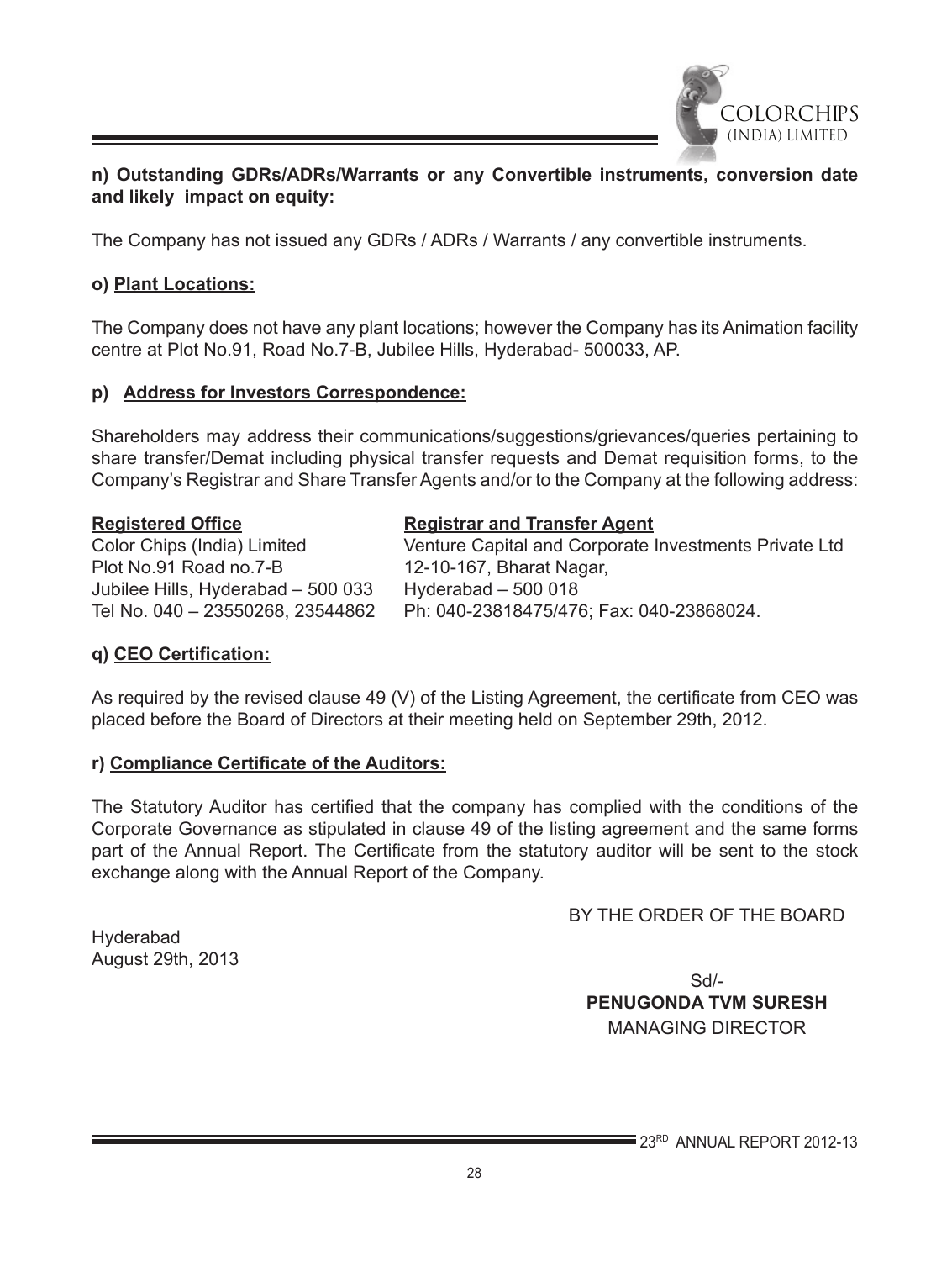**n) Outstanding GDRs/ADRs/Warrants or any Convertible instruments, conversion date and likely impact on equity:**

The Company has not issued any GDRs / ADRs / Warrants / any convertible instruments.

**o) Plant Locations:**

The Company does not have any plant locations; however the Company has its Animation facility centre at Plot No.91, Road No.7-B, Jubilee Hills, Hyderabad- 500033, AP.

**p) Address for Investors Correspondence:**

Shareholders may address their communications/suggestions/grievances/queries pertaining to share transfer/Demat including physical transfer requests and Demat requisition forms, to the Company's Registrar and Share Transfer Agents and/or to the Company at the following address:

| Registered Office | Registrar and Transfer Agent |
|---|---|
| Color Chips (India) Limited | Venture Capital and Corporate Investments Private Ltd |
| Plot No.91 Road no.7-B | 12-10-167, Bharat Nagar, |
| Jubilee Hills, Hyderabad – 500 033 | Hyderabad – 500 018 |
| Tel No. 040 – 23550268, 23544862 | Ph: 040-23818475/476; Fax: 040-23868024. |

**q) CEO Certification:**

As required by the revised clause 49 (V) of the Listing Agreement, the certificate from CEO was placed before the Board of Directors at their meeting held on September 29th, 2012.

**r) Compliance Certificate of the Auditors:**

The Statutory Auditor has certified that the company has complied with the conditions of the Corporate Governance as stipulated in clause 49 of the listing agreement and the same forms part of the Annual Report. The Certificate from the statutory auditor will be sent to the stock exchange along with the Annual Report of the Company.

BY THE ORDER OF THE BOARD

Hyderabad
August 29th, 2013

Sd/-
**PENUGONDA TVM SURESH**
MANAGING DIRECTOR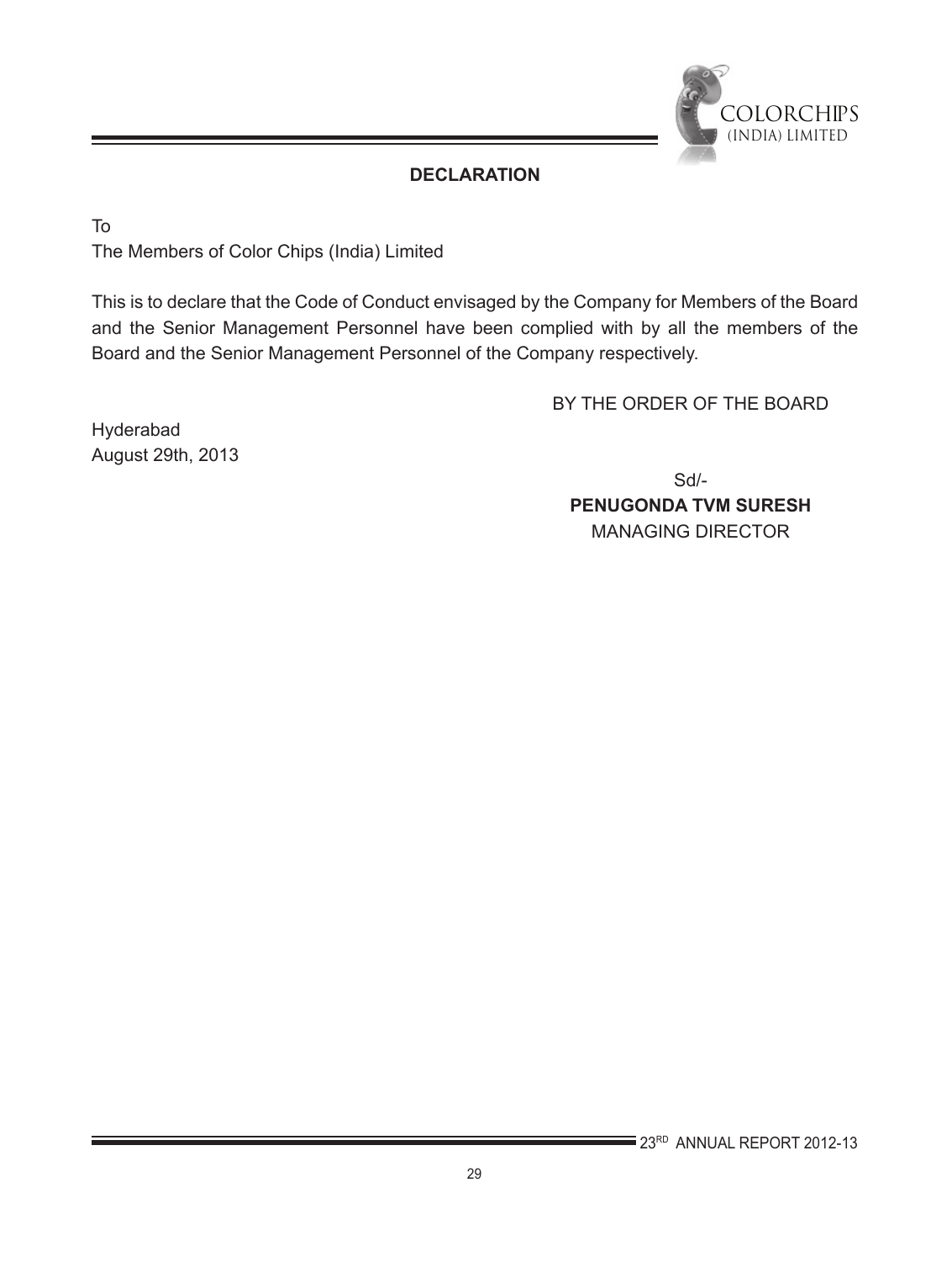## DECLARATION

To

The Members of Color Chips (India) Limited

This is to declare that the Code of Conduct envisaged by the Company for Members of the Board and the Senior Management Personnel have been complied with by all the members of the Board and the Senior Management Personnel of the Company respectively.

BY THE ORDER OF THE BOARD

Hyderabad

August 29th, 2013

Sd/-

**PENUGONDA TVM SURESH**

MANAGING DIRECTOR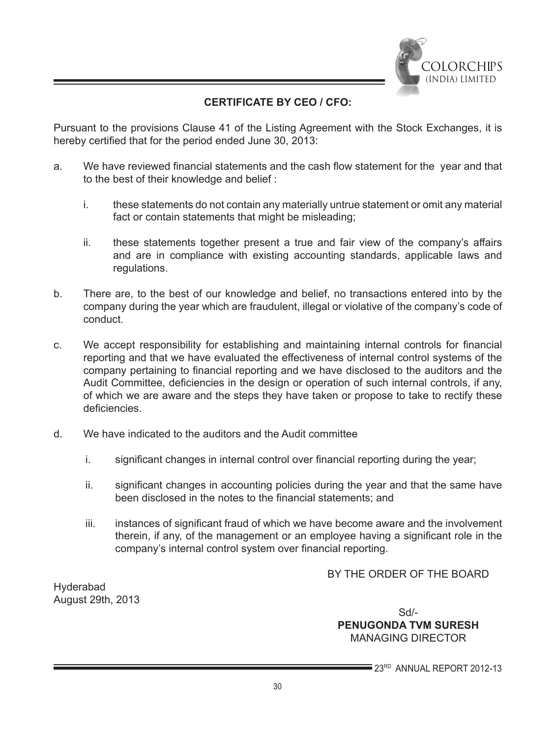## CERTIFICATE BY CEO / CFO:

Pursuant to the provisions Clause 41 of the Listing Agreement with the Stock Exchanges, it is hereby certified that for the period ended June 30, 2013:

a. We have reviewed financial statements and the cash flow statement for the year and that to the best of their knowledge and belief :

   i. these statements do not contain any materially untrue statement or omit any material fact or contain statements that might be misleading;

   ii. these statements together present a true and fair view of the company's affairs and are in compliance with existing accounting standards, applicable laws and regulations.

b. There are, to the best of our knowledge and belief, no transactions entered into by the company during the year which are fraudulent, illegal or violative of the company's code of conduct.

c. We accept responsibility for establishing and maintaining internal controls for financial reporting and that we have evaluated the effectiveness of internal control systems of the company pertaining to financial reporting and we have disclosed to the auditors and the Audit Committee, deficiencies in the design or operation of such internal controls, if any, of which we are aware and the steps they have taken or propose to take to rectify these deficiencies.

d. We have indicated to the auditors and the Audit committee

   i. significant changes in internal control over financial reporting during the year;

   ii. significant changes in accounting policies during the year and that the same have been disclosed in the notes to the financial statements; and

   iii. instances of significant fraud of which we have become aware and the involvement therein, if any, of the management or an employee having a significant role in the company's internal control system over financial reporting.

BY THE ORDER OF THE BOARD

Hyderabad
August 29th, 2013

Sd/-
**PENUGONDA TVM SURESH**
MANAGING DIRECTOR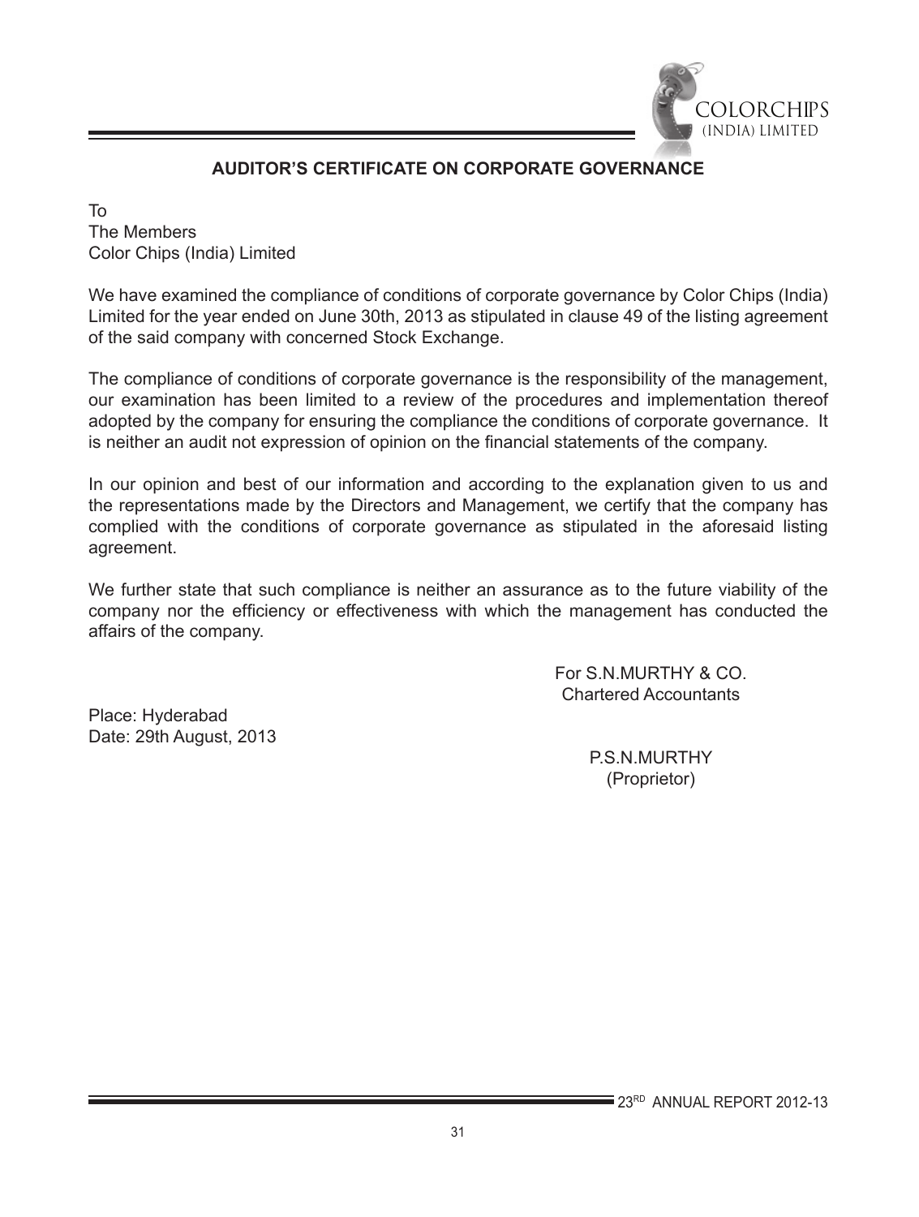## AUDITOR'S CERTIFICATE ON CORPORATE GOVERNANCE

To
The Members
Color Chips (India) Limited

We have examined the compliance of conditions of corporate governance by Color Chips (India) Limited for the year ended on June 30th, 2013 as stipulated in clause 49 of the listing agreement of the said company with concerned Stock Exchange.

The compliance of conditions of corporate governance is the responsibility of the management, our examination has been limited to a review of the procedures and implementation thereof adopted by the company for ensuring the compliance the conditions of corporate governance. It is neither an audit not expression of opinion on the financial statements of the company.

In our opinion and best of our information and according to the explanation given to us and the representations made by the Directors and Management, we certify that the company has complied with the conditions of corporate governance as stipulated in the aforesaid listing agreement.

We further state that such compliance is neither an assurance as to the future viability of the company nor the efficiency or effectiveness with which the management has conducted the affairs of the company.

For S.N.MURTHY & CO.
Chartered Accountants

Place: Hyderabad
Date: 29th August, 2013

P.S.N.MURTHY
(Proprietor)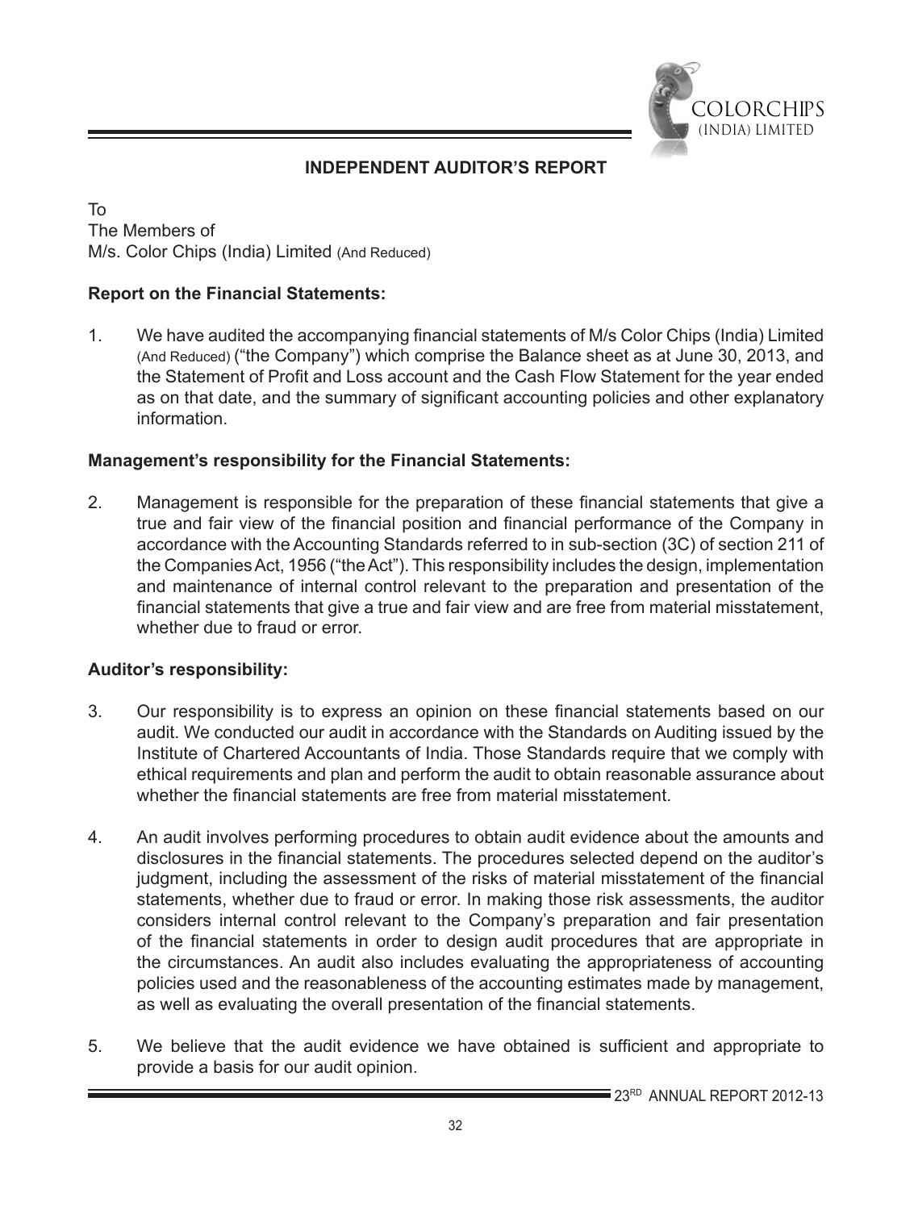## INDEPENDENT AUDITOR'S REPORT

To
The Members of
M/s. Color Chips (India) Limited (And Reduced)

### Report on the Financial Statements:

1. We have audited the accompanying financial statements of M/s Color Chips (India) Limited (And Reduced) ("the Company") which comprise the Balance sheet as at June 30, 2013, and the Statement of Profit and Loss account and the Cash Flow Statement for the year ended as on that date, and the summary of significant accounting policies and other explanatory information.

### Management's responsibility for the Financial Statements:

2. Management is responsible for the preparation of these financial statements that give a true and fair view of the financial position and financial performance of the Company in accordance with the Accounting Standards referred to in sub-section (3C) of section 211 of the Companies Act, 1956 ("the Act"). This responsibility includes the design, implementation and maintenance of internal control relevant to the preparation and presentation of the financial statements that give a true and fair view and are free from material misstatement, whether due to fraud or error.

### Auditor's responsibility:

3. Our responsibility is to express an opinion on these financial statements based on our audit. We conducted our audit in accordance with the Standards on Auditing issued by the Institute of Chartered Accountants of India. Those Standards require that we comply with ethical requirements and plan and perform the audit to obtain reasonable assurance about whether the financial statements are free from material misstatement.

4. An audit involves performing procedures to obtain audit evidence about the amounts and disclosures in the financial statements. The procedures selected depend on the auditor's judgment, including the assessment of the risks of material misstatement of the financial statements, whether due to fraud or error. In making those risk assessments, the auditor considers internal control relevant to the Company's preparation and fair presentation of the financial statements in order to design audit procedures that are appropriate in the circumstances. An audit also includes evaluating the appropriateness of accounting policies used and the reasonableness of the accounting estimates made by management, as well as evaluating the overall presentation of the financial statements.

5. We believe that the audit evidence we have obtained is sufficient and appropriate to provide a basis for our audit opinion.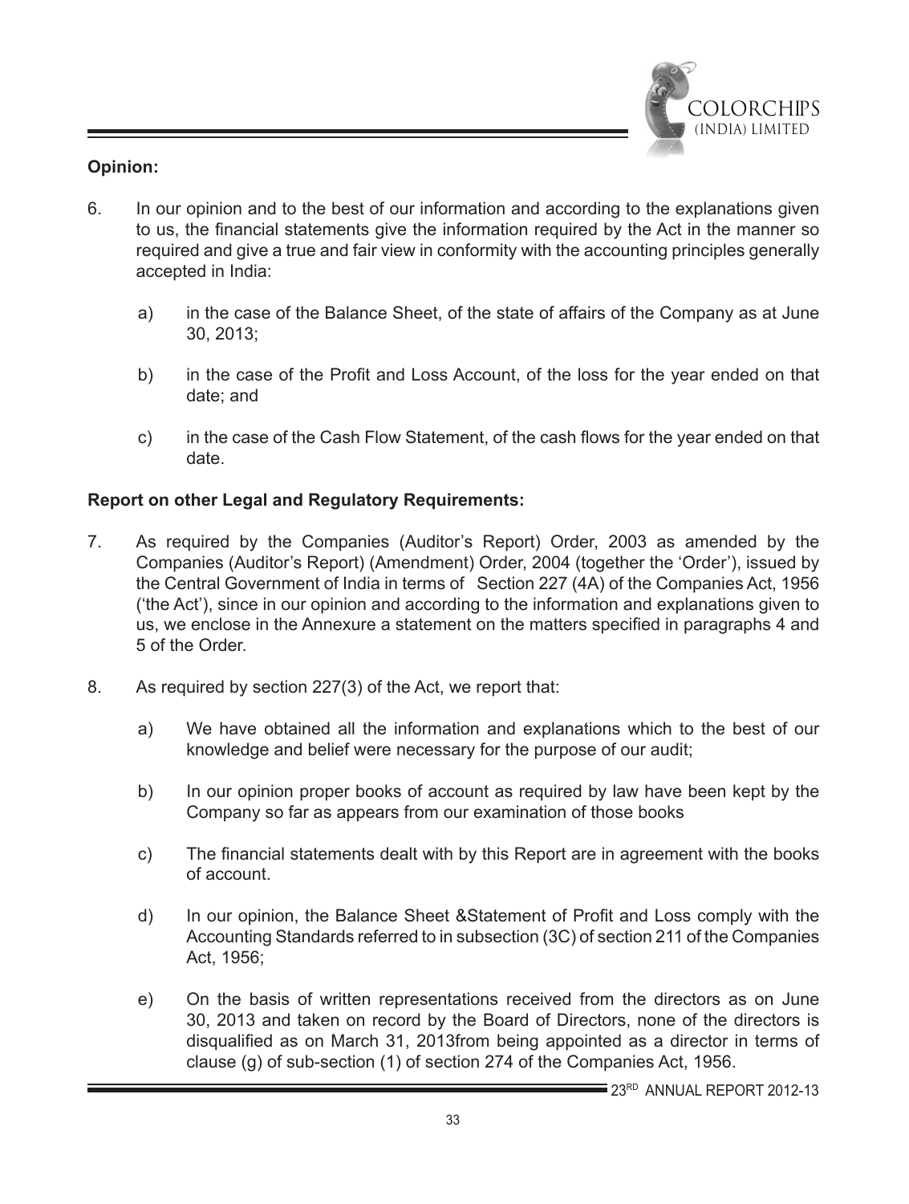**Opinion:**

6. In our opinion and to the best of our information and according to the explanations given to us, the financial statements give the information required by the Act in the manner so required and give a true and fair view in conformity with the accounting principles generally accepted in India:

   a) in the case of the Balance Sheet, of the state of affairs of the Company as at June 30, 2013;

   b) in the case of the Profit and Loss Account, of the loss for the year ended on that date; and

   c) in the case of the Cash Flow Statement, of the cash flows for the year ended on that date.

**Report on other Legal and Regulatory Requirements:**

7. As required by the Companies (Auditor's Report) Order, 2003 as amended by the Companies (Auditor's Report) (Amendment) Order, 2004 (together the 'Order'), issued by the Central Government of India in terms of Section 227 (4A) of the Companies Act, 1956 ('the Act'), since in our opinion and according to the information and explanations given to us, we enclose in the Annexure a statement on the matters specified in paragraphs 4 and 5 of the Order.

8. As required by section 227(3) of the Act, we report that:

   a) We have obtained all the information and explanations which to the best of our knowledge and belief were necessary for the purpose of our audit;

   b) In our opinion proper books of account as required by law have been kept by the Company so far as appears from our examination of those books

   c) The financial statements dealt with by this Report are in agreement with the books of account.

   d) In our opinion, the Balance Sheet &Statement of Profit and Loss comply with the Accounting Standards referred to in subsection (3C) of section 211 of the Companies Act, 1956;

   e) On the basis of written representations received from the directors as on June 30, 2013 and taken on record by the Board of Directors, none of the directors is disqualified as on March 31, 2013from being appointed as a director in terms of clause (g) of sub-section (1) of section 274 of the Companies Act, 1956.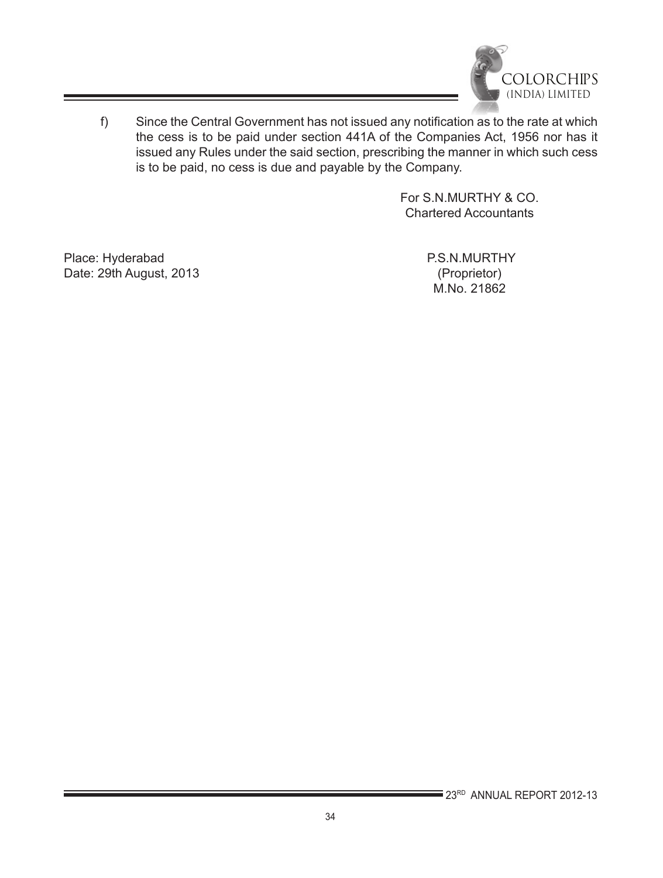f) Since the Central Government has not issued any notification as to the rate at which the cess is to be paid under section 441A of the Companies Act, 1956 nor has it issued any Rules under the said section, prescribing the manner in which such cess is to be paid, no cess is due and payable by the Company.

For S.N.MURTHY & CO.
Chartered Accountants

Place: Hyderabad
Date: 29th August, 2013

P.S.N.MURTHY
(Proprietor)
M.No. 21862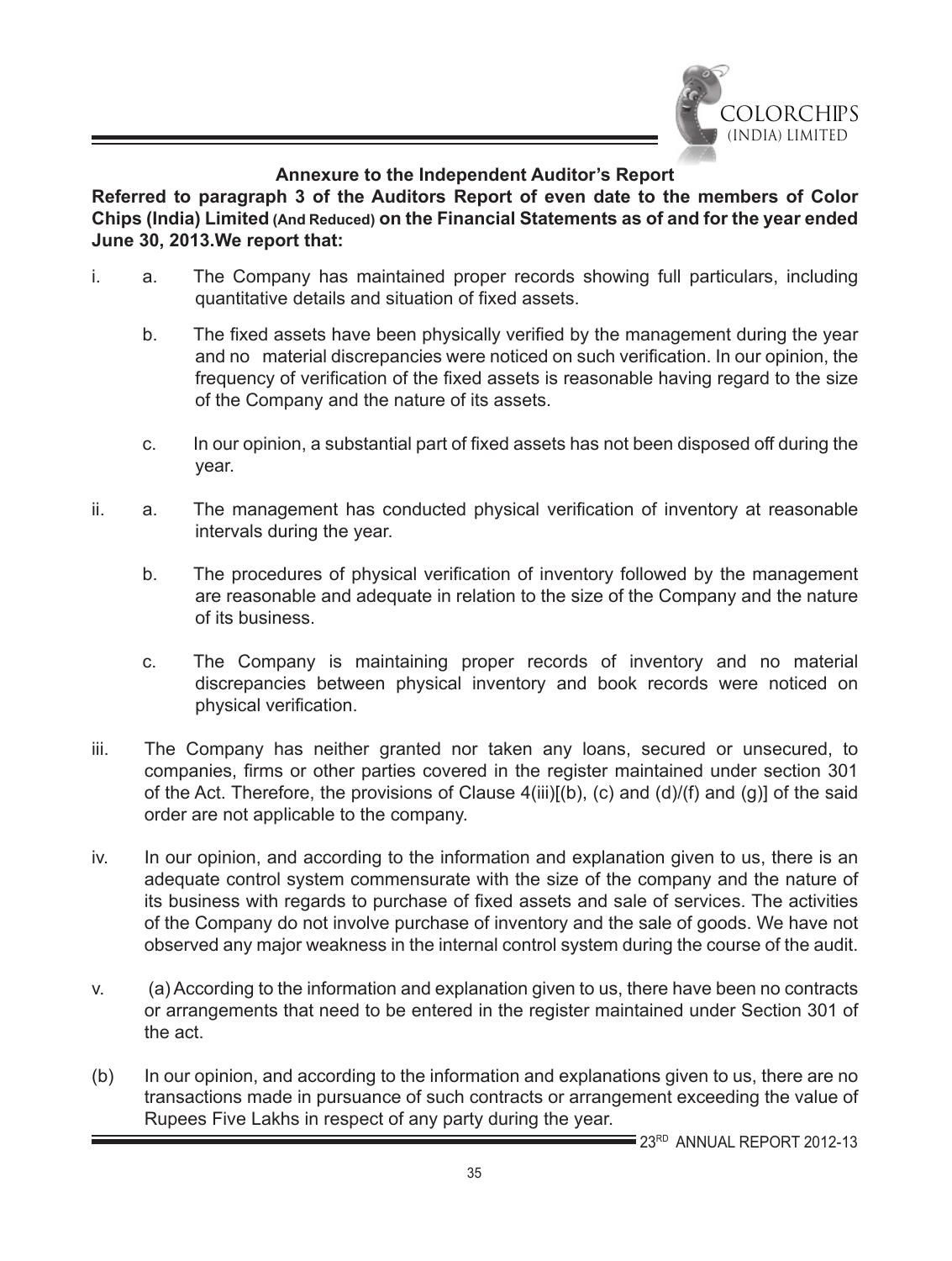## Annexure to the Independent Auditor's Report

**Referred to paragraph 3 of the Auditors Report of even date to the members of Color Chips (India) Limited (And Reduced) on the Financial Statements as of and for the year ended June 30, 2013.We report that:**

i. a. The Company has maintained proper records showing full particulars, including quantitative details and situation of fixed assets.

   b. The fixed assets have been physically verified by the management during the year and no material discrepancies were noticed on such verification. In our opinion, the frequency of verification of the fixed assets is reasonable having regard to the size of the Company and the nature of its assets.

   c. In our opinion, a substantial part of fixed assets has not been disposed off during the year.

ii. a. The management has conducted physical verification of inventory at reasonable intervals during the year.

   b. The procedures of physical verification of inventory followed by the management are reasonable and adequate in relation to the size of the Company and the nature of its business.

   c. The Company is maintaining proper records of inventory and no material discrepancies between physical inventory and book records were noticed on physical verification.

iii. The Company has neither granted nor taken any loans, secured or unsecured, to companies, firms or other parties covered in the register maintained under section 301 of the Act. Therefore, the provisions of Clause 4(iii)[(b), (c) and (d)/(f) and (g)] of the said order are not applicable to the company.

iv. In our opinion, and according to the information and explanation given to us, there is an adequate control system commensurate with the size of the company and the nature of its business with regards to purchase of fixed assets and sale of services. The activities of the Company do not involve purchase of inventory and the sale of goods. We have not observed any major weakness in the internal control system during the course of the audit.

v. (a) According to the information and explanation given to us, there have been no contracts or arrangements that need to be entered in the register maintained under Section 301 of the act.

(b) In our opinion, and according to the information and explanations given to us, there are no transactions made in pursuance of such contracts or arrangement exceeding the value of Rupees Five Lakhs in respect of any party during the year.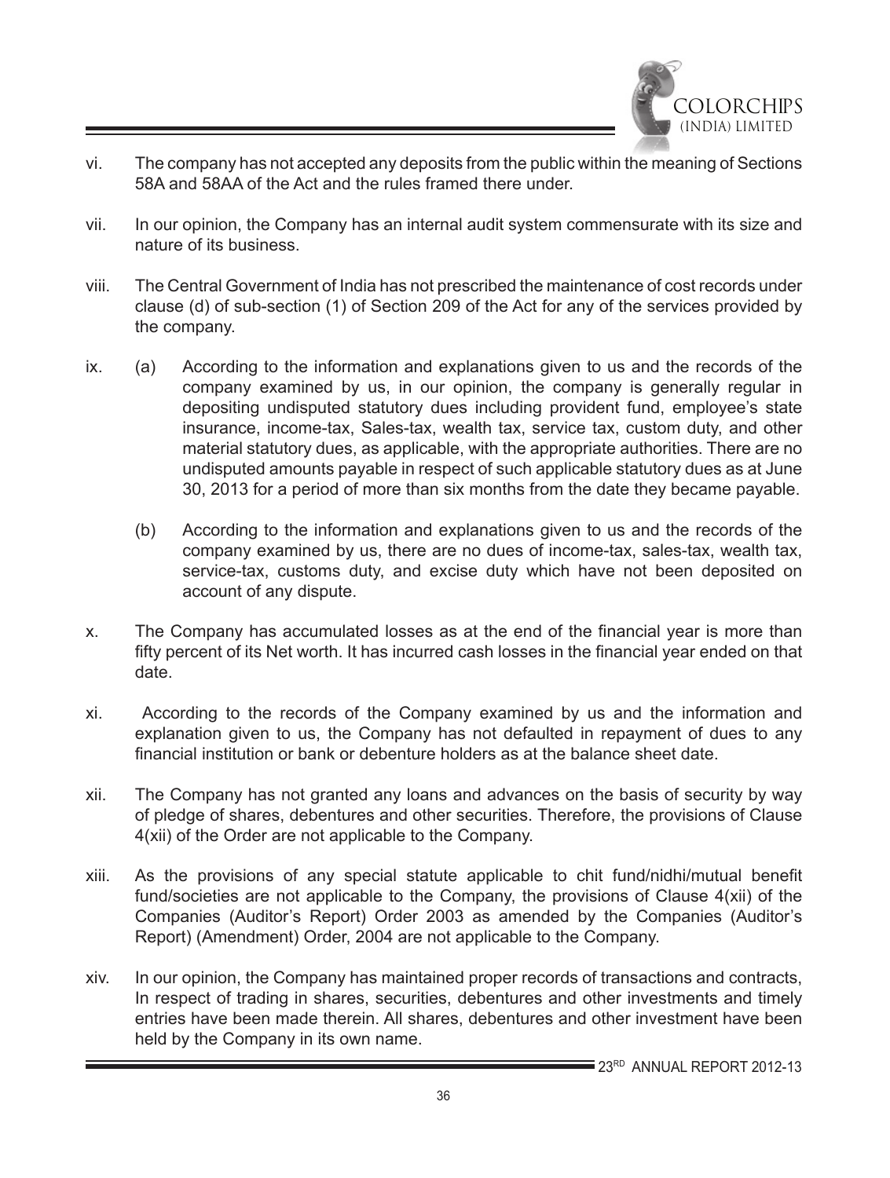vi. The company has not accepted any deposits from the public within the meaning of Sections 58A and 58AA of the Act and the rules framed there under.

vii. In our opinion, the Company has an internal audit system commensurate with its size and nature of its business.

viii. The Central Government of India has not prescribed the maintenance of cost records under clause (d) of sub-section (1) of Section 209 of the Act for any of the services provided by the company.

ix. (a) According to the information and explanations given to us and the records of the company examined by us, in our opinion, the company is generally regular in depositing undisputed statutory dues including provident fund, employee's state insurance, income-tax, Sales-tax, wealth tax, service tax, custom duty, and other material statutory dues, as applicable, with the appropriate authorities. There are no undisputed amounts payable in respect of such applicable statutory dues as at June 30, 2013 for a period of more than six months from the date they became payable.

(b) According to the information and explanations given to us and the records of the company examined by us, there are no dues of income-tax, sales-tax, wealth tax, service-tax, customs duty, and excise duty which have not been deposited on account of any dispute.

x. The Company has accumulated losses as at the end of the financial year is more than fifty percent of its Net worth. It has incurred cash losses in the financial year ended on that date.

xi. According to the records of the Company examined by us and the information and explanation given to us, the Company has not defaulted in repayment of dues to any financial institution or bank or debenture holders as at the balance sheet date.

xii. The Company has not granted any loans and advances on the basis of security by way of pledge of shares, debentures and other securities. Therefore, the provisions of Clause 4(xii) of the Order are not applicable to the Company.

xiii. As the provisions of any special statute applicable to chit fund/nidhi/mutual benefit fund/societies are not applicable to the Company, the provisions of Clause 4(xii) of the Companies (Auditor's Report) Order 2003 as amended by the Companies (Auditor's Report) (Amendment) Order, 2004 are not applicable to the Company.

xiv. In our opinion, the Company has maintained proper records of transactions and contracts, In respect of trading in shares, securities, debentures and other investments and timely entries have been made therein. All shares, debentures and other investment have been held by the Company in its own name.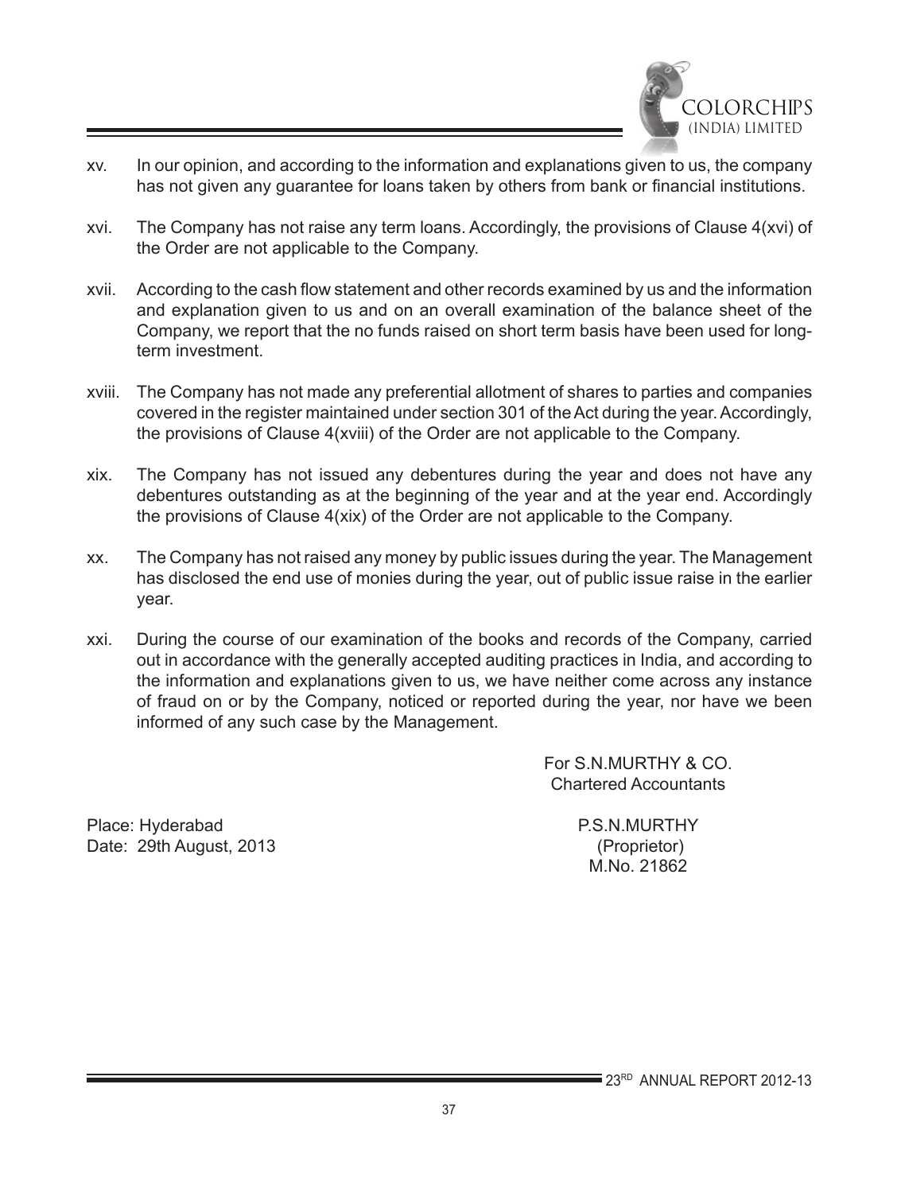xv. In our opinion, and according to the information and explanations given to us, the company has not given any guarantee for loans taken by others from bank or financial institutions.

xvi. The Company has not raise any term loans. Accordingly, the provisions of Clause 4(xvi) of the Order are not applicable to the Company.

xvii. According to the cash flow statement and other records examined by us and the information and explanation given to us and on an overall examination of the balance sheet of the Company, we report that the no funds raised on short term basis have been used for long-term investment.

xviii. The Company has not made any preferential allotment of shares to parties and companies covered in the register maintained under section 301 of the Act during the year. Accordingly, the provisions of Clause 4(xviii) of the Order are not applicable to the Company.

xix. The Company has not issued any debentures during the year and does not have any debentures outstanding as at the beginning of the year and at the year end. Accordingly the provisions of Clause 4(xix) of the Order are not applicable to the Company.

xx. The Company has not raised any money by public issues during the year. The Management has disclosed the end use of monies during the year, out of public issue raise in the earlier year.

xxi. During the course of our examination of the books and records of the Company, carried out in accordance with the generally accepted auditing practices in India, and according to the information and explanations given to us, we have neither come across any instance of fraud on or by the Company, noticed or reported during the year, nor have we been informed of any such case by the Management.

For S.N.MURTHY & CO.
Chartered Accountants

Place: Hyderabad
Date: 29th August, 2013

P.S.N.MURTHY
(Proprietor)
M.No. 21862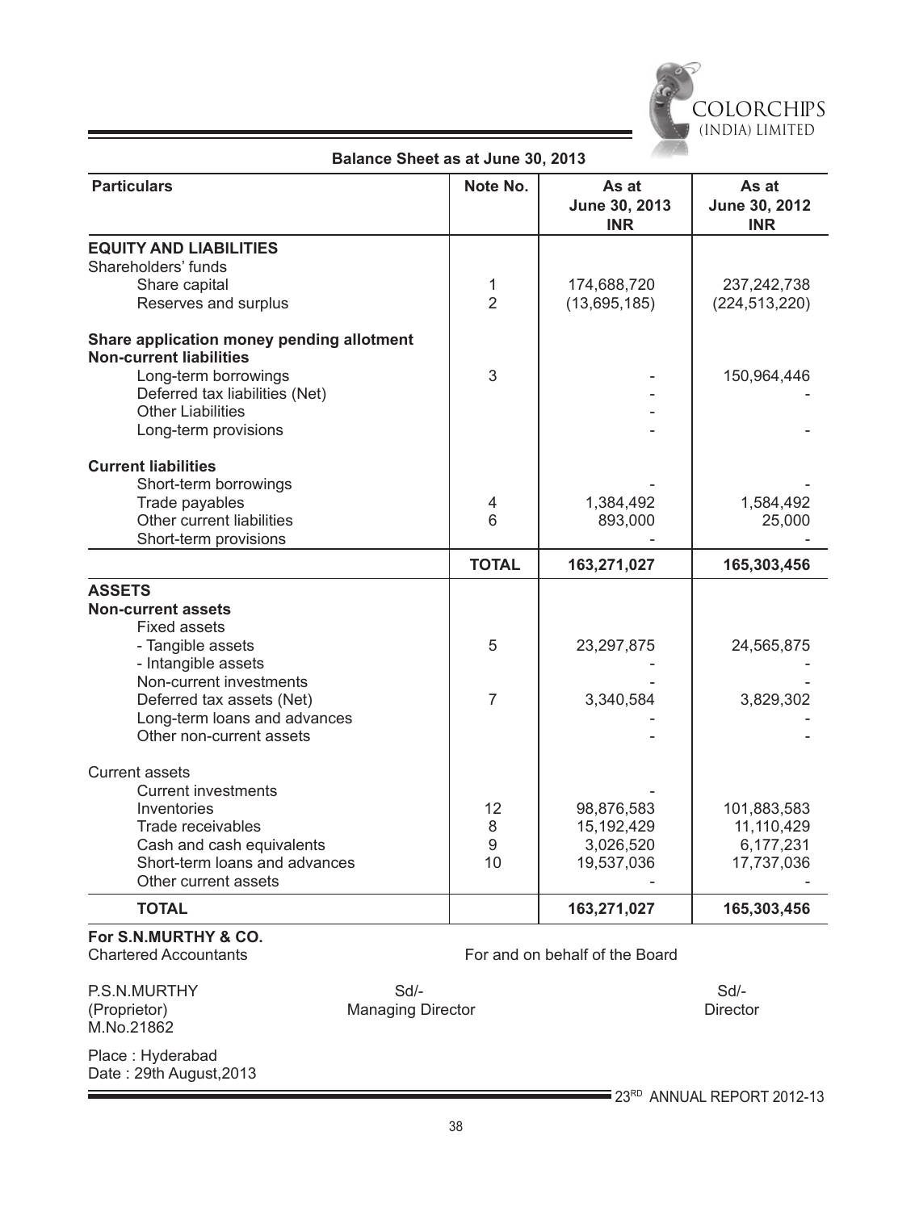## Balance Sheet as at June 30, 2013

| Particulars | Note No. | As at June 30, 2013 INR | As at June 30, 2012 INR |
|---|---|---|---|
| **EQUITY AND LIABILITIES** | | | |
| Shareholders' funds | | | |
| Share capital | 1 | 174,688,720 | 237,242,738 |
| Reserves and surplus | 2 | (13,695,185) | (224,513,220) |
| **Share application money pending allotment** | | | |
| **Non-current liabilities** | | | |
| Long-term borrowings | 3 | - | 150,964,446 |
| Deferred tax liabilities (Net) | | - | - |
| Other Liabilities | | - | |
| Long-term provisions | | - | - |
| **Current liabilities** | | | |
| Short-term borrowings | | - | - |
| Trade payables | 4 | 1,384,492 | 1,584,492 |
| Other current liabilities | 6 | 893,000 | 25,000 |
| Short-term provisions | | - | - |
| | **TOTAL** | **163,271,027** | **165,303,456** |
| **ASSETS** | | | |
| **Non-current assets** | | | |
| Fixed assets | | | |
| - Tangible assets | 5 | 23,297,875 | 24,565,875 |
| - Intangible assets | | - | - |
| Non-current investments | | - | - |
| Deferred tax assets (Net) | 7 | 3,340,584 | 3,829,302 |
| Long-term loans and advances | | - | - |
| Other non-current assets | | - | - |
| Current assets | | | |
| Current investments | | - | |
| Inventories | 12 | 98,876,583 | 101,883,583 |
| Trade receivables | 8 | 15,192,429 | 11,110,429 |
| Cash and cash equivalents | 9 | 3,026,520 | 6,177,231 |
| Short-term loans and advances | 10 | 19,537,036 | 17,737,036 |
| Other current assets | | - | - |
| **TOTAL** | | **163,271,027** | **165,303,456** |

**For S.N.MURTHY & CO.**
Chartered Accountants

For and on behalf of the Board

P.S.N.MURTHY
(Proprietor)
M.No.21862

Sd/-
Managing Director

Sd/-
Director

Place : Hyderabad
Date : 29th August,2013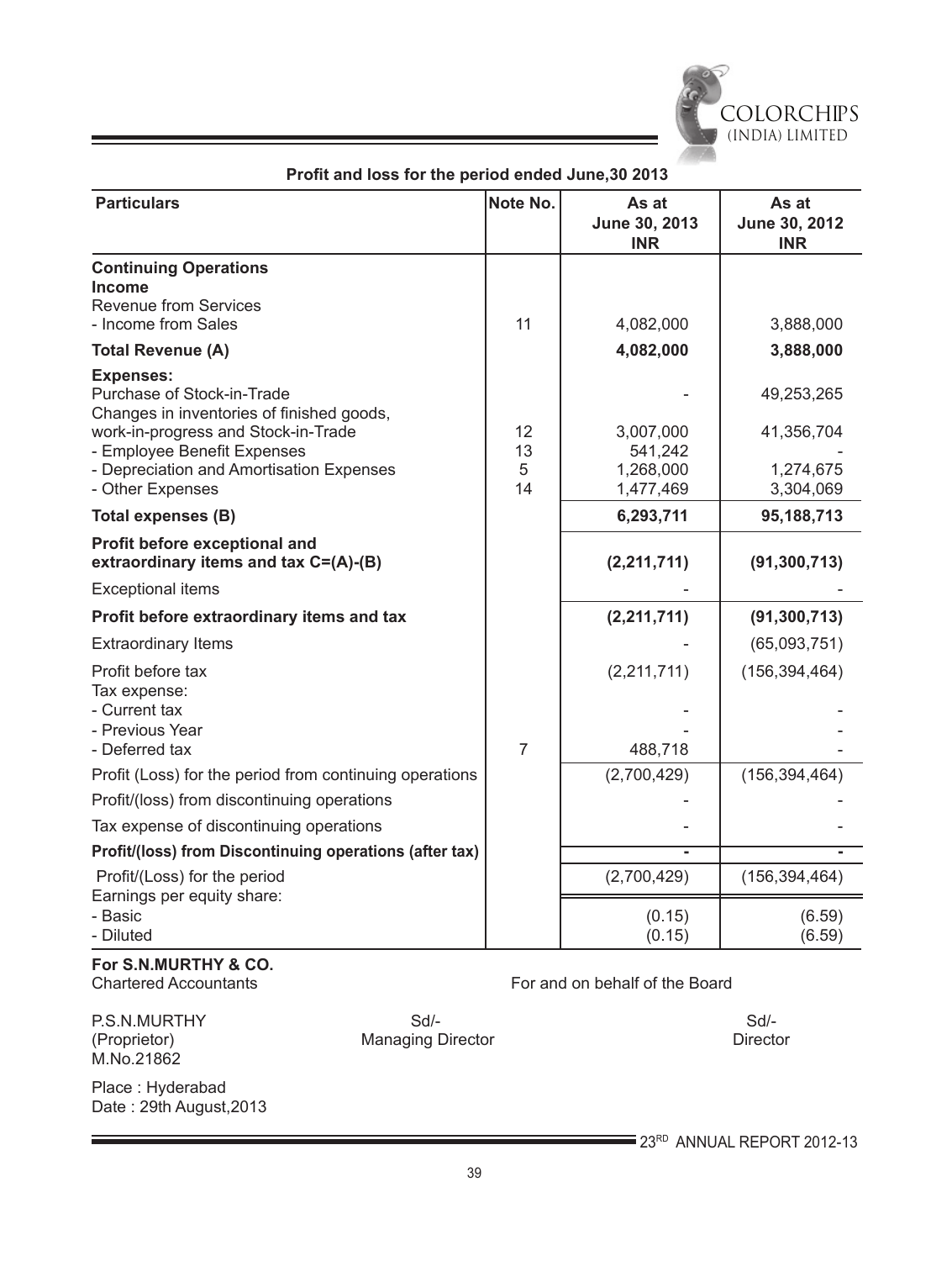## Profit and loss for the period ended June,30 2013

| Particulars | Note No. | As at June 30, 2013 INR | As at June 30, 2012 INR |
|---|---|---|---|
| **Continuing Operations** | | | |
| **Income** | | | |
| Revenue from Services | | | |
| - Income from Sales | 11 | 4,082,000 | 3,888,000 |
| **Total Revenue (A)** | | **4,082,000** | **3,888,000** |
| **Expenses:** | | | |
| Purchase of Stock-in-Trade | | - | 49,253,265 |
| Changes in inventories of finished goods, work-in-progress and Stock-in-Trade | 12 | 3,007,000 | 41,356,704 |
| - Employee Benefit Expenses | 13 | 541,242 | - |
| - Depreciation and Amortisation Expenses | 5 | 1,268,000 | 1,274,675 |
| - Other Expenses | 14 | 1,477,469 | 3,304,069 |
| **Total expenses (B)** | | **6,293,711** | **95,188,713** |
| **Profit before exceptional and extraordinary items and tax C=(A)-(B)** | | **(2,211,711)** | **(91,300,713)** |
| Exceptional items | | - | - |
| **Profit before extraordinary items and tax** | | **(2,211,711)** | **(91,300,713)** |
| Extraordinary Items | | - | (65,093,751) |
| Profit before tax | | (2,211,711) | (156,394,464) |
| Tax expense: | | | |
| - Current tax | | - | - |
| - Previous Year | | - | - |
| - Deferred tax | 7 | 488,718 | - |
| Profit (Loss) for the period from continuing operations | | (2,700,429) | (156,394,464) |
| Profit/(loss) from discontinuing operations | | - | - |
| Tax expense of discontinuing operations | | - | - |
| **Profit/(loss) from Discontinuing operations (after tax)** | | **-** | **-** |
| Profit/(Loss) for the period | | (2,700,429) | (156,394,464) |
| Earnings per equity share: | | | |
| - Basic | | (0.15) | (6.59) |
| - Diluted | | (0.15) | (6.59) |

**For S.N.MURTHY & CO.**
Chartered Accountants

For and on behalf of the Board

P.S.N.MURTHY
(Proprietor)
M.No.21862

Sd/-
Managing Director

Sd/-
Director

Place : Hyderabad
Date : 29th August,2013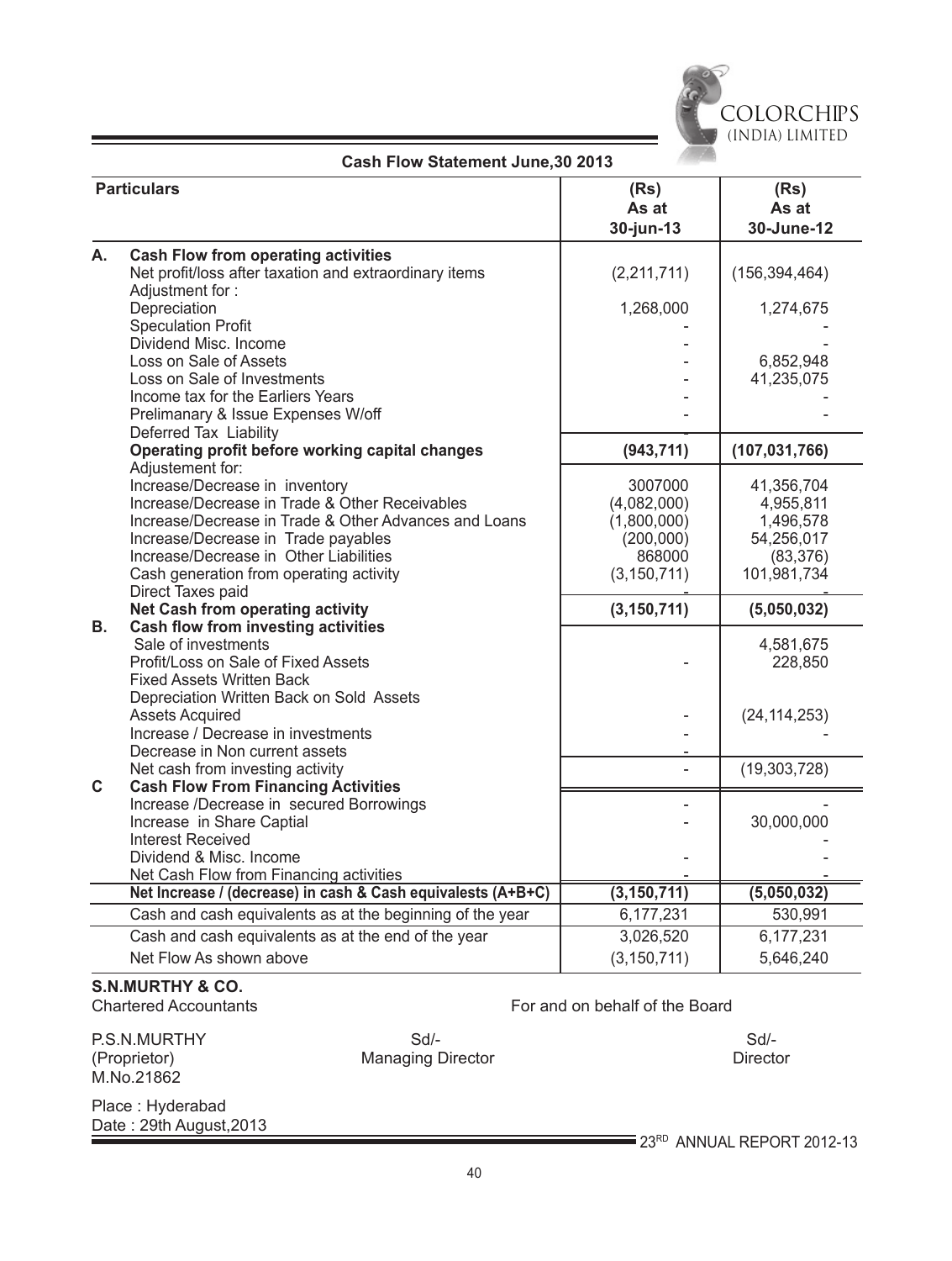## Cash Flow Statement June,30 2013

| | Particulars | (Rs) As at 30-jun-13 | (Rs) As at 30-June-12 |
|---|---|---|---|
| **A.** | **Cash Flow from operating activities** | | |
| | Net profit/loss after taxation and extraordinary items | (2,211,711) | (156,394,464) |
| | Adjustment for : | | |
| | Depreciation | 1,268,000 | 1,274,675 |
| | Speculation Profit | - | - |
| | Dividend Misc. Income | - | - |
| | Loss on Sale of Assets | - | 6,852,948 |
| | Loss on Sale of Investments | - | 41,235,075 |
| | Income tax for the Earliers Years | - | - |
| | Prelimanary & Issue Expenses W/off | - | - |
| | Deferred Tax Liability | - | |
| | **Operating profit before working capital changes** | **(943,711)** | **(107,031,766)** |
| | Adjustement for: | | |
| | Increase/Decrease in inventory | 3007000 | 41,356,704 |
| | Increase/Decrease in Trade & Other Receivables | (4,082,000) | 4,955,811 |
| | Increase/Decrease in Trade & Other Advances and Loans | (1,800,000) | 1,496,578 |
| | Increase/Decrease in Trade payables | (200,000) | 54,256,017 |
| | Increase/Decrease in Other Liabilities | 868000 | (83,376) |
| | Cash generation from operating activity | (3,150,711) | 101,981,734 |
| | Direct Taxes paid | - | - |
| | **Net Cash from operating activity** | **(3,150,711)** | **(5,050,032)** |
| **B.** | **Cash flow from investing activities** | | |
| | Sale of investments | | 4,581,675 |
| | Profit/Loss on Sale of Fixed Assets | - | 228,850 |
| | Fixed Assets Written Back | | |
| | Depreciation Written Back on Sold Assets | | |
| | Assets Acquired | - | (24,114,253) |
| | Increase / Decrease in investments | - | - |
| | Decrease in Non current assets | - | |
| | Net cash from investing activity | - | (19,303,728) |
| **C** | **Cash Flow From Financing Activities** | | |
| | Increase /Decrease in secured Borrowings | - | - |
| | Increase in Share Captial | - | 30,000,000 |
| | Interest Received | | - |
| | Dividend & Misc. Income | - | - |
| | Net Cash Flow from Financing activities | - | - |
| | **Net Increase / (decrease) in cash & Cash equivalests (A+B+C)** | **(3,150,711)** | **(5,050,032)** |
| | Cash and cash equivalents as at the beginning of the year | 6,177,231 | 530,991 |
| | Cash and cash equivalents as at the end of the year | 3,026,520 | 6,177,231 |
| | Net Flow As shown above | (3,150,711) | 5,646,240 |

**S.N.MURTHY & CO.**
Chartered Accountants

For and on behalf of the Board

P.S.N.MURTHY
(Proprietor)
M.No.21862

Sd/-
Managing Director

Sd/-
Director

Place : Hyderabad
Date : 29th August,2013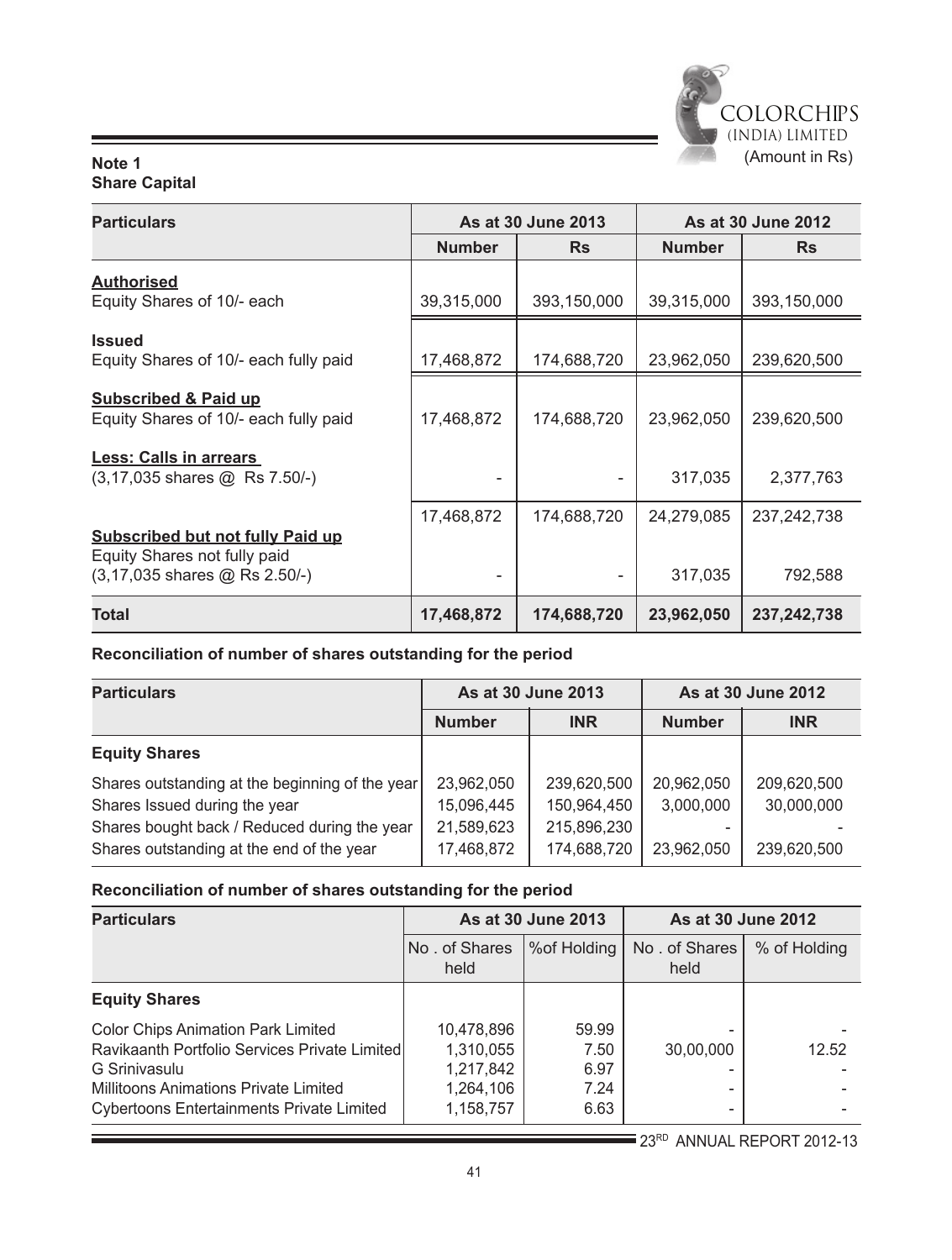(Amount in Rs)

**Note 1**
**Share Capital**

| Particulars | As at 30 June 2013 | | As at 30 June 2012 | |
|---|---|---|---|---|
| | Number | Rs | Number | Rs |
| **Authorised** | | | | |
| Equity Shares of 10/- each | 39,315,000 | 393,150,000 | 39,315,000 | 393,150,000 |
| **Issued** | | | | |
| Equity Shares of 10/- each fully paid | 17,468,872 | 174,688,720 | 23,962,050 | 239,620,500 |
| **Subscribed & Paid up** | | | | |
| Equity Shares of 10/- each fully paid | 17,468,872 | 174,688,720 | 23,962,050 | 239,620,500 |
| **Less: Calls in arrears** | | | | |
| (3,17,035 shares @ Rs 7.50/-) | - | - | 317,035 | 2,377,763 |
| | 17,468,872 | 174,688,720 | 24,279,085 | 237,242,738 |
| **Subscribed but not fully Paid up** | | | | |
| Equity Shares not fully paid (3,17,035 shares @ Rs 2.50/-) | - | - | 317,035 | 792,588 |
| **Total** | **17,468,872** | **174,688,720** | **23,962,050** | **237,242,738** |

**Reconciliation of number of shares outstanding for the period**

| Particulars | As at 30 June 2013 | | As at 30 June 2012 | |
|---|---|---|---|---|
| | Number | INR | Number | INR |
| **Equity Shares** | | | | |
| Shares outstanding at the beginning of the year | 23,962,050 | 239,620,500 | 20,962,050 | 209,620,500 |
| Shares Issued during the year | 15,096,445 | 150,964,450 | 3,000,000 | 30,000,000 |
| Shares bought back / Reduced during the year | 21,589,623 | 215,896,230 | - | - |
| Shares outstanding at the end of the year | 17,468,872 | 174,688,720 | 23,962,050 | 239,620,500 |

**Reconciliation of number of shares outstanding for the period**

| Particulars | As at 30 June 2013 | | As at 30 June 2012 | |
|---|---|---|---|---|
| | No . of Shares held | %of Holding | No . of Shares held | % of Holding |
| **Equity Shares** | | | | |
| Color Chips Animation Park Limited | 10,478,896 | 59.99 | - | - |
| Ravikaanth Portfolio Services Private Limited | 1,310,055 | 7.50 | 30,00,000 | 12.52 |
| G Srinivasulu | 1,217,842 | 6.97 | - | - |
| Millitoons Animations Private Limited | 1,264,106 | 7.24 | - | - |
| Cybertoons Entertainments Private Limited | 1,158,757 | 6.63 | - | - |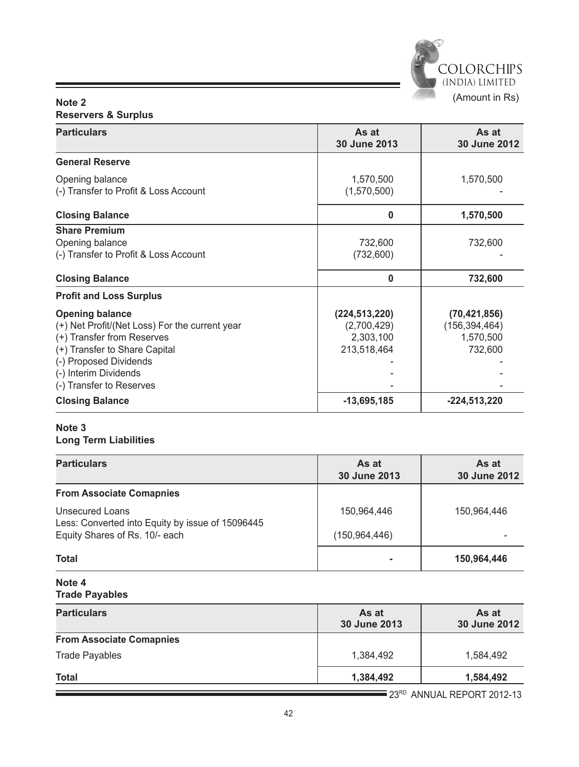(Amount in Rs)

**Note 2**
**Reservers & Surplus**

| Particulars | As at 30 June 2013 | As at 30 June 2012 |
|---|---|---|
| **General Reserve** | | |
| Opening balance | 1,570,500 | 1,570,500 |
| (-) Transfer to Profit & Loss Account | (1,570,500) | - |
| **Closing Balance** | **0** | **1,570,500** |
| **Share Premium** | | |
| Opening balance | 732,600 | 732,600 |
| (-) Transfer to Profit & Loss Account | (732,600) | - |
| **Closing Balance** | **0** | **732,600** |
| **Profit and Loss Surplus** | | |
| **Opening balance** | **(224,513,220)** | **(70,421,856)** |
| (+) Net Profit/(Net Loss) For the current year | (2,700,429) | (156,394,464) |
| (+) Transfer from Reserves | 2,303,100 | 1,570,500 |
| (+) Transfer to Share Capital | 213,518,464 | 732,600 |
| (-) Proposed Dividends | - | - |
| (-) Interim Dividends | - | - |
| (-) Transfer to Reserves | - | - |
| **Closing Balance** | **-13,695,185** | **-224,513,220** |

**Note 3**
**Long Term Liabilities**

| Particulars | As at 30 June 2013 | As at 30 June 2012 |
|---|---|---|
| **From Associate Comapnies** | | |
| Unsecured Loans | 150,964,446 | 150,964,446 |
| Less: Converted into Equity by issue of 15096445 Equity Shares of Rs. 10/- each | (150,964,446) | - |
| **Total** | **-** | **150,964,446** |

**Note 4**
**Trade Payables**

| Particulars | As at 30 June 2013 | As at 30 June 2012 |
|---|---|---|
| **From Associate Comapnies** | | |
| Trade Payables | 1,384,492 | 1,584,492 |
| **Total** | **1,384,492** | **1,584,492** |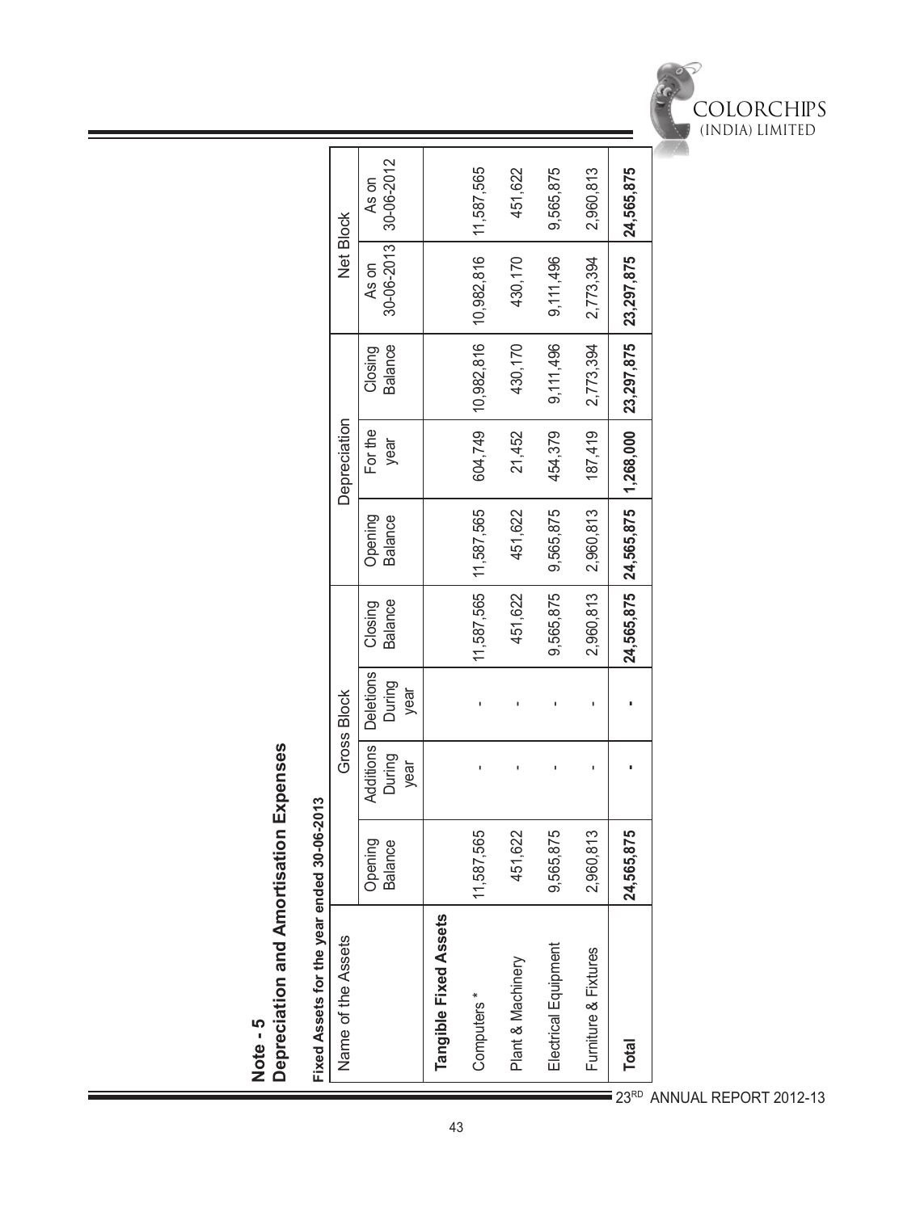## Note - 5

## Depreciation and Amortisation Expenses

**Fixed Assets for the year ended 30-06-2013**

| Name of the Assets | Gross Block | | | | Depreciation | | | Net Block | |
|---|---|---|---|---|---|---|---|---|---|
| | Opening Balance | Additions During year | Deletions During year | Closing Balance | Opening Balance | For the year | Closing Balance | As on 30-06-2013 | As on 30-06-2012 |
| **Tangible Fixed Assets** | | | | | | | | | |
| Computers * | 11,587,565 | - | - | 11,587,565 | 11,587,565 | 604,749 | 10,982,816 | 10,982,816 | 11,587,565 |
| Plant & Machinery | 451,622 | - | - | 451,622 | 451,622 | 21,452 | 430,170 | 430,170 | 451,622 |
| Electrical Equipment | 9,565,875 | - | - | 9,565,875 | 9,565,875 | 454,379 | 9,111,496 | 9,111,496 | 9,565,875 |
| Furniture & Fixtures | 2,960,813 | - | - | 2,960,813 | 2,960,813 | 187,419 | 2,773,394 | 2,773,394 | 2,960,813 |
| **Total** | **24,565,875** | **-** | **-** | **24,565,875** | **24,565,875** | **1,268,000** | **23,297,875** | **23,297,875** | **24,565,875** |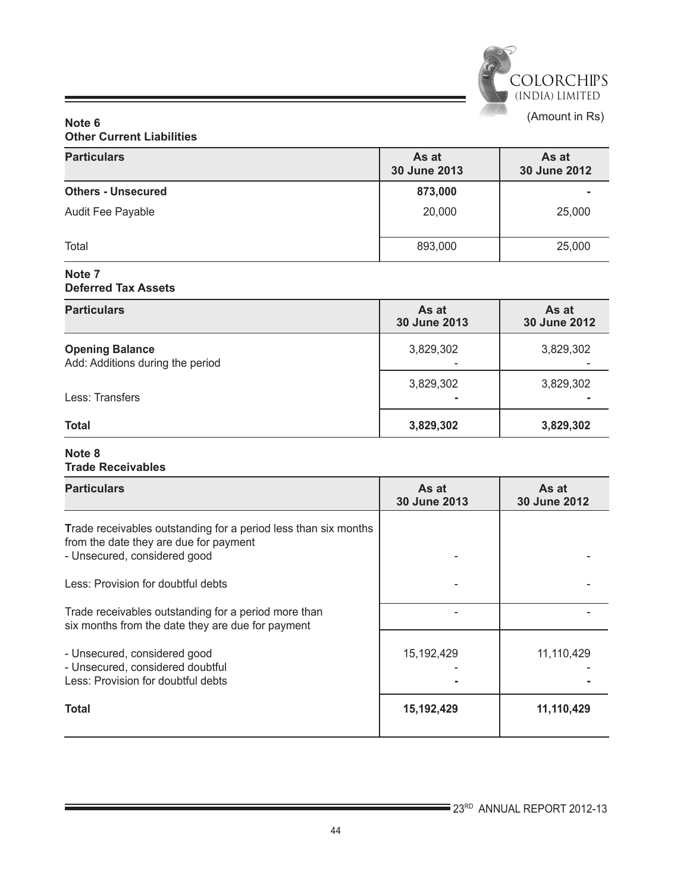(Amount in Rs)

**Note 6**
**Other Current Liabilities**

| Particulars | As at 30 June 2013 | As at 30 June 2012 |
|---|---|---|
| **Others - Unsecured** | **873,000** | **-** |
| Audit Fee Payable | 20,000 | 25,000 |
| Total | 893,000 | 25,000 |

**Note 7**
**Deferred Tax Assets**

| Particulars | As at 30 June 2013 | As at 30 June 2012 |
|---|---|---|
| **Opening Balance** | 3,829,302 | 3,829,302 |
| Add: Additions during the period | - | - |
| | 3,829,302 | 3,829,302 |
| Less: Transfers | **-** | **-** |
| **Total** | **3,829,302** | **3,829,302** |

**Note 8**
**Trade Receivables**

| Particulars | As at 30 June 2013 | As at 30 June 2012 |
|---|---|---|
| Trade receivables outstanding for a period less than six months from the date they are due for payment | | |
| - Unsecured, considered good | - | - |
| Less: Provision for doubtful debts | - | - |
| | - | - |
| Trade receivables outstanding for a period more than six months from the date they are due for payment | | |
| - Unsecured, considered good | 15,192,429 | 11,110,429 |
| - Unsecured, considered doubtful | - | - |
| Less: Provision for doubtful debts | **-** | **-** |
| **Total** | **15,192,429** | **11,110,429** |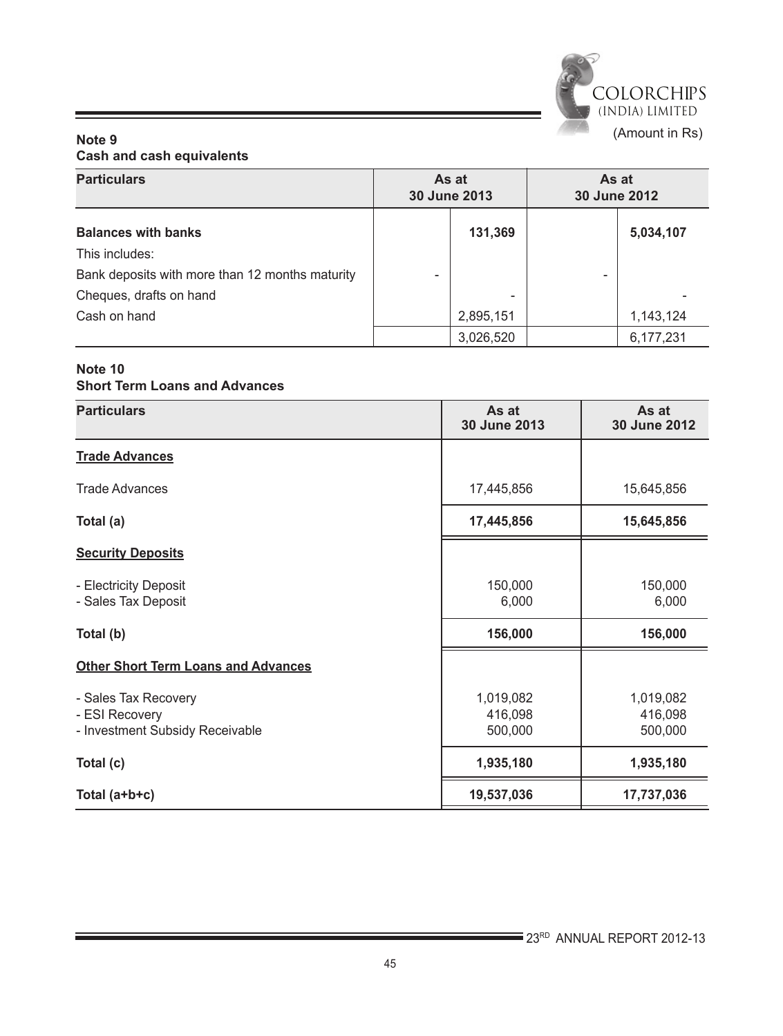(Amount in Rs)

**Note 9**
**Cash and cash equivalents**

| Particulars | As at 30 June 2013 | | As at 30 June 2012 | |
|---|---|---|---|---|
| **Balances with banks** | | **131,369** | | **5,034,107** |
| This includes: | | | | |
| Bank deposits with more than 12 months maturity | - | | - | |
| Cheques, drafts on hand | | - | | - |
| Cash on hand | | 2,895,151 | | 1,143,124 |
| | | 3,026,520 | | 6,177,231 |

**Note 10**
**Short Term Loans and Advances**

| Particulars | As at 30 June 2013 | As at 30 June 2012 |
|---|---|---|
| **Trade Advances** | | |
| Trade Advances | 17,445,856 | 15,645,856 |
| **Total (a)** | **17,445,856** | **15,645,856** |
| **Security Deposits** | | |
| - Electricity Deposit | 150,000 | 150,000 |
| - Sales Tax Deposit | 6,000 | 6,000 |
| **Total (b)** | **156,000** | **156,000** |
| **Other Short Term Loans and Advances** | | |
| - Sales Tax Recovery | 1,019,082 | 1,019,082 |
| - ESI Recovery | 416,098 | 416,098 |
| - Investment Subsidy Receivable | 500,000 | 500,000 |
| **Total (c)** | **1,935,180** | **1,935,180** |
| **Total (a+b+c)** | **19,537,036** | **17,737,036** |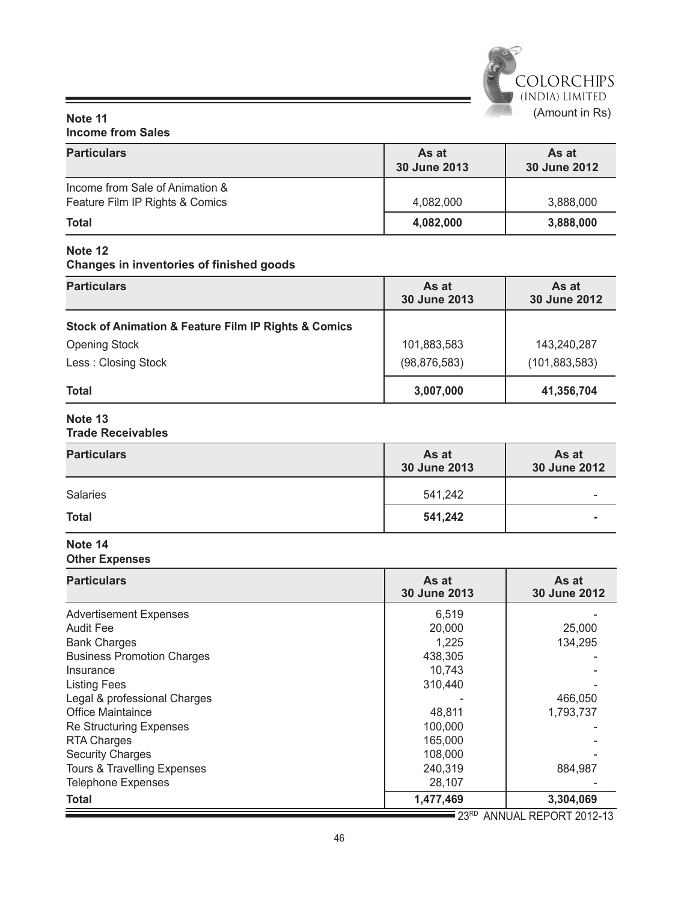(Amount in Rs)

**Note 11**
**Income from Sales**

| Particulars | As at 30 June 2013 | As at 30 June 2012 |
|---|---|---|
| Income from Sale of Animation & Feature Film IP Rights & Comics | 4,082,000 | 3,888,000 |
| **Total** | **4,082,000** | **3,888,000** |

**Note 12**
**Changes in inventories of finished goods**

| Particulars | As at 30 June 2013 | As at 30 June 2012 |
|---|---|---|
| **Stock of Animation & Feature Film IP Rights & Comics** | | |
| Opening Stock | 101,883,583 | 143,240,287 |
| Less : Closing Stock | (98,876,583) | (101,883,583) |
| **Total** | **3,007,000** | **41,356,704** |

**Note 13**
**Trade Receivables**

| Particulars | As at 30 June 2013 | As at 30 June 2012 |
|---|---|---|
| Salaries | 541,242 | - |
| **Total** | **541,242** | **-** |

**Note 14**
**Other Expenses**

| Particulars | As at 30 June 2013 | As at 30 June 2012 |
|---|---|---|
| Advertisement Expenses | 6,519 | - |
| Audit Fee | 20,000 | 25,000 |
| Bank Charges | 1,225 | 134,295 |
| Business Promotion Charges | 438,305 | - |
| Insurance | 10,743 | - |
| Listing Fees | 310,440 | - |
| Legal & professional Charges | - | 466,050 |
| Office Maintaince | 48,811 | 1,793,737 |
| Re Structuring Expenses | 100,000 | - |
| RTA Charges | 165,000 | - |
| Security Charges | 108,000 | - |
| Tours & Travelling Expenses | 240,319 | 884,987 |
| Telephone Expenses | 28,107 | - |
| **Total** | **1,477,469** | **3,304,069** |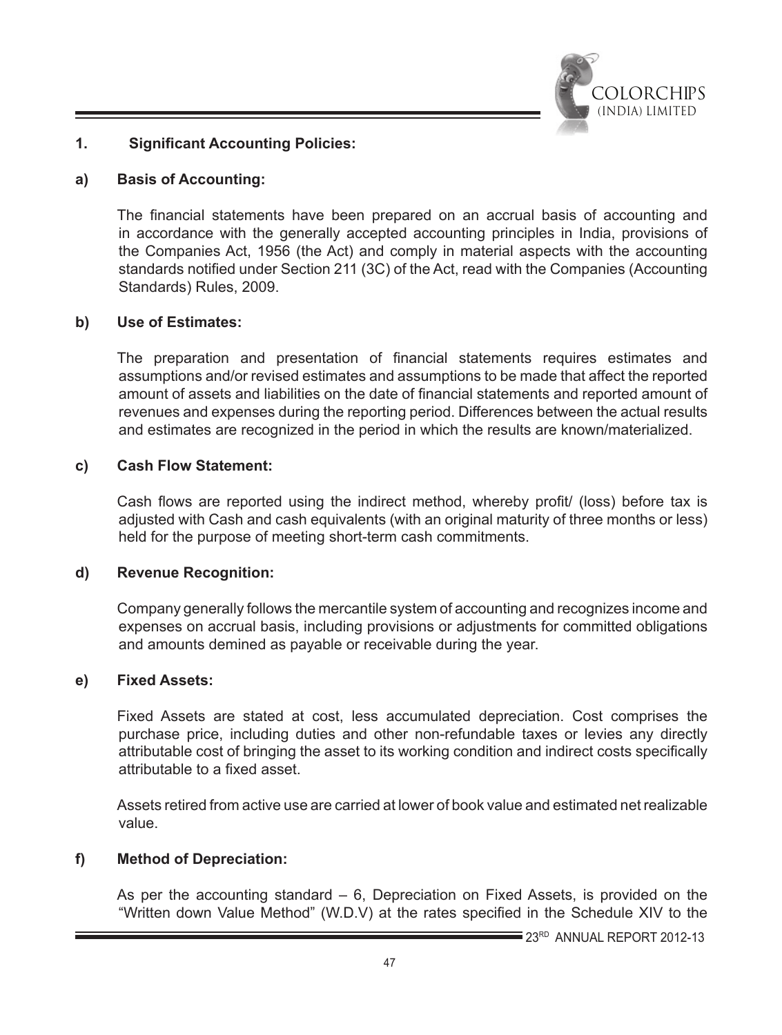## 1. Significant Accounting Policies:

### a) Basis of Accounting:

The financial statements have been prepared on an accrual basis of accounting and in accordance with the generally accepted accounting principles in India, provisions of the Companies Act, 1956 (the Act) and comply in material aspects with the accounting standards notified under Section 211 (3C) of the Act, read with the Companies (Accounting Standards) Rules, 2009.

### b) Use of Estimates:

The preparation and presentation of financial statements requires estimates and assumptions and/or revised estimates and assumptions to be made that affect the reported amount of assets and liabilities on the date of financial statements and reported amount of revenues and expenses during the reporting period. Differences between the actual results and estimates are recognized in the period in which the results are known/materialized.

### c) Cash Flow Statement:

Cash flows are reported using the indirect method, whereby profit/ (loss) before tax is adjusted with Cash and cash equivalents (with an original maturity of three months or less) held for the purpose of meeting short-term cash commitments.

### d) Revenue Recognition:

Company generally follows the mercantile system of accounting and recognizes income and expenses on accrual basis, including provisions or adjustments for committed obligations and amounts demined as payable or receivable during the year.

### e) Fixed Assets:

Fixed Assets are stated at cost, less accumulated depreciation. Cost comprises the purchase price, including duties and other non-refundable taxes or levies any directly attributable cost of bringing the asset to its working condition and indirect costs specifically attributable to a fixed asset.

Assets retired from active use are carried at lower of book value and estimated net realizable value.

### f) Method of Depreciation:

As per the accounting standard – 6, Depreciation on Fixed Assets, is provided on the "Written down Value Method" (W.D.V) at the rates specified in the Schedule XIV to the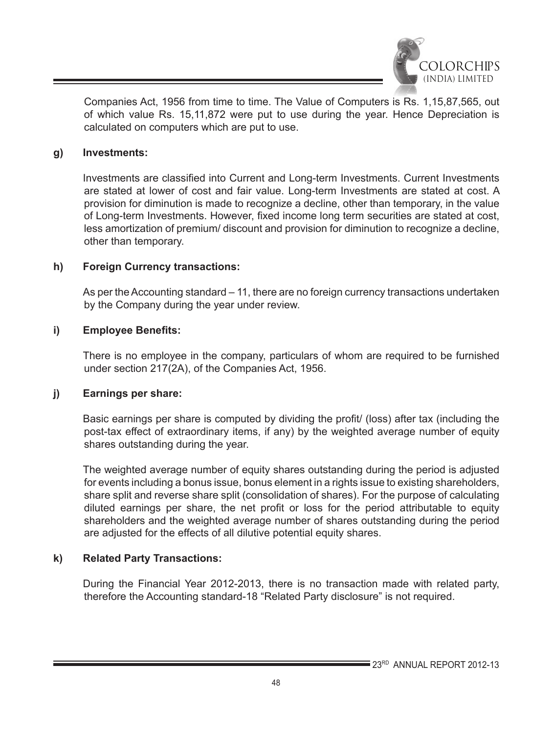Companies Act, 1956 from time to time. The Value of Computers is Rs. 1,15,87,565, out of which value Rs. 15,11,872 were put to use during the year. Hence Depreciation is calculated on computers which are put to use.

**g) Investments:**

Investments are classified into Current and Long-term Investments. Current Investments are stated at lower of cost and fair value. Long-term Investments are stated at cost. A provision for diminution is made to recognize a decline, other than temporary, in the value of Long-term Investments. However, fixed income long term securities are stated at cost, less amortization of premium/ discount and provision for diminution to recognize a decline, other than temporary.

**h) Foreign Currency transactions:**

As per the Accounting standard – 11, there are no foreign currency transactions undertaken by the Company during the year under review.

**i) Employee Benefits:**

There is no employee in the company, particulars of whom are required to be furnished under section 217(2A), of the Companies Act, 1956.

**j) Earnings per share:**

Basic earnings per share is computed by dividing the profit/ (loss) after tax (including the post-tax effect of extraordinary items, if any) by the weighted average number of equity shares outstanding during the year.

The weighted average number of equity shares outstanding during the period is adjusted for events including a bonus issue, bonus element in a rights issue to existing shareholders, share split and reverse share split (consolidation of shares). For the purpose of calculating diluted earnings per share, the net profit or loss for the period attributable to equity shareholders and the weighted average number of shares outstanding during the period are adjusted for the effects of all dilutive potential equity shares.

**k) Related Party Transactions:**

During the Financial Year 2012-2013, there is no transaction made with related party, therefore the Accounting standard-18 "Related Party disclosure" is not required.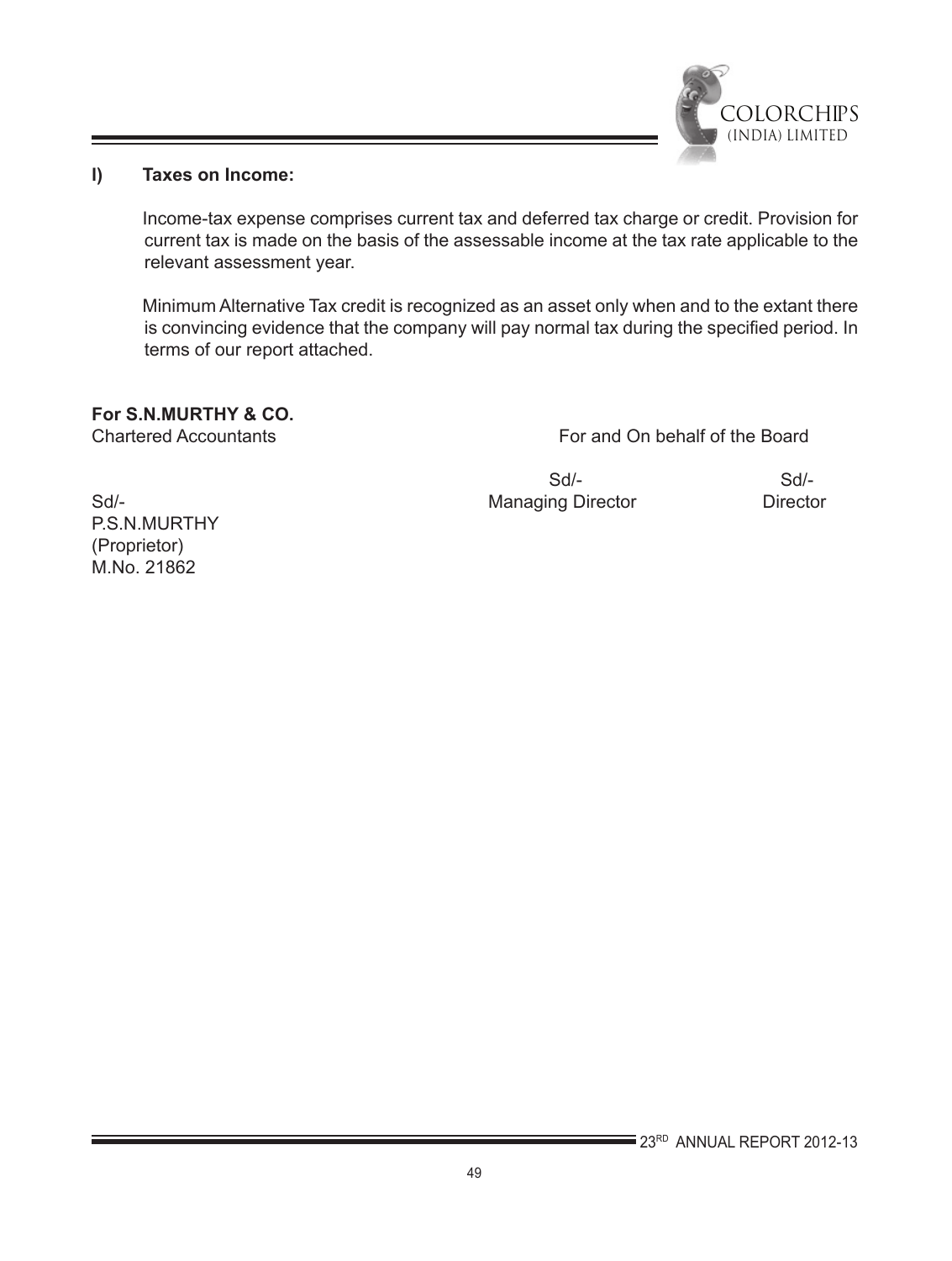**l) Taxes on Income:**

Income-tax expense comprises current tax and deferred tax charge or credit. Provision for current tax is made on the basis of the assessable income at the tax rate applicable to the relevant assessment year.

Minimum Alternative Tax credit is recognized as an asset only when and to the extant there is convincing evidence that the company will pay normal tax during the specified period. In terms of our report attached.

**For S.N.MURTHY & CO.**
Chartered Accountants

Sd/-
P.S.N.MURTHY
(Proprietor)
M.No. 21862

For and On behalf of the Board

Sd/-
Managing Director

Sd/-
Director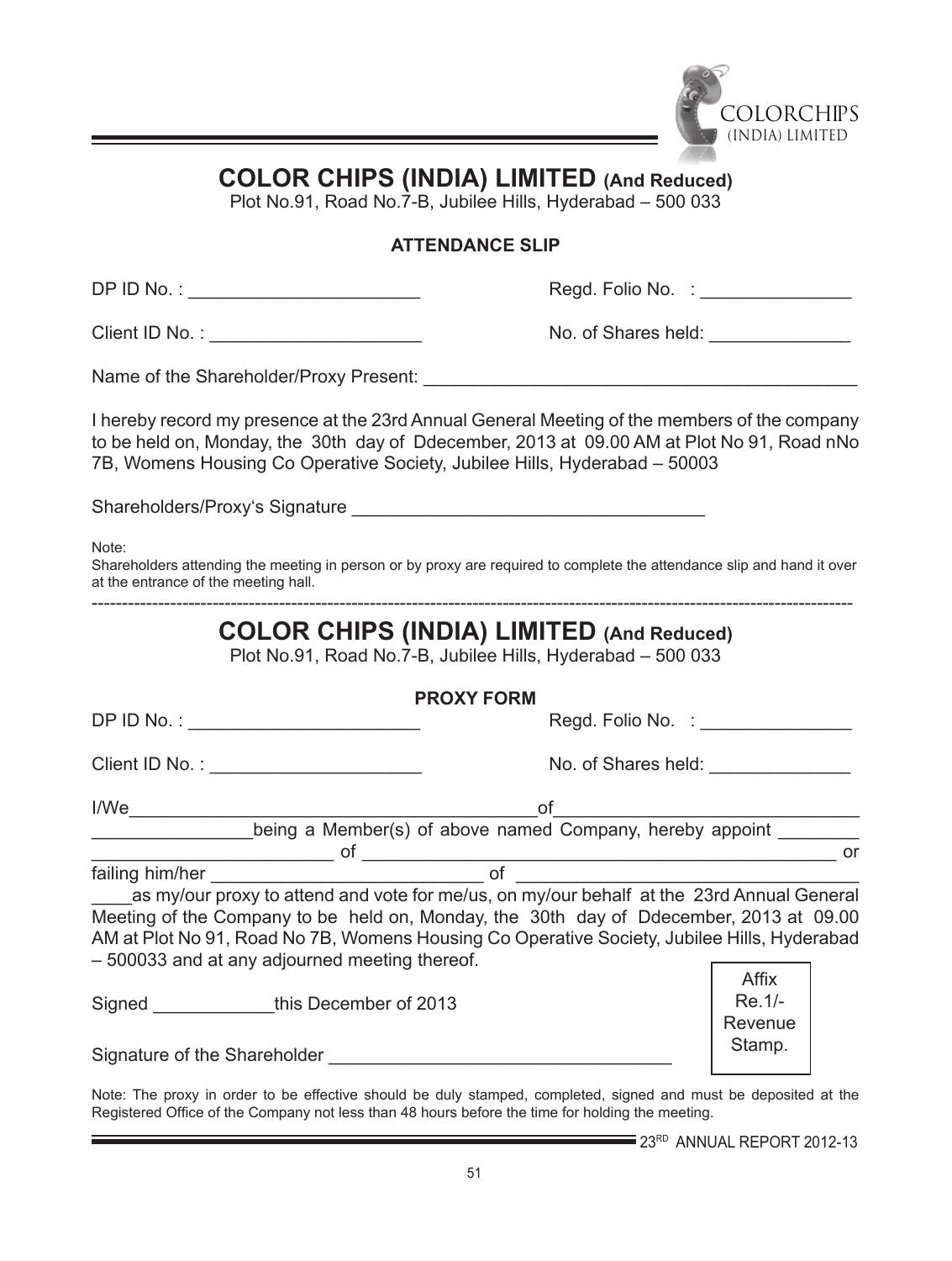# COLOR CHIPS (INDIA) LIMITED (And Reduced)

Plot No.91, Road No.7-B, Jubilee Hills, Hyderabad – 500 033

### ATTENDANCE SLIP

DP ID No. : ______________________ Regd. Folio No. : _______________

Client ID No. : _____________________ No. of Shares held: ______________

Name of the Shareholder/Proxy Present: ____________________________________________

I hereby record my presence at the 23rd Annual General Meeting of the members of the company to be held on, Monday, the 30th day of Ddecember, 2013 at 09.00 AM at Plot No 91, Road nNo 7B, Womens Housing Co Operative Society, Jubilee Hills, Hyderabad – 50003

Shareholders/Proxy's Signature ___________________________________

Note:
Shareholders attending the meeting in person or by proxy are required to complete the attendance slip and hand it over at the entrance of the meeting hall.

---

# COLOR CHIPS (INDIA) LIMITED (And Reduced)

Plot No.91, Road No.7-B, Jubilee Hills, Hyderabad – 500 033

### PROXY FORM

DP ID No. : _______________________ Regd. Folio No. : _______________

Client ID No. : _____________________ No. of Shares held: ______________

I/We_______________________________________of______________________________
________________being a Member(s) of above named Company, hereby appoint ________
_________________________ of _________________________________________________ or
failing him/her ____________________________ of ___________________________________
____as my/our proxy to attend and vote for me/us, on my/our behalf at the 23rd Annual General Meeting of the Company to be held on, Monday, the 30th day of Ddecember, 2013 at 09.00 AM at Plot No 91, Road No 7B, Womens Housing Co Operative Society, Jubilee Hills, Hyderabad – 500033 and at any adjourned meeting thereof.

Signed ____________this December of 2013

Affix Re.1/- Revenue Stamp.

Signature of the Shareholder __________________________________

Note: The proxy in order to be effective should be duly stamped, completed, signed and must be deposited at the Registered Office of the Company not less than 48 hours before the time for holding the meeting.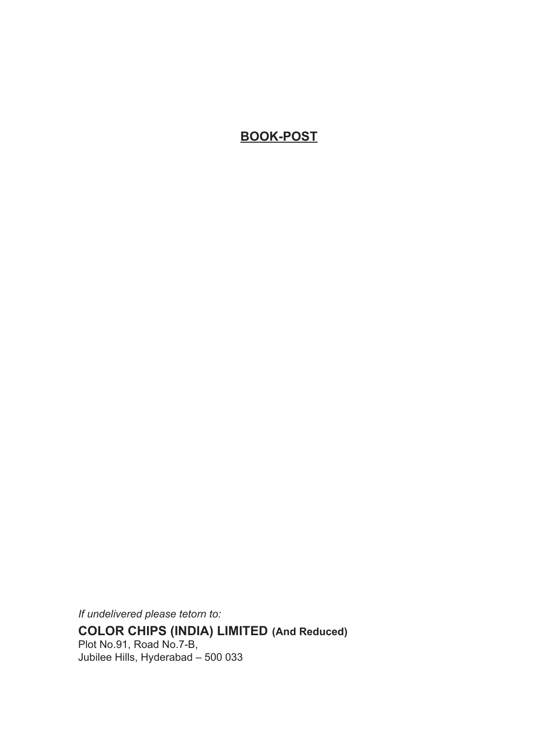**<u>BOOK-POST</u>**

*If undelivered please tetorn to:*

**COLOR CHIPS (INDIA) LIMITED (And Reduced)**
Plot No.91, Road No.7-B,
Jubilee Hills, Hyderabad – 500 033